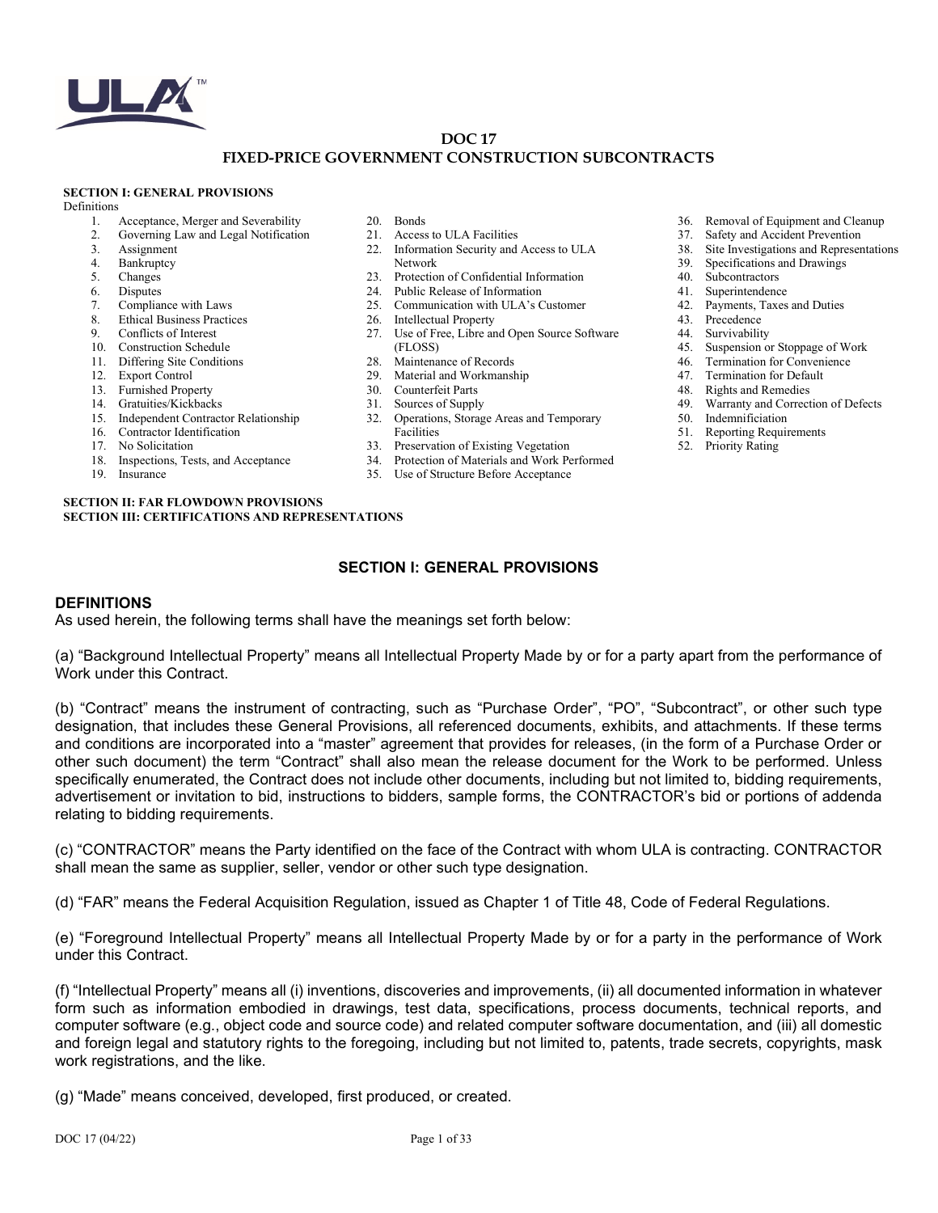# DOC 17
# FIXED-PRICE GOVERNMENT CONSTRUCTION SUBCONTRACTS

**SECTION I: GENERAL PROVISIONS**

Definitions

1. Acceptance, Merger and Severability
2. Governing Law and Legal Notification
3. Assignment
4. Bankruptcy
5. Changes
6. Disputes
7. Compliance with Laws
8. Ethical Business Practices
9. Conflicts of Interest
10. Construction Schedule
11. Differing Site Conditions
12. Export Control
13. Furnished Property
14. Gratuities/Kickbacks
15. Independent Contractor Relationship
16. Contractor Identification
17. No Solicitation
18. Inspections, Tests, and Acceptance
19. Insurance
20. Bonds
21. Access to ULA Facilities
22. Information Security and Access to ULA Network
23. Protection of Confidential Information
24. Public Release of Information
25. Communication with ULA's Customer
26. Intellectual Property
27. Use of Free, Libre and Open Source Software (FLOSS)
28. Maintenance of Records
29. Material and Workmanship
30. Counterfeit Parts
31. Sources of Supply
32. Operations, Storage Areas and Temporary Facilities
33. Preservation of Existing Vegetation
34. Protection of Materials and Work Performed
35. Use of Structure Before Acceptance
36. Removal of Equipment and Cleanup
37. Safety and Accident Prevention
38. Site Investigations and Representations
39. Specifications and Drawings
40. Subcontractors
41. Superintendence
42. Payments, Taxes and Duties
43. Precedence
44. Survivability
45. Suspension or Stoppage of Work
46. Termination for Convenience
47. Termination for Default
48. Rights and Remedies
49. Warranty and Correction of Defects
50. Indemnificiation
51. Reporting Requirements
52. Priority Rating

**SECTION II: FAR FLOWDOWN PROVISIONS**
**SECTION III: CERTIFICATIONS AND REPRESENTATIONS**

## SECTION I: GENERAL PROVISIONS

### DEFINITIONS

As used herein, the following terms shall have the meanings set forth below:

(a) "Background Intellectual Property" means all Intellectual Property Made by or for a party apart from the performance of Work under this Contract.

(b) "Contract" means the instrument of contracting, such as "Purchase Order", "PO", "Subcontract", or other such type designation, that includes these General Provisions, all referenced documents, exhibits, and attachments. If these terms and conditions are incorporated into a "master" agreement that provides for releases, (in the form of a Purchase Order or other such document) the term "Contract" shall also mean the release document for the Work to be performed. Unless specifically enumerated, the Contract does not include other documents, including but not limited to, bidding requirements, advertisement or invitation to bid, instructions to bidders, sample forms, the CONTRACTOR's bid or portions of addenda relating to bidding requirements.

(c) "CONTRACTOR" means the Party identified on the face of the Contract with whom ULA is contracting. CONTRACTOR shall mean the same as supplier, seller, vendor or other such type designation.

(d) "FAR" means the Federal Acquisition Regulation, issued as Chapter 1 of Title 48, Code of Federal Regulations.

(e) "Foreground Intellectual Property" means all Intellectual Property Made by or for a party in the performance of Work under this Contract.

(f) "Intellectual Property" means all (i) inventions, discoveries and improvements, (ii) all documented information in whatever form such as information embodied in drawings, test data, specifications, process documents, technical reports, and computer software (e.g., object code and source code) and related computer software documentation, and (iii) all domestic and foreign legal and statutory rights to the foregoing, including but not limited to, patents, trade secrets, copyrights, mask work registrations, and the like.

(g) "Made" means conceived, developed, first produced, or created.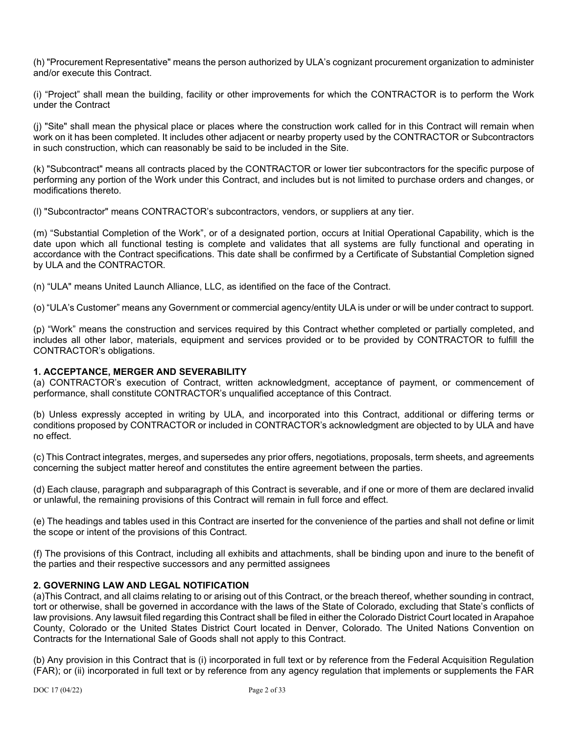(h) "Procurement Representative" means the person authorized by ULA's cognizant procurement organization to administer and/or execute this Contract.

(i) "Project" shall mean the building, facility or other improvements for which the CONTRACTOR is to perform the Work under the Contract

(j) "Site" shall mean the physical place or places where the construction work called for in this Contract will remain when work on it has been completed. It includes other adjacent or nearby property used by the CONTRACTOR or Subcontractors in such construction, which can reasonably be said to be included in the Site.

(k) "Subcontract" means all contracts placed by the CONTRACTOR or lower tier subcontractors for the specific purpose of performing any portion of the Work under this Contract, and includes but is not limited to purchase orders and changes, or modifications thereto.

(l) "Subcontractor" means CONTRACTOR's subcontractors, vendors, or suppliers at any tier.

(m) "Substantial Completion of the Work", or of a designated portion, occurs at Initial Operational Capability, which is the date upon which all functional testing is complete and validates that all systems are fully functional and operating in accordance with the Contract specifications. This date shall be confirmed by a Certificate of Substantial Completion signed by ULA and the CONTRACTOR.

(n) "ULA" means United Launch Alliance, LLC, as identified on the face of the Contract.

(o) "ULA's Customer" means any Government or commercial agency/entity ULA is under or will be under contract to support.

(p) "Work" means the construction and services required by this Contract whether completed or partially completed, and includes all other labor, materials, equipment and services provided or to be provided by CONTRACTOR to fulfill the CONTRACTOR's obligations.

## 1. ACCEPTANCE, MERGER AND SEVERABILITY

(a) CONTRACTOR's execution of Contract, written acknowledgment, acceptance of payment, or commencement of performance, shall constitute CONTRACTOR's unqualified acceptance of this Contract.

(b) Unless expressly accepted in writing by ULA, and incorporated into this Contract, additional or differing terms or conditions proposed by CONTRACTOR or included in CONTRACTOR's acknowledgment are objected to by ULA and have no effect.

(c) This Contract integrates, merges, and supersedes any prior offers, negotiations, proposals, term sheets, and agreements concerning the subject matter hereof and constitutes the entire agreement between the parties.

(d) Each clause, paragraph and subparagraph of this Contract is severable, and if one or more of them are declared invalid or unlawful, the remaining provisions of this Contract will remain in full force and effect.

(e) The headings and tables used in this Contract are inserted for the convenience of the parties and shall not define or limit the scope or intent of the provisions of this Contract.

(f) The provisions of this Contract, including all exhibits and attachments, shall be binding upon and inure to the benefit of the parties and their respective successors and any permitted assignees

## 2. GOVERNING LAW AND LEGAL NOTIFICATION

(a)This Contract, and all claims relating to or arising out of this Contract, or the breach thereof, whether sounding in contract, tort or otherwise, shall be governed in accordance with the laws of the State of Colorado, excluding that State's conflicts of law provisions. Any lawsuit filed regarding this Contract shall be filed in either the Colorado District Court located in Arapahoe County, Colorado or the United States District Court located in Denver, Colorado. The United Nations Convention on Contracts for the International Sale of Goods shall not apply to this Contract.

(b) Any provision in this Contract that is (i) incorporated in full text or by reference from the Federal Acquisition Regulation (FAR); or (ii) incorporated in full text or by reference from any agency regulation that implements or supplements the FAR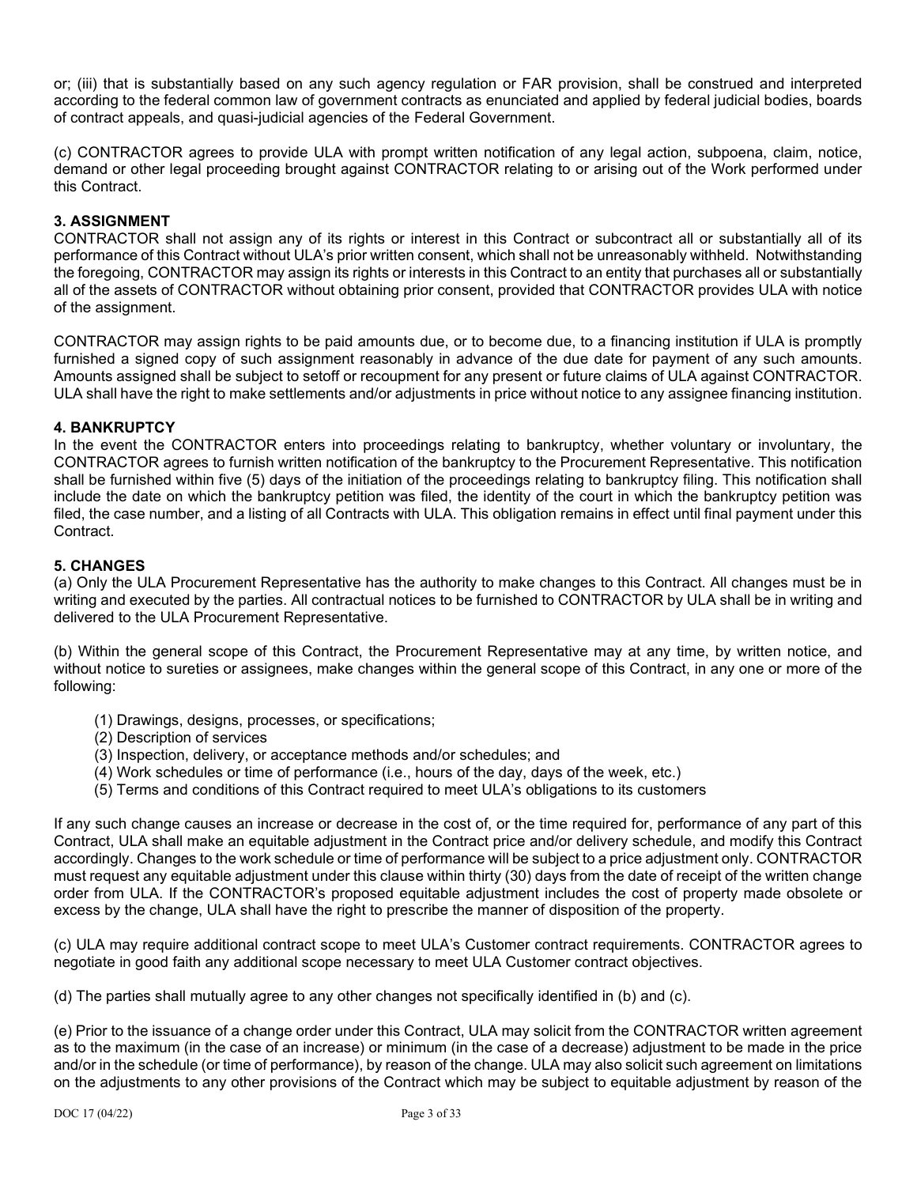or; (iii) that is substantially based on any such agency regulation or FAR provision, shall be construed and interpreted according to the federal common law of government contracts as enunciated and applied by federal judicial bodies, boards of contract appeals, and quasi-judicial agencies of the Federal Government.

(c) CONTRACTOR agrees to provide ULA with prompt written notification of any legal action, subpoena, claim, notice, demand or other legal proceeding brought against CONTRACTOR relating to or arising out of the Work performed under this Contract.

### 3. ASSIGNMENT

CONTRACTOR shall not assign any of its rights or interest in this Contract or subcontract all or substantially all of its performance of this Contract without ULA's prior written consent, which shall not be unreasonably withheld. Notwithstanding the foregoing, CONTRACTOR may assign its rights or interests in this Contract to an entity that purchases all or substantially all of the assets of CONTRACTOR without obtaining prior consent, provided that CONTRACTOR provides ULA with notice of the assignment.

CONTRACTOR may assign rights to be paid amounts due, or to become due, to a financing institution if ULA is promptly furnished a signed copy of such assignment reasonably in advance of the due date for payment of any such amounts. Amounts assigned shall be subject to setoff or recoupment for any present or future claims of ULA against CONTRACTOR. ULA shall have the right to make settlements and/or adjustments in price without notice to any assignee financing institution.

### 4. BANKRUPTCY

In the event the CONTRACTOR enters into proceedings relating to bankruptcy, whether voluntary or involuntary, the CONTRACTOR agrees to furnish written notification of the bankruptcy to the Procurement Representative. This notification shall be furnished within five (5) days of the initiation of the proceedings relating to bankruptcy filing. This notification shall include the date on which the bankruptcy petition was filed, the identity of the court in which the bankruptcy petition was filed, the case number, and a listing of all Contracts with ULA. This obligation remains in effect until final payment under this Contract.

### 5. CHANGES

(a) Only the ULA Procurement Representative has the authority to make changes to this Contract. All changes must be in writing and executed by the parties. All contractual notices to be furnished to CONTRACTOR by ULA shall be in writing and delivered to the ULA Procurement Representative.

(b) Within the general scope of this Contract, the Procurement Representative may at any time, by written notice, and without notice to sureties or assignees, make changes within the general scope of this Contract, in any one or more of the following:

- (1) Drawings, designs, processes, or specifications;
- (2) Description of services
- (3) Inspection, delivery, or acceptance methods and/or schedules; and
- (4) Work schedules or time of performance (i.e., hours of the day, days of the week, etc.)
- (5) Terms and conditions of this Contract required to meet ULA's obligations to its customers

If any such change causes an increase or decrease in the cost of, or the time required for, performance of any part of this Contract, ULA shall make an equitable adjustment in the Contract price and/or delivery schedule, and modify this Contract accordingly. Changes to the work schedule or time of performance will be subject to a price adjustment only. CONTRACTOR must request any equitable adjustment under this clause within thirty (30) days from the date of receipt of the written change order from ULA. If the CONTRACTOR's proposed equitable adjustment includes the cost of property made obsolete or excess by the change, ULA shall have the right to prescribe the manner of disposition of the property.

(c) ULA may require additional contract scope to meet ULA's Customer contract requirements. CONTRACTOR agrees to negotiate in good faith any additional scope necessary to meet ULA Customer contract objectives.

(d) The parties shall mutually agree to any other changes not specifically identified in (b) and (c).

(e) Prior to the issuance of a change order under this Contract, ULA may solicit from the CONTRACTOR written agreement as to the maximum (in the case of an increase) or minimum (in the case of a decrease) adjustment to be made in the price and/or in the schedule (or time of performance), by reason of the change. ULA may also solicit such agreement on limitations on the adjustments to any other provisions of the Contract which may be subject to equitable adjustment by reason of the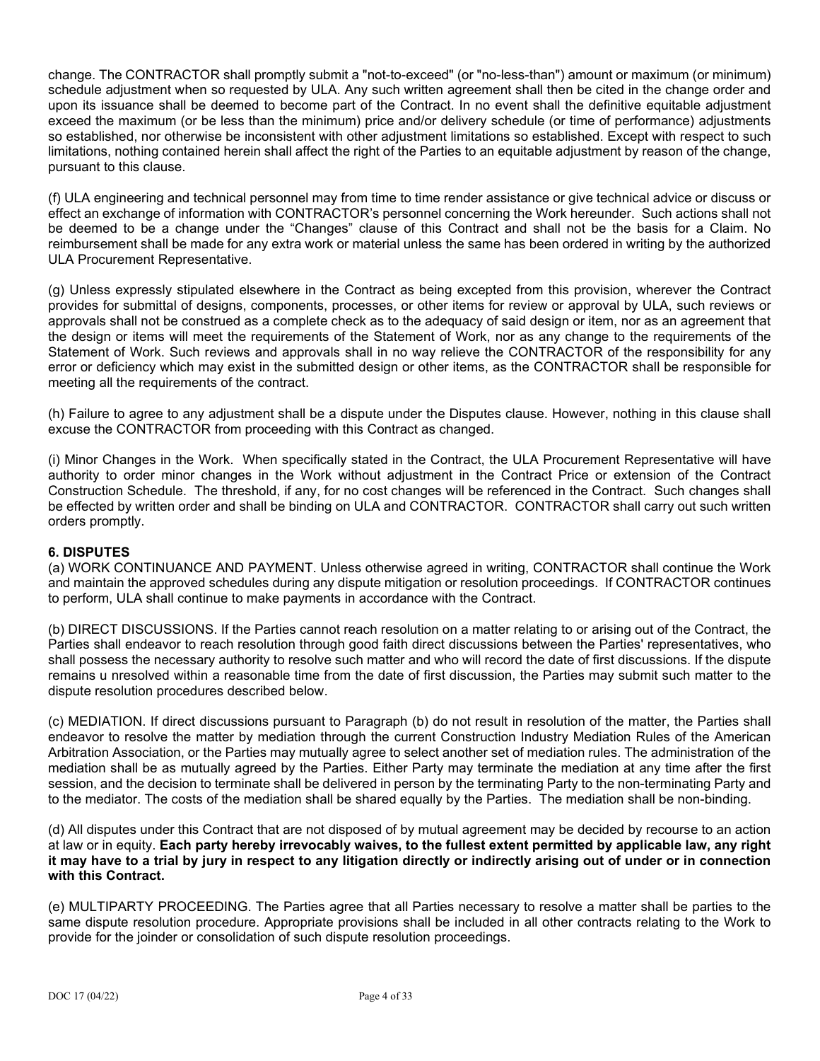change. The CONTRACTOR shall promptly submit a "not-to-exceed" (or "no-less-than") amount or maximum (or minimum) schedule adjustment when so requested by ULA. Any such written agreement shall then be cited in the change order and upon its issuance shall be deemed to become part of the Contract. In no event shall the definitive equitable adjustment exceed the maximum (or be less than the minimum) price and/or delivery schedule (or time of performance) adjustments so established, nor otherwise be inconsistent with other adjustment limitations so established. Except with respect to such limitations, nothing contained herein shall affect the right of the Parties to an equitable adjustment by reason of the change, pursuant to this clause.

(f) ULA engineering and technical personnel may from time to time render assistance or give technical advice or discuss or effect an exchange of information with CONTRACTOR's personnel concerning the Work hereunder. Such actions shall not be deemed to be a change under the "Changes" clause of this Contract and shall not be the basis for a Claim. No reimbursement shall be made for any extra work or material unless the same has been ordered in writing by the authorized ULA Procurement Representative.

(g) Unless expressly stipulated elsewhere in the Contract as being excepted from this provision, wherever the Contract provides for submittal of designs, components, processes, or other items for review or approval by ULA, such reviews or approvals shall not be construed as a complete check as to the adequacy of said design or item, nor as an agreement that the design or items will meet the requirements of the Statement of Work, nor as any change to the requirements of the Statement of Work. Such reviews and approvals shall in no way relieve the CONTRACTOR of the responsibility for any error or deficiency which may exist in the submitted design or other items, as the CONTRACTOR shall be responsible for meeting all the requirements of the contract.

(h) Failure to agree to any adjustment shall be a dispute under the Disputes clause. However, nothing in this clause shall excuse the CONTRACTOR from proceeding with this Contract as changed.

(i) Minor Changes in the Work. When specifically stated in the Contract, the ULA Procurement Representative will have authority to order minor changes in the Work without adjustment in the Contract Price or extension of the Contract Construction Schedule. The threshold, if any, for no cost changes will be referenced in the Contract. Such changes shall be effected by written order and shall be binding on ULA and CONTRACTOR. CONTRACTOR shall carry out such written orders promptly.

### 6. DISPUTES

(a) WORK CONTINUANCE AND PAYMENT. Unless otherwise agreed in writing, CONTRACTOR shall continue the Work and maintain the approved schedules during any dispute mitigation or resolution proceedings. If CONTRACTOR continues to perform, ULA shall continue to make payments in accordance with the Contract.

(b) DIRECT DISCUSSIONS. If the Parties cannot reach resolution on a matter relating to or arising out of the Contract, the Parties shall endeavor to reach resolution through good faith direct discussions between the Parties' representatives, who shall possess the necessary authority to resolve such matter and who will record the date of first discussions. If the dispute remains u nresolved within a reasonable time from the date of first discussion, the Parties may submit such matter to the dispute resolution procedures described below.

(c) MEDIATION. If direct discussions pursuant to Paragraph (b) do not result in resolution of the matter, the Parties shall endeavor to resolve the matter by mediation through the current Construction Industry Mediation Rules of the American Arbitration Association, or the Parties may mutually agree to select another set of mediation rules. The administration of the mediation shall be as mutually agreed by the Parties. Either Party may terminate the mediation at any time after the first session, and the decision to terminate shall be delivered in person by the terminating Party to the non-terminating Party and to the mediator. The costs of the mediation shall be shared equally by the Parties. The mediation shall be non-binding.

(d) All disputes under this Contract that are not disposed of by mutual agreement may be decided by recourse to an action at law or in equity. **Each party hereby irrevocably waives, to the fullest extent permitted by applicable law, any right it may have to a trial by jury in respect to any litigation directly or indirectly arising out of under or in connection with this Contract.**

(e) MULTIPARTY PROCEEDING. The Parties agree that all Parties necessary to resolve a matter shall be parties to the same dispute resolution procedure. Appropriate provisions shall be included in all other contracts relating to the Work to provide for the joinder or consolidation of such dispute resolution proceedings.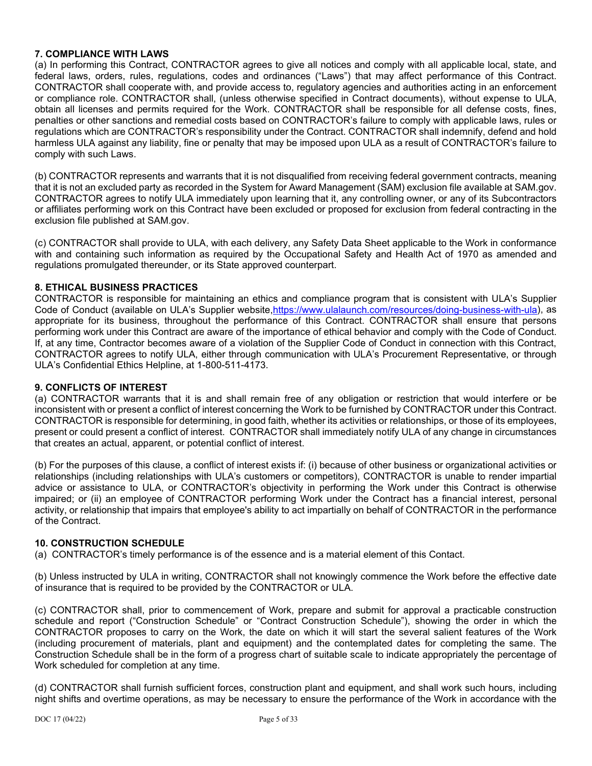### 7. COMPLIANCE WITH LAWS

(a) In performing this Contract, CONTRACTOR agrees to give all notices and comply with all applicable local, state, and federal laws, orders, rules, regulations, codes and ordinances ("Laws") that may affect performance of this Contract. CONTRACTOR shall cooperate with, and provide access to, regulatory agencies and authorities acting in an enforcement or compliance role. CONTRACTOR shall, (unless otherwise specified in Contract documents), without expense to ULA, obtain all licenses and permits required for the Work. CONTRACTOR shall be responsible for all defense costs, fines, penalties or other sanctions and remedial costs based on CONTRACTOR's failure to comply with applicable laws, rules or regulations which are CONTRACTOR's responsibility under the Contract. CONTRACTOR shall indemnify, defend and hold harmless ULA against any liability, fine or penalty that may be imposed upon ULA as a result of CONTRACTOR's failure to comply with such Laws.

(b) CONTRACTOR represents and warrants that it is not disqualified from receiving federal government contracts, meaning that it is not an excluded party as recorded in the System for Award Management (SAM) exclusion file available at SAM.gov. CONTRACTOR agrees to notify ULA immediately upon learning that it, any controlling owner, or any of its Subcontractors or affiliates performing work on this Contract have been excluded or proposed for exclusion from federal contracting in the exclusion file published at SAM.gov.

(c) CONTRACTOR shall provide to ULA, with each delivery, any Safety Data Sheet applicable to the Work in conformance with and containing such information as required by the Occupational Safety and Health Act of 1970 as amended and regulations promulgated thereunder, or its State approved counterpart.

### 8. ETHICAL BUSINESS PRACTICES

CONTRACTOR is responsible for maintaining an ethics and compliance program that is consistent with ULA's Supplier Code of Conduct (available on ULA's Supplier website,https://www.ulalaunch.com/resources/doing-business-with-ula), as appropriate for its business, throughout the performance of this Contract. CONTRACTOR shall ensure that persons performing work under this Contract are aware of the importance of ethical behavior and comply with the Code of Conduct. If, at any time, Contractor becomes aware of a violation of the Supplier Code of Conduct in connection with this Contract, CONTRACTOR agrees to notify ULA, either through communication with ULA's Procurement Representative, or through ULA's Confidential Ethics Helpline, at 1-800-511-4173.

### 9. CONFLICTS OF INTEREST

(a) CONTRACTOR warrants that it is and shall remain free of any obligation or restriction that would interfere or be inconsistent with or present a conflict of interest concerning the Work to be furnished by CONTRACTOR under this Contract. CONTRACTOR is responsible for determining, in good faith, whether its activities or relationships, or those of its employees, present or could present a conflict of interest. CONTRACTOR shall immediately notify ULA of any change in circumstances that creates an actual, apparent, or potential conflict of interest.

(b) For the purposes of this clause, a conflict of interest exists if: (i) because of other business or organizational activities or relationships (including relationships with ULA's customers or competitors), CONTRACTOR is unable to render impartial advice or assistance to ULA, or CONTRACTOR's objectivity in performing the Work under this Contract is otherwise impaired; or (ii) an employee of CONTRACTOR performing Work under the Contract has a financial interest, personal activity, or relationship that impairs that employee's ability to act impartially on behalf of CONTRACTOR in the performance of the Contract.

### 10. CONSTRUCTION SCHEDULE

(a) CONTRACTOR's timely performance is of the essence and is a material element of this Contact.

(b) Unless instructed by ULA in writing, CONTRACTOR shall not knowingly commence the Work before the effective date of insurance that is required to be provided by the CONTRACTOR or ULA.

(c) CONTRACTOR shall, prior to commencement of Work, prepare and submit for approval a practicable construction schedule and report ("Construction Schedule" or "Contract Construction Schedule"), showing the order in which the CONTRACTOR proposes to carry on the Work, the date on which it will start the several salient features of the Work (including procurement of materials, plant and equipment) and the contemplated dates for completing the same. The Construction Schedule shall be in the form of a progress chart of suitable scale to indicate appropriately the percentage of Work scheduled for completion at any time.

(d) CONTRACTOR shall furnish sufficient forces, construction plant and equipment, and shall work such hours, including night shifts and overtime operations, as may be necessary to ensure the performance of the Work in accordance with the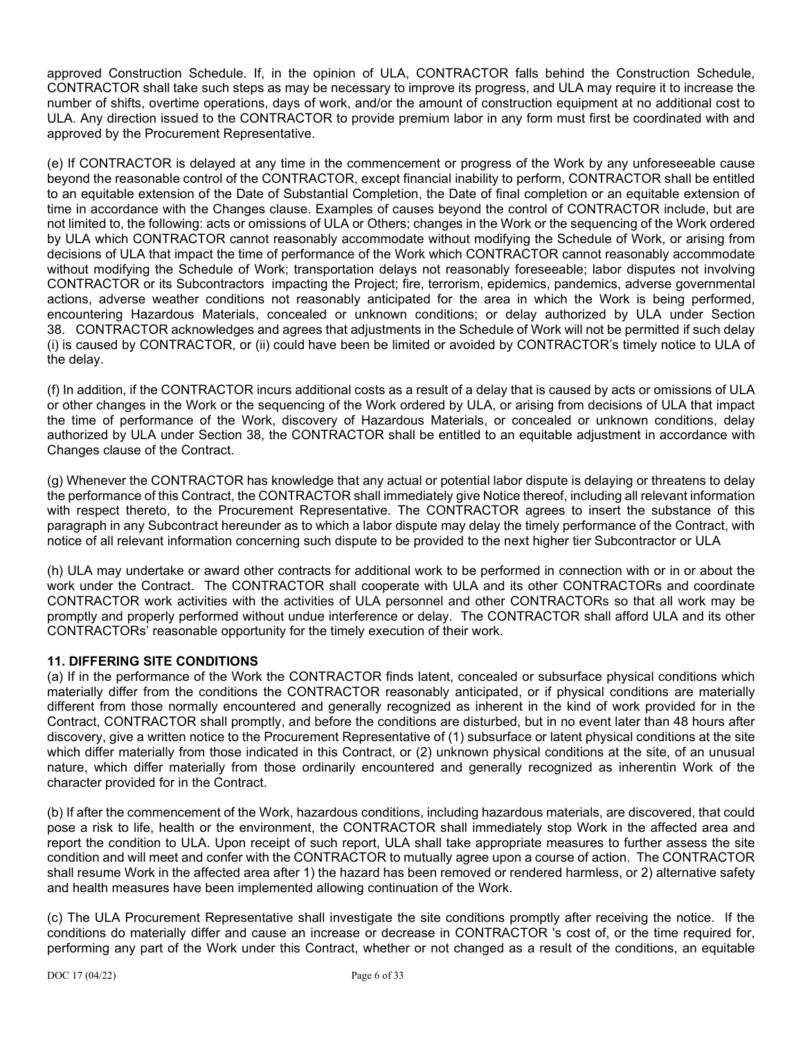approved Construction Schedule. If, in the opinion of ULA, CONTRACTOR falls behind the Construction Schedule, CONTRACTOR shall take such steps as may be necessary to improve its progress, and ULA may require it to increase the number of shifts, overtime operations, days of work, and/or the amount of construction equipment at no additional cost to ULA. Any direction issued to the CONTRACTOR to provide premium labor in any form must first be coordinated with and approved by the Procurement Representative.

(e) If CONTRACTOR is delayed at any time in the commencement or progress of the Work by any unforeseeable cause beyond the reasonable control of the CONTRACTOR, except financial inability to perform, CONTRACTOR shall be entitled to an equitable extension of the Date of Substantial Completion, the Date of final completion or an equitable extension of time in accordance with the Changes clause. Examples of causes beyond the control of CONTRACTOR include, but are not limited to, the following: acts or omissions of ULA or Others; changes in the Work or the sequencing of the Work ordered by ULA which CONTRACTOR cannot reasonably accommodate without modifying the Schedule of Work, or arising from decisions of ULA that impact the time of performance of the Work which CONTRACTOR cannot reasonably accommodate without modifying the Schedule of Work; transportation delays not reasonably foreseeable; labor disputes not involving CONTRACTOR or its Subcontractors impacting the Project; fire, terrorism, epidemics, pandemics, adverse governmental actions, adverse weather conditions not reasonably anticipated for the area in which the Work is being performed, encountering Hazardous Materials, concealed or unknown conditions; or delay authorized by ULA under Section 38. CONTRACTOR acknowledges and agrees that adjustments in the Schedule of Work will not be permitted if such delay (i) is caused by CONTRACTOR, or (ii) could have been be limited or avoided by CONTRACTOR's timely notice to ULA of the delay.

(f) In addition, if the CONTRACTOR incurs additional costs as a result of a delay that is caused by acts or omissions of ULA or other changes in the Work or the sequencing of the Work ordered by ULA, or arising from decisions of ULA that impact the time of performance of the Work, discovery of Hazardous Materials, or concealed or unknown conditions, delay authorized by ULA under Section 38, the CONTRACTOR shall be entitled to an equitable adjustment in accordance with Changes clause of the Contract.

(g) Whenever the CONTRACTOR has knowledge that any actual or potential labor dispute is delaying or threatens to delay the performance of this Contract, the CONTRACTOR shall immediately give Notice thereof, including all relevant information with respect thereto, to the Procurement Representative. The CONTRACTOR agrees to insert the substance of this paragraph in any Subcontract hereunder as to which a labor dispute may delay the timely performance of the Contract, with notice of all relevant information concerning such dispute to be provided to the next higher tier Subcontractor or ULA

(h) ULA may undertake or award other contracts for additional work to be performed in connection with or in or about the work under the Contract. The CONTRACTOR shall cooperate with ULA and its other CONTRACTORs and coordinate CONTRACTOR work activities with the activities of ULA personnel and other CONTRACTORs so that all work may be promptly and properly performed without undue interference or delay. The CONTRACTOR shall afford ULA and its other CONTRACTORs' reasonable opportunity for the timely execution of their work.

**11. DIFFERING SITE CONDITIONS**

(a) If in the performance of the Work the CONTRACTOR finds latent, concealed or subsurface physical conditions which materially differ from the conditions the CONTRACTOR reasonably anticipated, or if physical conditions are materially different from those normally encountered and generally recognized as inherent in the kind of work provided for in the Contract, CONTRACTOR shall promptly, and before the conditions are disturbed, but in no event later than 48 hours after discovery, give a written notice to the Procurement Representative of (1) subsurface or latent physical conditions at the site which differ materially from those indicated in this Contract, or (2) unknown physical conditions at the site, of an unusual nature, which differ materially from those ordinarily encountered and generally recognized as inherentin Work of the character provided for in the Contract.

(b) If after the commencement of the Work, hazardous conditions, including hazardous materials, are discovered, that could pose a risk to life, health or the environment, the CONTRACTOR shall immediately stop Work in the affected area and report the condition to ULA. Upon receipt of such report, ULA shall take appropriate measures to further assess the site condition and will meet and confer with the CONTRACTOR to mutually agree upon a course of action. The CONTRACTOR shall resume Work in the affected area after 1) the hazard has been removed or rendered harmless, or 2) alternative safety and health measures have been implemented allowing continuation of the Work.

(c) The ULA Procurement Representative shall investigate the site conditions promptly after receiving the notice. If the conditions do materially differ and cause an increase or decrease in CONTRACTOR 's cost of, or the time required for, performing any part of the Work under this Contract, whether or not changed as a result of the conditions, an equitable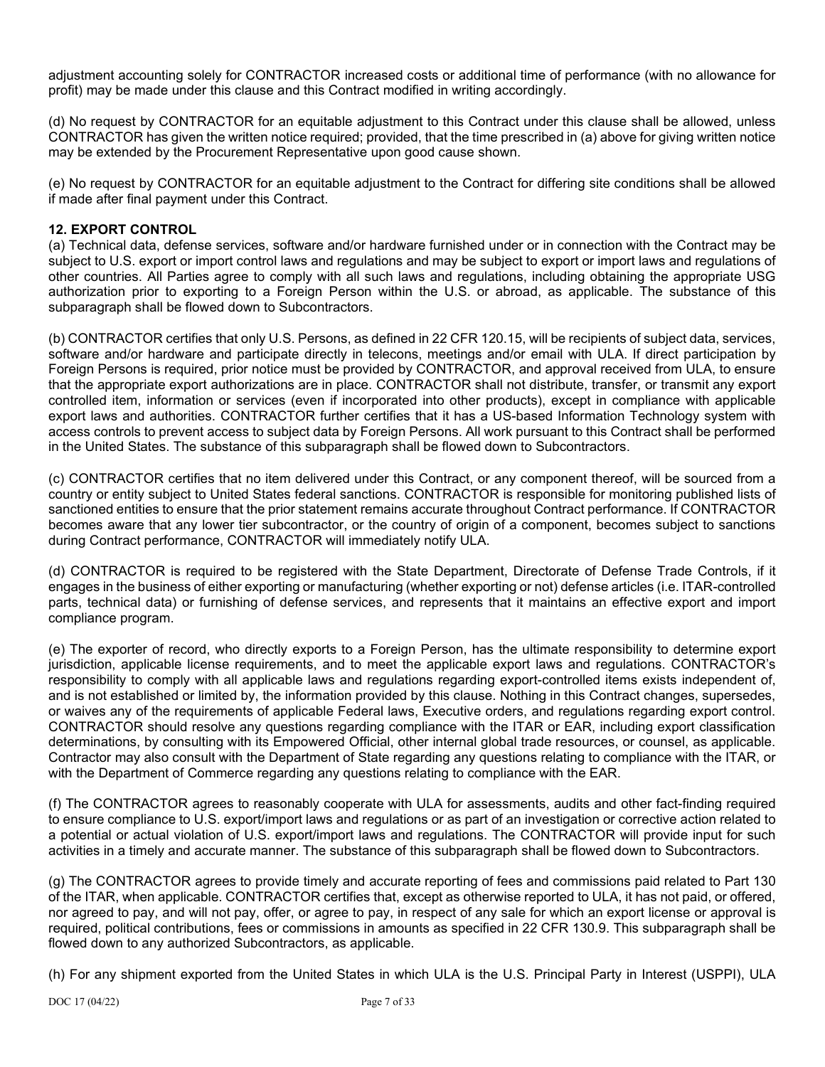adjustment accounting solely for CONTRACTOR increased costs or additional time of performance (with no allowance for profit) may be made under this clause and this Contract modified in writing accordingly.

(d) No request by CONTRACTOR for an equitable adjustment to this Contract under this clause shall be allowed, unless CONTRACTOR has given the written notice required; provided, that the time prescribed in (a) above for giving written notice may be extended by the Procurement Representative upon good cause shown.

(e) No request by CONTRACTOR for an equitable adjustment to the Contract for differing site conditions shall be allowed if made after final payment under this Contract.

**12. EXPORT CONTROL**

(a) Technical data, defense services, software and/or hardware furnished under or in connection with the Contract may be subject to U.S. export or import control laws and regulations and may be subject to export or import laws and regulations of other countries. All Parties agree to comply with all such laws and regulations, including obtaining the appropriate USG authorization prior to exporting to a Foreign Person within the U.S. or abroad, as applicable. The substance of this subparagraph shall be flowed down to Subcontractors.

(b) CONTRACTOR certifies that only U.S. Persons, as defined in 22 CFR 120.15, will be recipients of subject data, services, software and/or hardware and participate directly in telecons, meetings and/or email with ULA. If direct participation by Foreign Persons is required, prior notice must be provided by CONTRACTOR, and approval received from ULA, to ensure that the appropriate export authorizations are in place. CONTRACTOR shall not distribute, transfer, or transmit any export controlled item, information or services (even if incorporated into other products), except in compliance with applicable export laws and authorities. CONTRACTOR further certifies that it has a US-based Information Technology system with access controls to prevent access to subject data by Foreign Persons. All work pursuant to this Contract shall be performed in the United States. The substance of this subparagraph shall be flowed down to Subcontractors.

(c) CONTRACTOR certifies that no item delivered under this Contract, or any component thereof, will be sourced from a country or entity subject to United States federal sanctions. CONTRACTOR is responsible for monitoring published lists of sanctioned entities to ensure that the prior statement remains accurate throughout Contract performance. If CONTRACTOR becomes aware that any lower tier subcontractor, or the country of origin of a component, becomes subject to sanctions during Contract performance, CONTRACTOR will immediately notify ULA.

(d) CONTRACTOR is required to be registered with the State Department, Directorate of Defense Trade Controls, if it engages in the business of either exporting or manufacturing (whether exporting or not) defense articles (i.e. ITAR-controlled parts, technical data) or furnishing of defense services, and represents that it maintains an effective export and import compliance program.

(e) The exporter of record, who directly exports to a Foreign Person, has the ultimate responsibility to determine export jurisdiction, applicable license requirements, and to meet the applicable export laws and regulations. CONTRACTOR's responsibility to comply with all applicable laws and regulations regarding export-controlled items exists independent of, and is not established or limited by, the information provided by this clause. Nothing in this Contract changes, supersedes, or waives any of the requirements of applicable Federal laws, Executive orders, and regulations regarding export control. CONTRACTOR should resolve any questions regarding compliance with the ITAR or EAR, including export classification determinations, by consulting with its Empowered Official, other internal global trade resources, or counsel, as applicable. Contractor may also consult with the Department of State regarding any questions relating to compliance with the ITAR, or with the Department of Commerce regarding any questions relating to compliance with the EAR.

(f) The CONTRACTOR agrees to reasonably cooperate with ULA for assessments, audits and other fact-finding required to ensure compliance to U.S. export/import laws and regulations or as part of an investigation or corrective action related to a potential or actual violation of U.S. export/import laws and regulations. The CONTRACTOR will provide input for such activities in a timely and accurate manner. The substance of this subparagraph shall be flowed down to Subcontractors.

(g) The CONTRACTOR agrees to provide timely and accurate reporting of fees and commissions paid related to Part 130 of the ITAR, when applicable. CONTRACTOR certifies that, except as otherwise reported to ULA, it has not paid, or offered, nor agreed to pay, and will not pay, offer, or agree to pay, in respect of any sale for which an export license or approval is required, political contributions, fees or commissions in amounts as specified in 22 CFR 130.9. This subparagraph shall be flowed down to any authorized Subcontractors, as applicable.

(h) For any shipment exported from the United States in which ULA is the U.S. Principal Party in Interest (USPPI), ULA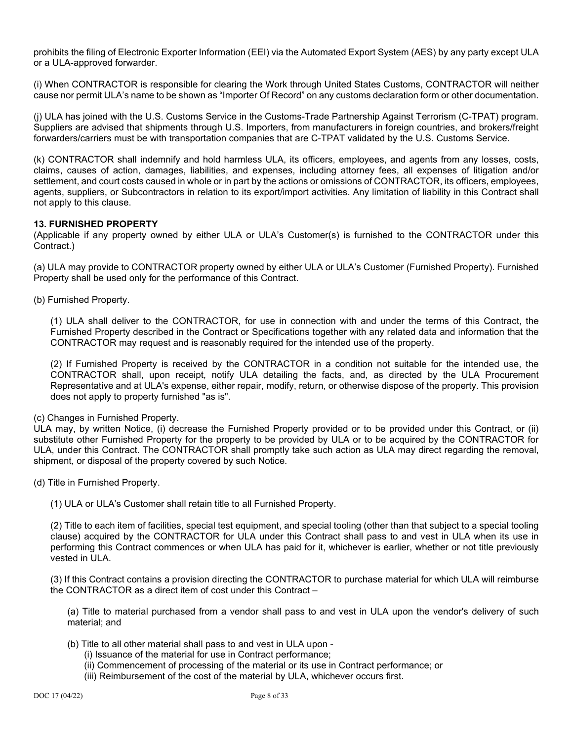prohibits the filing of Electronic Exporter Information (EEI) via the Automated Export System (AES) by any party except ULA or a ULA-approved forwarder.

(i) When CONTRACTOR is responsible for clearing the Work through United States Customs, CONTRACTOR will neither cause nor permit ULA's name to be shown as "Importer Of Record" on any customs declaration form or other documentation.

(j) ULA has joined with the U.S. Customs Service in the Customs-Trade Partnership Against Terrorism (C-TPAT) program. Suppliers are advised that shipments through U.S. Importers, from manufacturers in foreign countries, and brokers/freight forwarders/carriers must be with transportation companies that are C-TPAT validated by the U.S. Customs Service.

(k) CONTRACTOR shall indemnify and hold harmless ULA, its officers, employees, and agents from any losses, costs, claims, causes of action, damages, liabilities, and expenses, including attorney fees, all expenses of litigation and/or settlement, and court costs caused in whole or in part by the actions or omissions of CONTRACTOR, its officers, employees, agents, suppliers, or Subcontractors in relation to its export/import activities. Any limitation of liability in this Contract shall not apply to this clause.

**13. FURNISHED PROPERTY**

(Applicable if any property owned by either ULA or ULA's Customer(s) is furnished to the CONTRACTOR under this Contract.)

(a) ULA may provide to CONTRACTOR property owned by either ULA or ULA's Customer (Furnished Property). Furnished Property shall be used only for the performance of this Contract.

(b) Furnished Property.

(1) ULA shall deliver to the CONTRACTOR, for use in connection with and under the terms of this Contract, the Furnished Property described in the Contract or Specifications together with any related data and information that the CONTRACTOR may request and is reasonably required for the intended use of the property.

(2) If Furnished Property is received by the CONTRACTOR in a condition not suitable for the intended use, the CONTRACTOR shall, upon receipt, notify ULA detailing the facts, and, as directed by the ULA Procurement Representative and at ULA's expense, either repair, modify, return, or otherwise dispose of the property. This provision does not apply to property furnished "as is".

(c) Changes in Furnished Property.
ULA may, by written Notice, (i) decrease the Furnished Property provided or to be provided under this Contract, or (ii) substitute other Furnished Property for the property to be provided by ULA or to be acquired by the CONTRACTOR for ULA, under this Contract. The CONTRACTOR shall promptly take such action as ULA may direct regarding the removal, shipment, or disposal of the property covered by such Notice.

(d) Title in Furnished Property.

(1) ULA or ULA's Customer shall retain title to all Furnished Property.

(2) Title to each item of facilities, special test equipment, and special tooling (other than that subject to a special tooling clause) acquired by the CONTRACTOR for ULA under this Contract shall pass to and vest in ULA when its use in performing this Contract commences or when ULA has paid for it, whichever is earlier, whether or not title previously vested in ULA.

(3) If this Contract contains a provision directing the CONTRACTOR to purchase material for which ULA will reimburse the CONTRACTOR as a direct item of cost under this Contract –

(a) Title to material purchased from a vendor shall pass to and vest in ULA upon the vendor's delivery of such material; and

(b) Title to all other material shall pass to and vest in ULA upon -
(i) Issuance of the material for use in Contract performance;
(ii) Commencement of processing of the material or its use in Contract performance; or
(iii) Reimbursement of the cost of the material by ULA, whichever occurs first.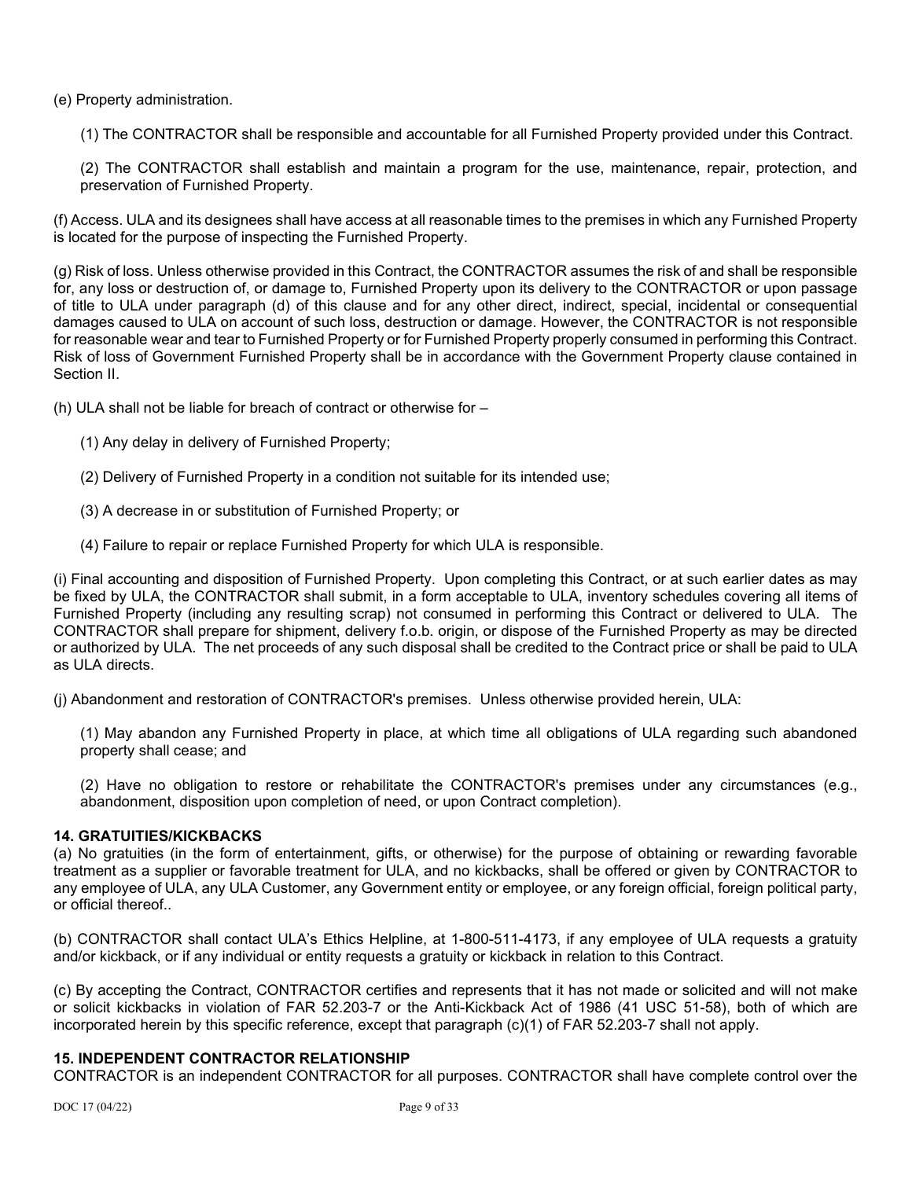(e) Property administration.

(1) The CONTRACTOR shall be responsible and accountable for all Furnished Property provided under this Contract.

(2) The CONTRACTOR shall establish and maintain a program for the use, maintenance, repair, protection, and preservation of Furnished Property.

(f) Access. ULA and its designees shall have access at all reasonable times to the premises in which any Furnished Property is located for the purpose of inspecting the Furnished Property.

(g) Risk of loss. Unless otherwise provided in this Contract, the CONTRACTOR assumes the risk of and shall be responsible for, any loss or destruction of, or damage to, Furnished Property upon its delivery to the CONTRACTOR or upon passage of title to ULA under paragraph (d) of this clause and for any other direct, indirect, special, incidental or consequential damages caused to ULA on account of such loss, destruction or damage. However, the CONTRACTOR is not responsible for reasonable wear and tear to Furnished Property or for Furnished Property properly consumed in performing this Contract. Risk of loss of Government Furnished Property shall be in accordance with the Government Property clause contained in Section II.

(h) ULA shall not be liable for breach of contract or otherwise for –

(1) Any delay in delivery of Furnished Property;

(2) Delivery of Furnished Property in a condition not suitable for its intended use;

(3) A decrease in or substitution of Furnished Property; or

(4) Failure to repair or replace Furnished Property for which ULA is responsible.

(i) Final accounting and disposition of Furnished Property. Upon completing this Contract, or at such earlier dates as may be fixed by ULA, the CONTRACTOR shall submit, in a form acceptable to ULA, inventory schedules covering all items of Furnished Property (including any resulting scrap) not consumed in performing this Contract or delivered to ULA. The CONTRACTOR shall prepare for shipment, delivery f.o.b. origin, or dispose of the Furnished Property as may be directed or authorized by ULA. The net proceeds of any such disposal shall be credited to the Contract price or shall be paid to ULA as ULA directs.

(j) Abandonment and restoration of CONTRACTOR's premises. Unless otherwise provided herein, ULA:

(1) May abandon any Furnished Property in place, at which time all obligations of ULA regarding such abandoned property shall cease; and

(2) Have no obligation to restore or rehabilitate the CONTRACTOR's premises under any circumstances (e.g., abandonment, disposition upon completion of need, or upon Contract completion).

**14. GRATUITIES/KICKBACKS**

(a) No gratuities (in the form of entertainment, gifts, or otherwise) for the purpose of obtaining or rewarding favorable treatment as a supplier or favorable treatment for ULA, and no kickbacks, shall be offered or given by CONTRACTOR to any employee of ULA, any ULA Customer, any Government entity or employee, or any foreign official, foreign political party, or official thereof..

(b) CONTRACTOR shall contact ULA's Ethics Helpline, at 1-800-511-4173, if any employee of ULA requests a gratuity and/or kickback, or if any individual or entity requests a gratuity or kickback in relation to this Contract.

(c) By accepting the Contract, CONTRACTOR certifies and represents that it has not made or solicited and will not make or solicit kickbacks in violation of FAR 52.203-7 or the Anti-Kickback Act of 1986 (41 USC 51-58), both of which are incorporated herein by this specific reference, except that paragraph (c)(1) of FAR 52.203-7 shall not apply.

**15. INDEPENDENT CONTRACTOR RELATIONSHIP**

CONTRACTOR is an independent CONTRACTOR for all purposes. CONTRACTOR shall have complete control over the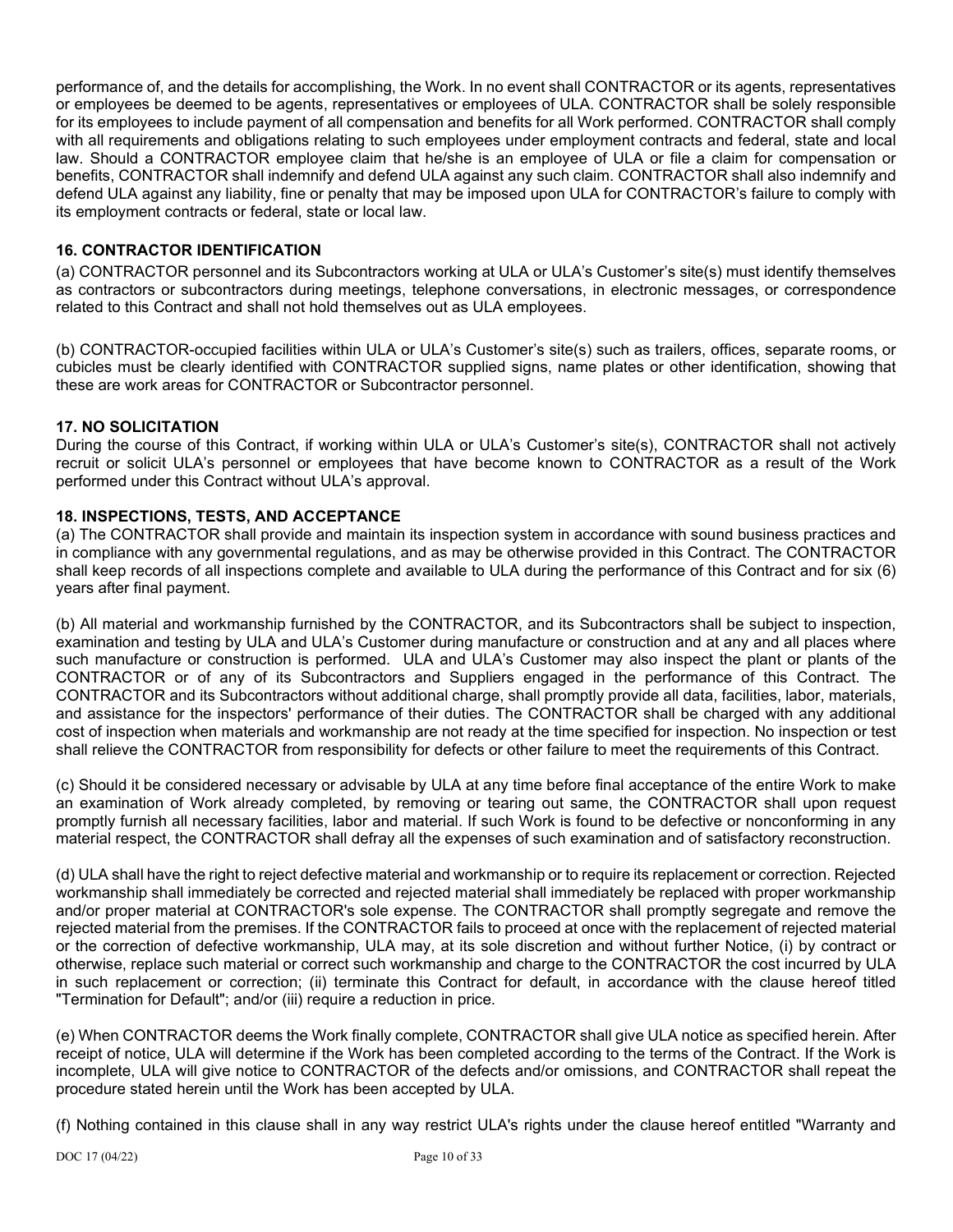performance of, and the details for accomplishing, the Work. In no event shall CONTRACTOR or its agents, representatives or employees be deemed to be agents, representatives or employees of ULA. CONTRACTOR shall be solely responsible for its employees to include payment of all compensation and benefits for all Work performed. CONTRACTOR shall comply with all requirements and obligations relating to such employees under employment contracts and federal, state and local law. Should a CONTRACTOR employee claim that he/she is an employee of ULA or file a claim for compensation or benefits, CONTRACTOR shall indemnify and defend ULA against any such claim. CONTRACTOR shall also indemnify and defend ULA against any liability, fine or penalty that may be imposed upon ULA for CONTRACTOR's failure to comply with its employment contracts or federal, state or local law.

### 16. CONTRACTOR IDENTIFICATION

(a) CONTRACTOR personnel and its Subcontractors working at ULA or ULA's Customer's site(s) must identify themselves as contractors or subcontractors during meetings, telephone conversations, in electronic messages, or correspondence related to this Contract and shall not hold themselves out as ULA employees.

(b) CONTRACTOR-occupied facilities within ULA or ULA's Customer's site(s) such as trailers, offices, separate rooms, or cubicles must be clearly identified with CONTRACTOR supplied signs, name plates or other identification, showing that these are work areas for CONTRACTOR or Subcontractor personnel.

### 17. NO SOLICITATION

During the course of this Contract, if working within ULA or ULA's Customer's site(s), CONTRACTOR shall not actively recruit or solicit ULA's personnel or employees that have become known to CONTRACTOR as a result of the Work performed under this Contract without ULA's approval.

### 18. INSPECTIONS, TESTS, AND ACCEPTANCE

(a) The CONTRACTOR shall provide and maintain its inspection system in accordance with sound business practices and in compliance with any governmental regulations, and as may be otherwise provided in this Contract. The CONTRACTOR shall keep records of all inspections complete and available to ULA during the performance of this Contract and for six (6) years after final payment.

(b) All material and workmanship furnished by the CONTRACTOR, and its Subcontractors shall be subject to inspection, examination and testing by ULA and ULA's Customer during manufacture or construction and at any and all places where such manufacture or construction is performed. ULA and ULA's Customer may also inspect the plant or plants of the CONTRACTOR or of any of its Subcontractors and Suppliers engaged in the performance of this Contract. The CONTRACTOR and its Subcontractors without additional charge, shall promptly provide all data, facilities, labor, materials, and assistance for the inspectors' performance of their duties. The CONTRACTOR shall be charged with any additional cost of inspection when materials and workmanship are not ready at the time specified for inspection. No inspection or test shall relieve the CONTRACTOR from responsibility for defects or other failure to meet the requirements of this Contract.

(c) Should it be considered necessary or advisable by ULA at any time before final acceptance of the entire Work to make an examination of Work already completed, by removing or tearing out same, the CONTRACTOR shall upon request promptly furnish all necessary facilities, labor and material. If such Work is found to be defective or nonconforming in any material respect, the CONTRACTOR shall defray all the expenses of such examination and of satisfactory reconstruction.

(d) ULA shall have the right to reject defective material and workmanship or to require its replacement or correction. Rejected workmanship shall immediately be corrected and rejected material shall immediately be replaced with proper workmanship and/or proper material at CONTRACTOR's sole expense. The CONTRACTOR shall promptly segregate and remove the rejected material from the premises. If the CONTRACTOR fails to proceed at once with the replacement of rejected material or the correction of defective workmanship, ULA may, at its sole discretion and without further Notice, (i) by contract or otherwise, replace such material or correct such workmanship and charge to the CONTRACTOR the cost incurred by ULA in such replacement or correction; (ii) terminate this Contract for default, in accordance with the clause hereof titled "Termination for Default"; and/or (iii) require a reduction in price.

(e) When CONTRACTOR deems the Work finally complete, CONTRACTOR shall give ULA notice as specified herein. After receipt of notice, ULA will determine if the Work has been completed according to the terms of the Contract. If the Work is incomplete, ULA will give notice to CONTRACTOR of the defects and/or omissions, and CONTRACTOR shall repeat the procedure stated herein until the Work has been accepted by ULA.

(f) Nothing contained in this clause shall in any way restrict ULA's rights under the clause hereof entitled "Warranty and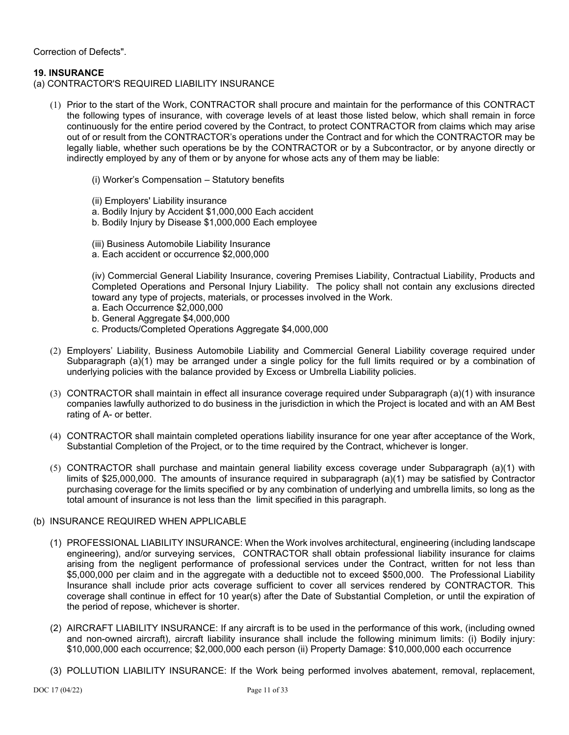Correction of Defects".

**19. INSURANCE**

(a) CONTRACTOR'S REQUIRED LIABILITY INSURANCE

(1) Prior to the start of the Work, CONTRACTOR shall procure and maintain for the performance of this CONTRACT the following types of insurance, with coverage levels of at least those listed below, which shall remain in force continuously for the entire period covered by the Contract, to protect CONTRACTOR from claims which may arise out of or result from the CONTRACTOR's operations under the Contract and for which the CONTRACTOR may be legally liable, whether such operations be by the CONTRACTOR or by a Subcontractor, or by anyone directly or indirectly employed by any of them or by anyone for whose acts any of them may be liable:

(i) Worker's Compensation – Statutory benefits

(ii) Employers' Liability insurance
a. Bodily Injury by Accident $1,000,000 Each accident
b. Bodily Injury by Disease $1,000,000 Each employee

(iii) Business Automobile Liability Insurance
a. Each accident or occurrence $2,000,000

(iv) Commercial General Liability Insurance, covering Premises Liability, Contractual Liability, Products and Completed Operations and Personal Injury Liability. The policy shall not contain any exclusions directed toward any type of projects, materials, or processes involved in the Work.
a. Each Occurrence $2,000,000
b. General Aggregate $4,000,000
c. Products/Completed Operations Aggregate $4,000,000

(2) Employers' Liability, Business Automobile Liability and Commercial General Liability coverage required under Subparagraph (a)(1) may be arranged under a single policy for the full limits required or by a combination of underlying policies with the balance provided by Excess or Umbrella Liability policies.

(3) CONTRACTOR shall maintain in effect all insurance coverage required under Subparagraph (a)(1) with insurance companies lawfully authorized to do business in the jurisdiction in which the Project is located and with an AM Best rating of A- or better.

(4) CONTRACTOR shall maintain completed operations liability insurance for one year after acceptance of the Work, Substantial Completion of the Project, or to the time required by the Contract, whichever is longer.

(5) CONTRACTOR shall purchase and maintain general liability excess coverage under Subparagraph (a)(1) with limits of $25,000,000. The amounts of insurance required in subparagraph (a)(1) may be satisfied by Contractor purchasing coverage for the limits specified or by any combination of underlying and umbrella limits, so long as the total amount of insurance is not less than the limit specified in this paragraph.

(b) INSURANCE REQUIRED WHEN APPLICABLE

(1) PROFESSIONAL LIABILITY INSURANCE: When the Work involves architectural, engineering (including landscape engineering), and/or surveying services, CONTRACTOR shall obtain professional liability insurance for claims arising from the negligent performance of professional services under the Contract, written for not less than $5,000,000 per claim and in the aggregate with a deductible not to exceed $500,000. The Professional Liability Insurance shall include prior acts coverage sufficient to cover all services rendered by CONTRACTOR. This coverage shall continue in effect for 10 year(s) after the Date of Substantial Completion, or until the expiration of the period of repose, whichever is shorter.

(2) AIRCRAFT LIABILITY INSURANCE: If any aircraft is to be used in the performance of this work, (including owned and non-owned aircraft), aircraft liability insurance shall include the following minimum limits: (i) Bodily injury: $10,000,000 each occurrence; $2,000,000 each person (ii) Property Damage: $10,000,000 each occurrence

(3) POLLUTION LIABILITY INSURANCE: If the Work being performed involves abatement, removal, replacement,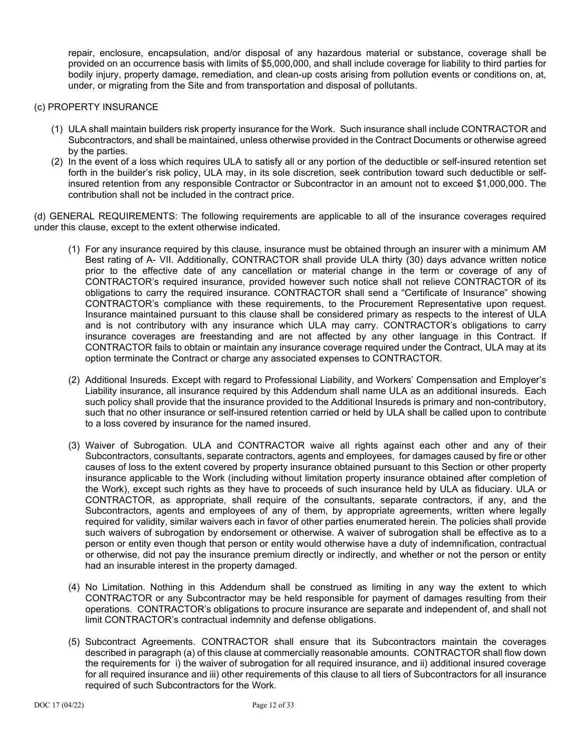repair, enclosure, encapsulation, and/or disposal of any hazardous material or substance, coverage shall be provided on an occurrence basis with limits of $5,000,000, and shall include coverage for liability to third parties for bodily injury, property damage, remediation, and clean-up costs arising from pollution events or conditions on, at, under, or migrating from the Site and from transportation and disposal of pollutants.

(c) PROPERTY INSURANCE

(1) ULA shall maintain builders risk property insurance for the Work. Such insurance shall include CONTRACTOR and Subcontractors, and shall be maintained, unless otherwise provided in the Contract Documents or otherwise agreed by the parties.

(2) In the event of a loss which requires ULA to satisfy all or any portion of the deductible or self-insured retention set forth in the builder's risk policy, ULA may, in its sole discretion, seek contribution toward such deductible or self-insured retention from any responsible Contractor or Subcontractor in an amount not to exceed $1,000,000. The contribution shall not be included in the contract price.

(d) GENERAL REQUIREMENTS: The following requirements are applicable to all of the insurance coverages required under this clause, except to the extent otherwise indicated.

(1) For any insurance required by this clause, insurance must be obtained through an insurer with a minimum AM Best rating of A- VII. Additionally, CONTRACTOR shall provide ULA thirty (30) days advance written notice prior to the effective date of any cancellation or material change in the term or coverage of any of CONTRACTOR's required insurance, provided however such notice shall not relieve CONTRACTOR of its obligations to carry the required insurance. CONTRACTOR shall send a "Certificate of Insurance" showing CONTRACTOR's compliance with these requirements, to the Procurement Representative upon request. Insurance maintained pursuant to this clause shall be considered primary as respects to the interest of ULA and is not contributory with any insurance which ULA may carry. CONTRACTOR's obligations to carry insurance coverages are freestanding and are not affected by any other language in this Contract. If CONTRACTOR fails to obtain or maintain any insurance coverage required under the Contract, ULA may at its option terminate the Contract or charge any associated expenses to CONTRACTOR.

(2) Additional Insureds. Except with regard to Professional Liability, and Workers' Compensation and Employer's Liability insurance, all insurance required by this Addendum shall name ULA as an additional insureds. Each such policy shall provide that the insurance provided to the Additional Insureds is primary and non-contributory, such that no other insurance or self-insured retention carried or held by ULA shall be called upon to contribute to a loss covered by insurance for the named insured.

(3) Waiver of Subrogation. ULA and CONTRACTOR waive all rights against each other and any of their Subcontractors, consultants, separate contractors, agents and employees, for damages caused by fire or other causes of loss to the extent covered by property insurance obtained pursuant to this Section or other property insurance applicable to the Work (including without limitation property insurance obtained after completion of the Work), except such rights as they have to proceeds of such insurance held by ULA as fiduciary. ULA or CONTRACTOR, as appropriate, shall require of the consultants, separate contractors, if any, and the Subcontractors, agents and employees of any of them, by appropriate agreements, written where legally required for validity, similar waivers each in favor of other parties enumerated herein. The policies shall provide such waivers of subrogation by endorsement or otherwise. A waiver of subrogation shall be effective as to a person or entity even though that person or entity would otherwise have a duty of indemnification, contractual or otherwise, did not pay the insurance premium directly or indirectly, and whether or not the person or entity had an insurable interest in the property damaged.

(4) No Limitation. Nothing in this Addendum shall be construed as limiting in any way the extent to which CONTRACTOR or any Subcontractor may be held responsible for payment of damages resulting from their operations. CONTRACTOR's obligations to procure insurance are separate and independent of, and shall not limit CONTRACTOR's contractual indemnity and defense obligations.

(5) Subcontract Agreements. CONTRACTOR shall ensure that its Subcontractors maintain the coverages described in paragraph (a) of this clause at commercially reasonable amounts. CONTRACTOR shall flow down the requirements for i) the waiver of subrogation for all required insurance, and ii) additional insured coverage for all required insurance and iii) other requirements of this clause to all tiers of Subcontractors for all insurance required of such Subcontractors for the Work.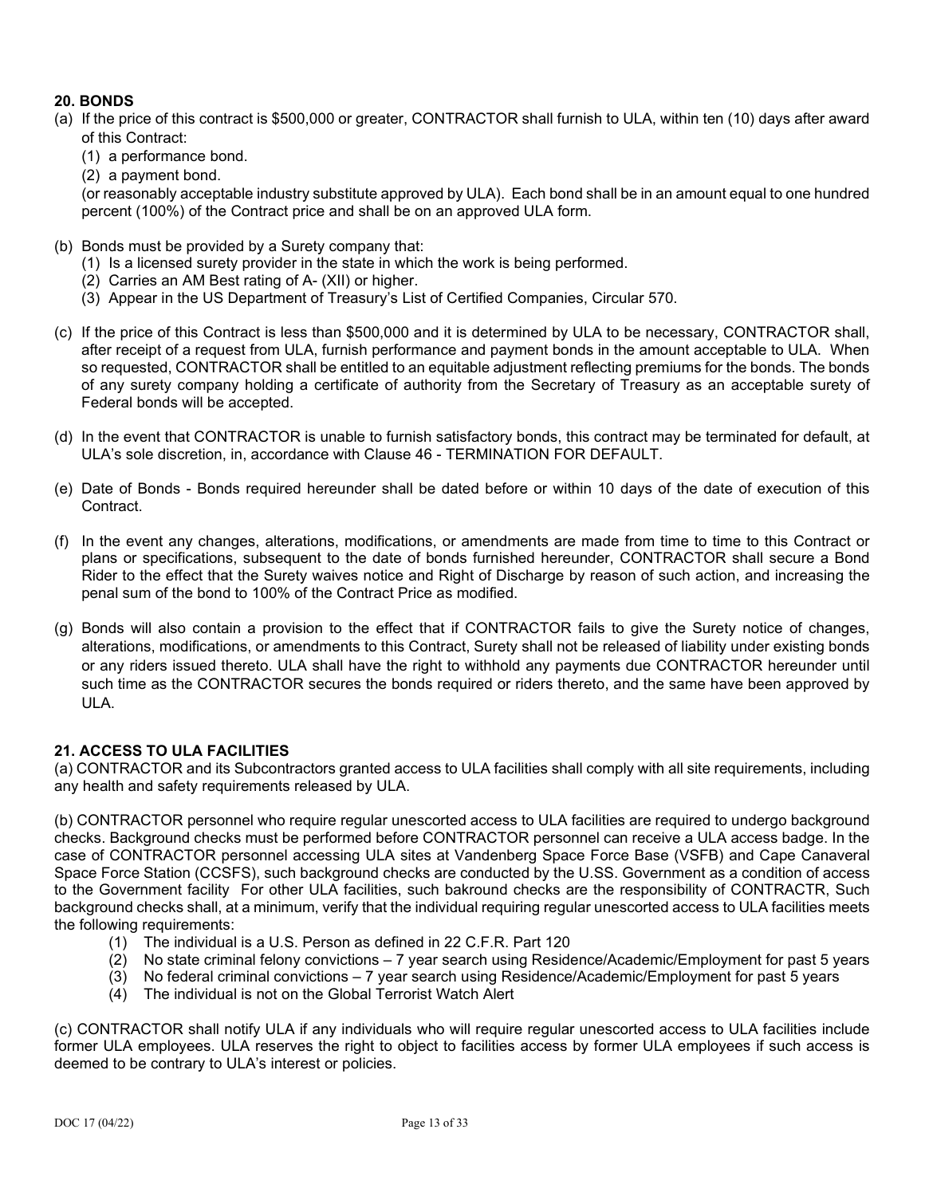## 20. BONDS

(a) If the price of this contract is $500,000 or greater, CONTRACTOR shall furnish to ULA, within ten (10) days after award of this Contract:

(1) a performance bond.

(2) a payment bond.

(or reasonably acceptable industry substitute approved by ULA). Each bond shall be in an amount equal to one hundred percent (100%) of the Contract price and shall be on an approved ULA form.

(b) Bonds must be provided by a Surety company that:

(1) Is a licensed surety provider in the state in which the work is being performed.

(2) Carries an AM Best rating of A- (XII) or higher.

(3) Appear in the US Department of Treasury's List of Certified Companies, Circular 570.

(c) If the price of this Contract is less than $500,000 and it is determined by ULA to be necessary, CONTRACTOR shall, after receipt of a request from ULA, furnish performance and payment bonds in the amount acceptable to ULA. When so requested, CONTRACTOR shall be entitled to an equitable adjustment reflecting premiums for the bonds. The bonds of any surety company holding a certificate of authority from the Secretary of Treasury as an acceptable surety of Federal bonds will be accepted.

(d) In the event that CONTRACTOR is unable to furnish satisfactory bonds, this contract may be terminated for default, at ULA's sole discretion, in, accordance with Clause 46 - TERMINATION FOR DEFAULT.

(e) Date of Bonds - Bonds required hereunder shall be dated before or within 10 days of the date of execution of this Contract.

(f) In the event any changes, alterations, modifications, or amendments are made from time to time to this Contract or plans or specifications, subsequent to the date of bonds furnished hereunder, CONTRACTOR shall secure a Bond Rider to the effect that the Surety waives notice and Right of Discharge by reason of such action, and increasing the penal sum of the bond to 100% of the Contract Price as modified.

(g) Bonds will also contain a provision to the effect that if CONTRACTOR fails to give the Surety notice of changes, alterations, modifications, or amendments to this Contract, Surety shall not be released of liability under existing bonds or any riders issued thereto. ULA shall have the right to withhold any payments due CONTRACTOR hereunder until such time as the CONTRACTOR secures the bonds required or riders thereto, and the same have been approved by ULA.

## 21. ACCESS TO ULA FACILITIES

(a) CONTRACTOR and its Subcontractors granted access to ULA facilities shall comply with all site requirements, including any health and safety requirements released by ULA.

(b) CONTRACTOR personnel who require regular unescorted access to ULA facilities are required to undergo background checks. Background checks must be performed before CONTRACTOR personnel can receive a ULA access badge. In the case of CONTRACTOR personnel accessing ULA sites at Vandenberg Space Force Base (VSFB) and Cape Canaveral Space Force Station (CCSFS), such background checks are conducted by the U.SS. Government as a condition of access to the Government facility For other ULA facilities, such bakround checks are the responsibility of CONTRACTR, Such background checks shall, at a minimum, verify that the individual requiring regular unescorted access to ULA facilities meets the following requirements:

(1) The individual is a U.S. Person as defined in 22 C.F.R. Part 120

(2) No state criminal felony convictions – 7 year search using Residence/Academic/Employment for past 5 years

(3) No federal criminal convictions – 7 year search using Residence/Academic/Employment for past 5 years

(4) The individual is not on the Global Terrorist Watch Alert

(c) CONTRACTOR shall notify ULA if any individuals who will require regular unescorted access to ULA facilities include former ULA employees. ULA reserves the right to object to facilities access by former ULA employees if such access is deemed to be contrary to ULA's interest or policies.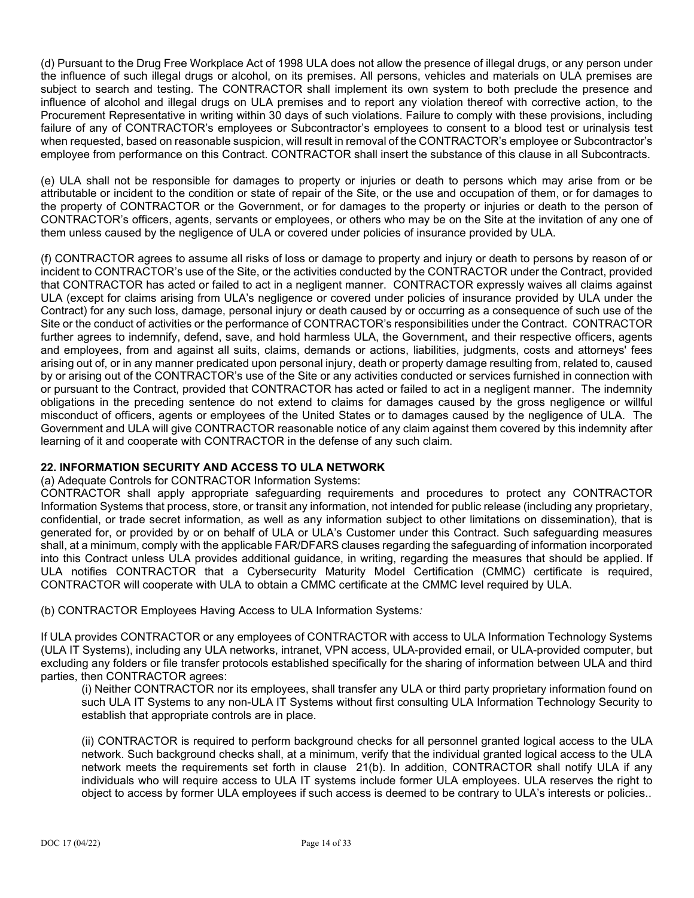(d) Pursuant to the Drug Free Workplace Act of 1998 ULA does not allow the presence of illegal drugs, or any person under the influence of such illegal drugs or alcohol, on its premises. All persons, vehicles and materials on ULA premises are subject to search and testing. The CONTRACTOR shall implement its own system to both preclude the presence and influence of alcohol and illegal drugs on ULA premises and to report any violation thereof with corrective action, to the Procurement Representative in writing within 30 days of such violations. Failure to comply with these provisions, including failure of any of CONTRACTOR's employees or Subcontractor's employees to consent to a blood test or urinalysis test when requested, based on reasonable suspicion, will result in removal of the CONTRACTOR's employee or Subcontractor's employee from performance on this Contract. CONTRACTOR shall insert the substance of this clause in all Subcontracts.

(e) ULA shall not be responsible for damages to property or injuries or death to persons which may arise from or be attributable or incident to the condition or state of repair of the Site, or the use and occupation of them, or for damages to the property of CONTRACTOR or the Government, or for damages to the property or injuries or death to the person of CONTRACTOR's officers, agents, servants or employees, or others who may be on the Site at the invitation of any one of them unless caused by the negligence of ULA or covered under policies of insurance provided by ULA.

(f) CONTRACTOR agrees to assume all risks of loss or damage to property and injury or death to persons by reason of or incident to CONTRACTOR's use of the Site, or the activities conducted by the CONTRACTOR under the Contract, provided that CONTRACTOR has acted or failed to act in a negligent manner. CONTRACTOR expressly waives all claims against ULA (except for claims arising from ULA's negligence or covered under policies of insurance provided by ULA under the Contract) for any such loss, damage, personal injury or death caused by or occurring as a consequence of such use of the Site or the conduct of activities or the performance of CONTRACTOR's responsibilities under the Contract. CONTRACTOR further agrees to indemnify, defend, save, and hold harmless ULA, the Government, and their respective officers, agents and employees, from and against all suits, claims, demands or actions, liabilities, judgments, costs and attorneys' fees arising out of, or in any manner predicated upon personal injury, death or property damage resulting from, related to, caused by or arising out of the CONTRACTOR's use of the Site or any activities conducted or services furnished in connection with or pursuant to the Contract, provided that CONTRACTOR has acted or failed to act in a negligent manner. The indemnity obligations in the preceding sentence do not extend to claims for damages caused by the gross negligence or willful misconduct of officers, agents or employees of the United States or to damages caused by the negligence of ULA. The Government and ULA will give CONTRACTOR reasonable notice of any claim against them covered by this indemnity after learning of it and cooperate with CONTRACTOR in the defense of any such claim.

## 22. INFORMATION SECURITY AND ACCESS TO ULA NETWORK

(a) Adequate Controls for CONTRACTOR Information Systems:
CONTRACTOR shall apply appropriate safeguarding requirements and procedures to protect any CONTRACTOR Information Systems that process, store, or transit any information, not intended for public release (including any proprietary, confidential, or trade secret information, as well as any information subject to other limitations on dissemination), that is generated for, or provided by or on behalf of ULA or ULA's Customer under this Contract. Such safeguarding measures shall, at a minimum, comply with the applicable FAR/DFARS clauses regarding the safeguarding of information incorporated into this Contract unless ULA provides additional guidance, in writing, regarding the measures that should be applied. If ULA notifies CONTRACTOR that a Cybersecurity Maturity Model Certification (CMMC) certificate is required, CONTRACTOR will cooperate with ULA to obtain a CMMC certificate at the CMMC level required by ULA.

(b) CONTRACTOR Employees Having Access to ULA Information Systems*:*

If ULA provides CONTRACTOR or any employees of CONTRACTOR with access to ULA Information Technology Systems (ULA IT Systems), including any ULA networks, intranet, VPN access, ULA-provided email, or ULA-provided computer, but excluding any folders or file transfer protocols established specifically for the sharing of information between ULA and third parties, then CONTRACTOR agrees:

(i) Neither CONTRACTOR nor its employees, shall transfer any ULA or third party proprietary information found on such ULA IT Systems to any non-ULA IT Systems without first consulting ULA Information Technology Security to establish that appropriate controls are in place.

(ii) CONTRACTOR is required to perform background checks for all personnel granted logical access to the ULA network. Such background checks shall, at a minimum, verify that the individual granted logical access to the ULA network meets the requirements set forth in clause 21(b). In addition, CONTRACTOR shall notify ULA if any individuals who will require access to ULA IT systems include former ULA employees. ULA reserves the right to object to access by former ULA employees if such access is deemed to be contrary to ULA's interests or policies..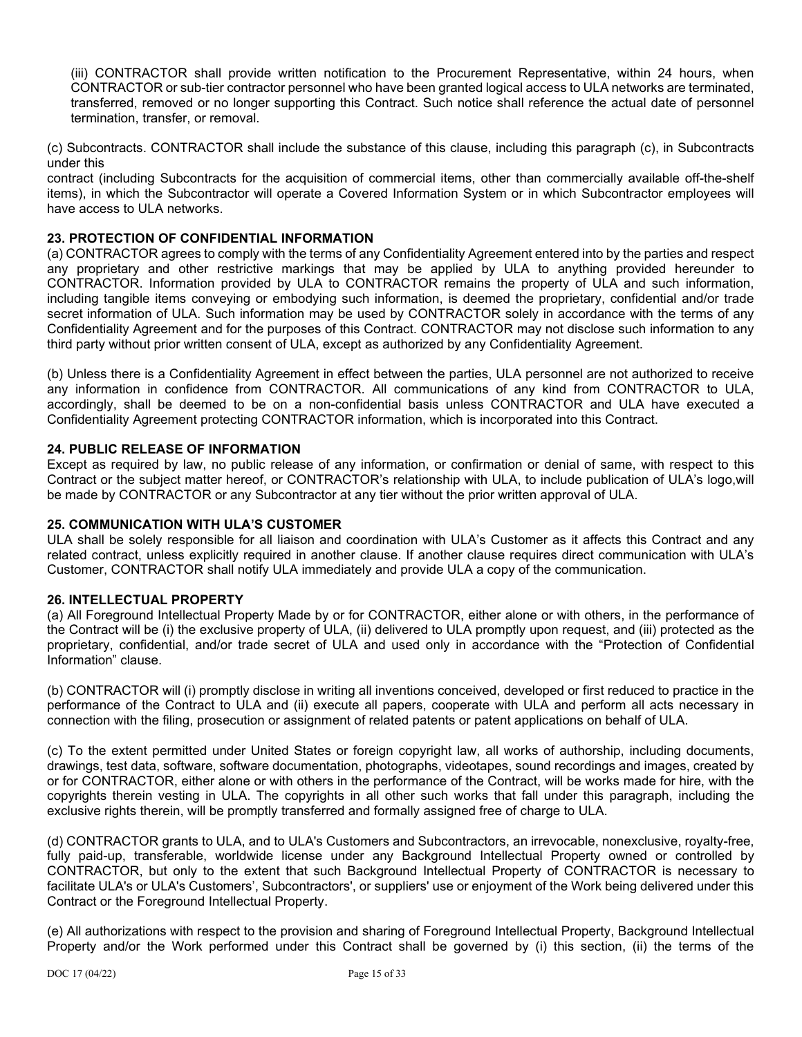(iii) CONTRACTOR shall provide written notification to the Procurement Representative, within 24 hours, when CONTRACTOR or sub-tier contractor personnel who have been granted logical access to ULA networks are terminated, transferred, removed or no longer supporting this Contract. Such notice shall reference the actual date of personnel termination, transfer, or removal.

(c) Subcontracts. CONTRACTOR shall include the substance of this clause, including this paragraph (c), in Subcontracts under this
contract (including Subcontracts for the acquisition of commercial items, other than commercially available off-the-shelf items), in which the Subcontractor will operate a Covered Information System or in which Subcontractor employees will have access to ULA networks.

**23. PROTECTION OF CONFIDENTIAL INFORMATION**
(a) CONTRACTOR agrees to comply with the terms of any Confidentiality Agreement entered into by the parties and respect any proprietary and other restrictive markings that may be applied by ULA to anything provided hereunder to CONTRACTOR. Information provided by ULA to CONTRACTOR remains the property of ULA and such information, including tangible items conveying or embodying such information, is deemed the proprietary, confidential and/or trade secret information of ULA. Such information may be used by CONTRACTOR solely in accordance with the terms of any Confidentiality Agreement and for the purposes of this Contract. CONTRACTOR may not disclose such information to any third party without prior written consent of ULA, except as authorized by any Confidentiality Agreement.

(b) Unless there is a Confidentiality Agreement in effect between the parties, ULA personnel are not authorized to receive any information in confidence from CONTRACTOR. All communications of any kind from CONTRACTOR to ULA, accordingly, shall be deemed to be on a non-confidential basis unless CONTRACTOR and ULA have executed a Confidentiality Agreement protecting CONTRACTOR information, which is incorporated into this Contract.

**24. PUBLIC RELEASE OF INFORMATION**
Except as required by law, no public release of any information, or confirmation or denial of same, with respect to this Contract or the subject matter hereof, or CONTRACTOR's relationship with ULA, to include publication of ULA's logo,will be made by CONTRACTOR or any Subcontractor at any tier without the prior written approval of ULA.

**25. COMMUNICATION WITH ULA'S CUSTOMER**
ULA shall be solely responsible for all liaison and coordination with ULA's Customer as it affects this Contract and any related contract, unless explicitly required in another clause. If another clause requires direct communication with ULA's Customer, CONTRACTOR shall notify ULA immediately and provide ULA a copy of the communication.

**26. INTELLECTUAL PROPERTY**
(a) All Foreground Intellectual Property Made by or for CONTRACTOR, either alone or with others, in the performance of the Contract will be (i) the exclusive property of ULA, (ii) delivered to ULA promptly upon request, and (iii) protected as the proprietary, confidential, and/or trade secret of ULA and used only in accordance with the "Protection of Confidential Information" clause.

(b) CONTRACTOR will (i) promptly disclose in writing all inventions conceived, developed or first reduced to practice in the performance of the Contract to ULA and (ii) execute all papers, cooperate with ULA and perform all acts necessary in connection with the filing, prosecution or assignment of related patents or patent applications on behalf of ULA.

(c) To the extent permitted under United States or foreign copyright law, all works of authorship, including documents, drawings, test data, software, software documentation, photographs, videotapes, sound recordings and images, created by or for CONTRACTOR, either alone or with others in the performance of the Contract, will be works made for hire, with the copyrights therein vesting in ULA. The copyrights in all other such works that fall under this paragraph, including the exclusive rights therein, will be promptly transferred and formally assigned free of charge to ULA.

(d) CONTRACTOR grants to ULA, and to ULA's Customers and Subcontractors, an irrevocable, nonexclusive, royalty-free, fully paid-up, transferable, worldwide license under any Background Intellectual Property owned or controlled by CONTRACTOR, but only to the extent that such Background Intellectual Property of CONTRACTOR is necessary to facilitate ULA's or ULA's Customers', Subcontractors', or suppliers' use or enjoyment of the Work being delivered under this Contract or the Foreground Intellectual Property.

(e) All authorizations with respect to the provision and sharing of Foreground Intellectual Property, Background Intellectual Property and/or the Work performed under this Contract shall be governed by (i) this section, (ii) the terms of the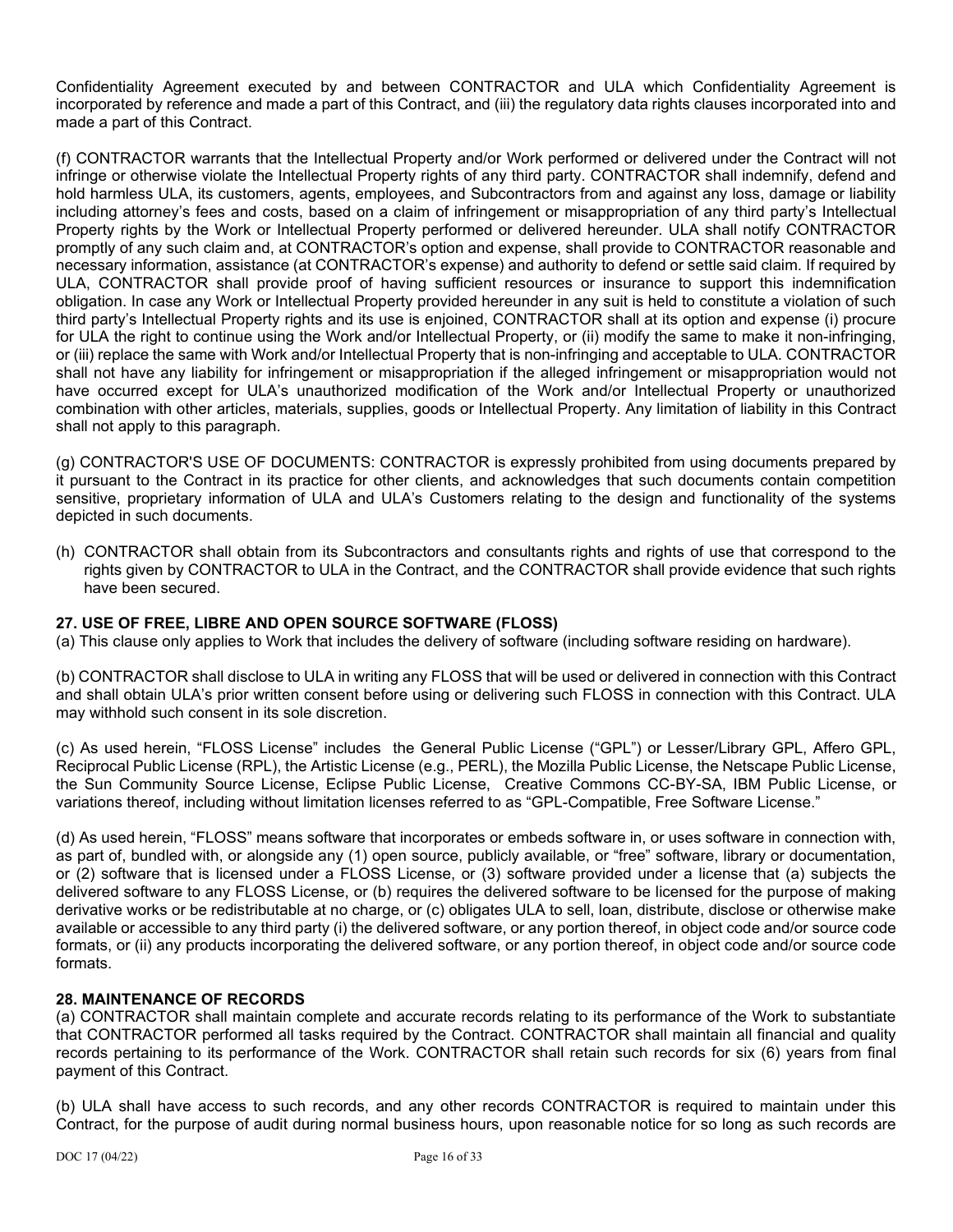Confidentiality Agreement executed by and between CONTRACTOR and ULA which Confidentiality Agreement is incorporated by reference and made a part of this Contract, and (iii) the regulatory data rights clauses incorporated into and made a part of this Contract.

(f) CONTRACTOR warrants that the Intellectual Property and/or Work performed or delivered under the Contract will not infringe or otherwise violate the Intellectual Property rights of any third party. CONTRACTOR shall indemnify, defend and hold harmless ULA, its customers, agents, employees, and Subcontractors from and against any loss, damage or liability including attorney's fees and costs, based on a claim of infringement or misappropriation of any third party's Intellectual Property rights by the Work or Intellectual Property performed or delivered hereunder. ULA shall notify CONTRACTOR promptly of any such claim and, at CONTRACTOR's option and expense, shall provide to CONTRACTOR reasonable and necessary information, assistance (at CONTRACTOR's expense) and authority to defend or settle said claim. If required by ULA, CONTRACTOR shall provide proof of having sufficient resources or insurance to support this indemnification obligation. In case any Work or Intellectual Property provided hereunder in any suit is held to constitute a violation of such third party's Intellectual Property rights and its use is enjoined, CONTRACTOR shall at its option and expense (i) procure for ULA the right to continue using the Work and/or Intellectual Property, or (ii) modify the same to make it non-infringing, or (iii) replace the same with Work and/or Intellectual Property that is non-infringing and acceptable to ULA. CONTRACTOR shall not have any liability for infringement or misappropriation if the alleged infringement or misappropriation would not have occurred except for ULA's unauthorized modification of the Work and/or Intellectual Property or unauthorized combination with other articles, materials, supplies, goods or Intellectual Property. Any limitation of liability in this Contract shall not apply to this paragraph.

(g) CONTRACTOR'S USE OF DOCUMENTS: CONTRACTOR is expressly prohibited from using documents prepared by it pursuant to the Contract in its practice for other clients, and acknowledges that such documents contain competition sensitive, proprietary information of ULA and ULA's Customers relating to the design and functionality of the systems depicted in such documents.

(h) CONTRACTOR shall obtain from its Subcontractors and consultants rights and rights of use that correspond to the rights given by CONTRACTOR to ULA in the Contract, and the CONTRACTOR shall provide evidence that such rights have been secured.

### 27. USE OF FREE, LIBRE AND OPEN SOURCE SOFTWARE (FLOSS)

(a) This clause only applies to Work that includes the delivery of software (including software residing on hardware).

(b) CONTRACTOR shall disclose to ULA in writing any FLOSS that will be used or delivered in connection with this Contract and shall obtain ULA's prior written consent before using or delivering such FLOSS in connection with this Contract. ULA may withhold such consent in its sole discretion.

(c) As used herein, "FLOSS License" includes the General Public License ("GPL") or Lesser/Library GPL, Affero GPL, Reciprocal Public License (RPL), the Artistic License (e.g., PERL), the Mozilla Public License, the Netscape Public License, the Sun Community Source License, Eclipse Public License, Creative Commons CC-BY-SA, IBM Public License, or variations thereof, including without limitation licenses referred to as "GPL-Compatible, Free Software License."

(d) As used herein, "FLOSS" means software that incorporates or embeds software in, or uses software in connection with, as part of, bundled with, or alongside any (1) open source, publicly available, or "free" software, library or documentation, or (2) software that is licensed under a FLOSS License, or (3) software provided under a license that (a) subjects the delivered software to any FLOSS License, or (b) requires the delivered software to be licensed for the purpose of making derivative works or be redistributable at no charge, or (c) obligates ULA to sell, loan, distribute, disclose or otherwise make available or accessible to any third party (i) the delivered software, or any portion thereof, in object code and/or source code formats, or (ii) any products incorporating the delivered software, or any portion thereof, in object code and/or source code formats.

### 28. MAINTENANCE OF RECORDS

(a) CONTRACTOR shall maintain complete and accurate records relating to its performance of the Work to substantiate that CONTRACTOR performed all tasks required by the Contract. CONTRACTOR shall maintain all financial and quality records pertaining to its performance of the Work. CONTRACTOR shall retain such records for six (6) years from final payment of this Contract.

(b) ULA shall have access to such records, and any other records CONTRACTOR is required to maintain under this Contract, for the purpose of audit during normal business hours, upon reasonable notice for so long as such records are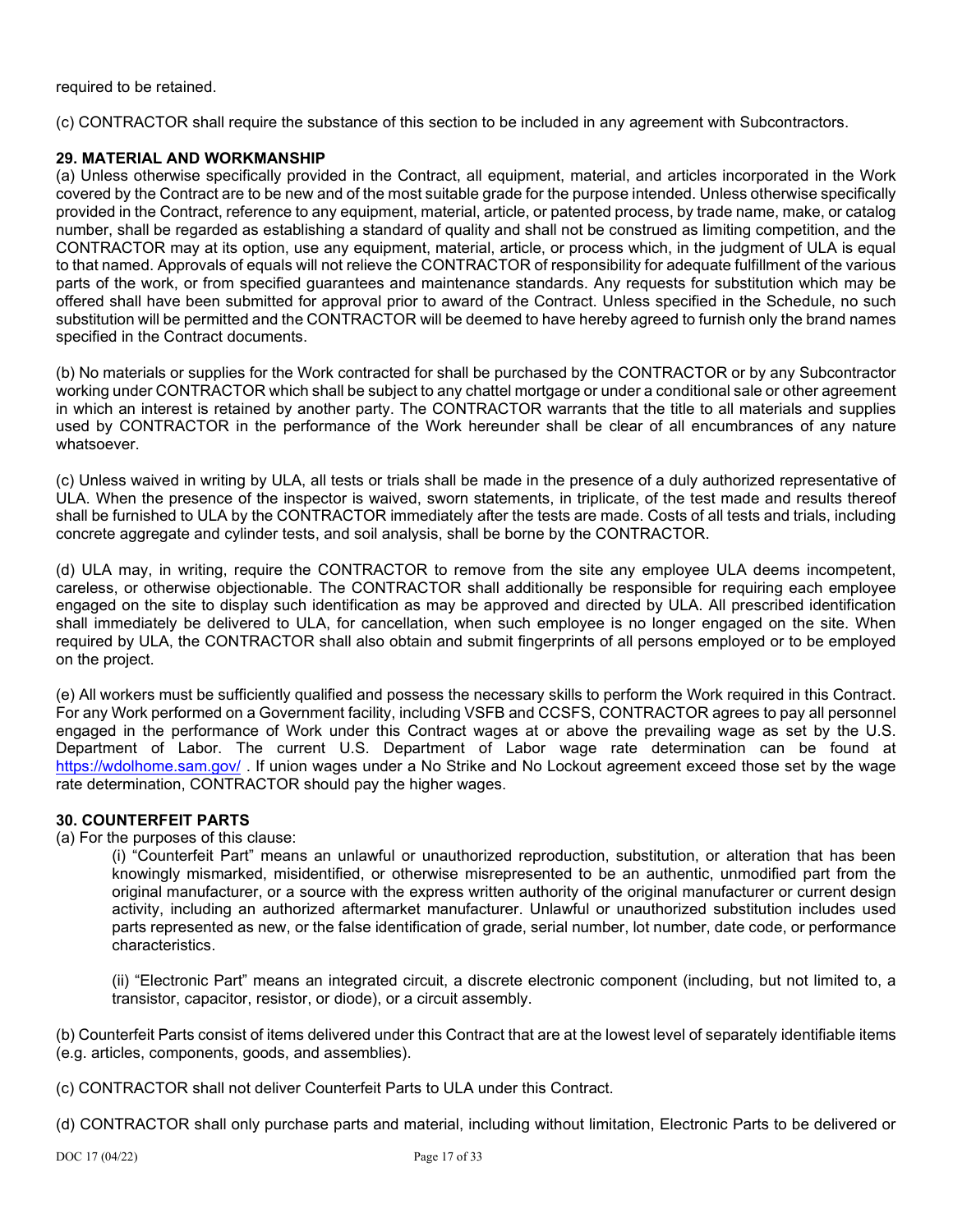required to be retained.

(c) CONTRACTOR shall require the substance of this section to be included in any agreement with Subcontractors.

**29. MATERIAL AND WORKMANSHIP**

(a) Unless otherwise specifically provided in the Contract, all equipment, material, and articles incorporated in the Work covered by the Contract are to be new and of the most suitable grade for the purpose intended. Unless otherwise specifically provided in the Contract, reference to any equipment, material, article, or patented process, by trade name, make, or catalog number, shall be regarded as establishing a standard of quality and shall not be construed as limiting competition, and the CONTRACTOR may at its option, use any equipment, material, article, or process which, in the judgment of ULA is equal to that named. Approvals of equals will not relieve the CONTRACTOR of responsibility for adequate fulfillment of the various parts of the work, or from specified guarantees and maintenance standards. Any requests for substitution which may be offered shall have been submitted for approval prior to award of the Contract. Unless specified in the Schedule, no such substitution will be permitted and the CONTRACTOR will be deemed to have hereby agreed to furnish only the brand names specified in the Contract documents.

(b) No materials or supplies for the Work contracted for shall be purchased by the CONTRACTOR or by any Subcontractor working under CONTRACTOR which shall be subject to any chattel mortgage or under a conditional sale or other agreement in which an interest is retained by another party. The CONTRACTOR warrants that the title to all materials and supplies used by CONTRACTOR in the performance of the Work hereunder shall be clear of all encumbrances of any nature whatsoever.

(c) Unless waived in writing by ULA, all tests or trials shall be made in the presence of a duly authorized representative of ULA. When the presence of the inspector is waived, sworn statements, in triplicate, of the test made and results thereof shall be furnished to ULA by the CONTRACTOR immediately after the tests are made. Costs of all tests and trials, including concrete aggregate and cylinder tests, and soil analysis, shall be borne by the CONTRACTOR.

(d) ULA may, in writing, require the CONTRACTOR to remove from the site any employee ULA deems incompetent, careless, or otherwise objectionable. The CONTRACTOR shall additionally be responsible for requiring each employee engaged on the site to display such identification as may be approved and directed by ULA. All prescribed identification shall immediately be delivered to ULA, for cancellation, when such employee is no longer engaged on the site. When required by ULA, the CONTRACTOR shall also obtain and submit fingerprints of all persons employed or to be employed on the project.

(e) All workers must be sufficiently qualified and possess the necessary skills to perform the Work required in this Contract. For any Work performed on a Government facility, including VSFB and CCSFS, CONTRACTOR agrees to pay all personnel engaged in the performance of Work under this Contract wages at or above the prevailing wage as set by the U.S. Department of Labor. The current U.S. Department of Labor wage rate determination can be found at https://wdolhome.sam.gov/ . If union wages under a No Strike and No Lockout agreement exceed those set by the wage rate determination, CONTRACTOR should pay the higher wages.

**30. COUNTERFEIT PARTS**

(a) For the purposes of this clause:

(i) "Counterfeit Part" means an unlawful or unauthorized reproduction, substitution, or alteration that has been knowingly mismarked, misidentified, or otherwise misrepresented to be an authentic, unmodified part from the original manufacturer, or a source with the express written authority of the original manufacturer or current design activity, including an authorized aftermarket manufacturer. Unlawful or unauthorized substitution includes used parts represented as new, or the false identification of grade, serial number, lot number, date code, or performance characteristics.

(ii) "Electronic Part" means an integrated circuit, a discrete electronic component (including, but not limited to, a transistor, capacitor, resistor, or diode), or a circuit assembly.

(b) Counterfeit Parts consist of items delivered under this Contract that are at the lowest level of separately identifiable items (e.g. articles, components, goods, and assemblies).

(c) CONTRACTOR shall not deliver Counterfeit Parts to ULA under this Contract.

(d) CONTRACTOR shall only purchase parts and material, including without limitation, Electronic Parts to be delivered or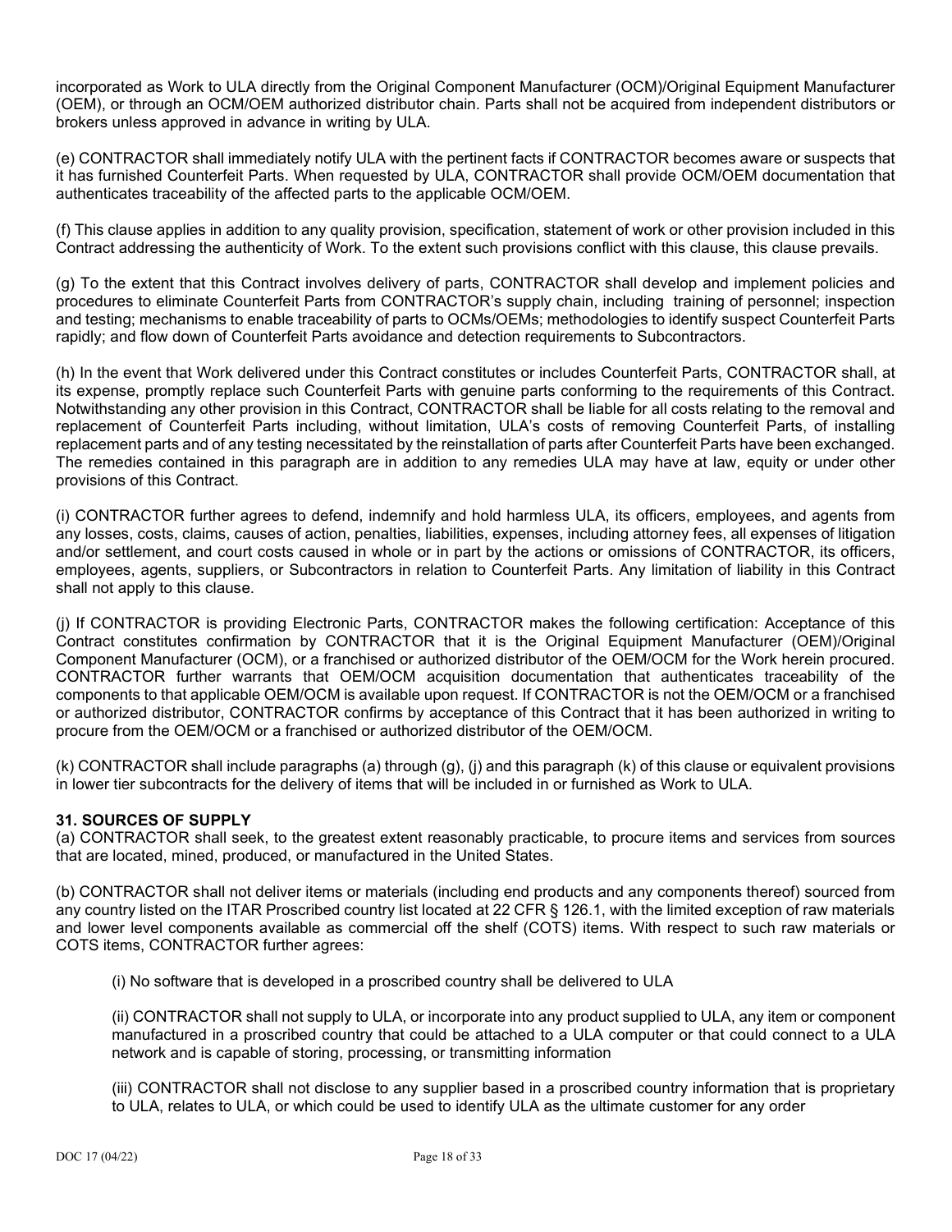incorporated as Work to ULA directly from the Original Component Manufacturer (OCM)/Original Equipment Manufacturer (OEM), or through an OCM/OEM authorized distributor chain. Parts shall not be acquired from independent distributors or brokers unless approved in advance in writing by ULA.

(e) CONTRACTOR shall immediately notify ULA with the pertinent facts if CONTRACTOR becomes aware or suspects that it has furnished Counterfeit Parts. When requested by ULA, CONTRACTOR shall provide OCM/OEM documentation that authenticates traceability of the affected parts to the applicable OCM/OEM.

(f) This clause applies in addition to any quality provision, specification, statement of work or other provision included in this Contract addressing the authenticity of Work. To the extent such provisions conflict with this clause, this clause prevails.

(g) To the extent that this Contract involves delivery of parts, CONTRACTOR shall develop and implement policies and procedures to eliminate Counterfeit Parts from CONTRACTOR's supply chain, including training of personnel; inspection and testing; mechanisms to enable traceability of parts to OCMs/OEMs; methodologies to identify suspect Counterfeit Parts rapidly; and flow down of Counterfeit Parts avoidance and detection requirements to Subcontractors.

(h) In the event that Work delivered under this Contract constitutes or includes Counterfeit Parts, CONTRACTOR shall, at its expense, promptly replace such Counterfeit Parts with genuine parts conforming to the requirements of this Contract. Notwithstanding any other provision in this Contract, CONTRACTOR shall be liable for all costs relating to the removal and replacement of Counterfeit Parts including, without limitation, ULA's costs of removing Counterfeit Parts, of installing replacement parts and of any testing necessitated by the reinstallation of parts after Counterfeit Parts have been exchanged. The remedies contained in this paragraph are in addition to any remedies ULA may have at law, equity or under other provisions of this Contract.

(i) CONTRACTOR further agrees to defend, indemnify and hold harmless ULA, its officers, employees, and agents from any losses, costs, claims, causes of action, penalties, liabilities, expenses, including attorney fees, all expenses of litigation and/or settlement, and court costs caused in whole or in part by the actions or omissions of CONTRACTOR, its officers, employees, agents, suppliers, or Subcontractors in relation to Counterfeit Parts. Any limitation of liability in this Contract shall not apply to this clause.

(j) If CONTRACTOR is providing Electronic Parts, CONTRACTOR makes the following certification: Acceptance of this Contract constitutes confirmation by CONTRACTOR that it is the Original Equipment Manufacturer (OEM)/Original Component Manufacturer (OCM), or a franchised or authorized distributor of the OEM/OCM for the Work herein procured. CONTRACTOR further warrants that OEM/OCM acquisition documentation that authenticates traceability of the components to that applicable OEM/OCM is available upon request. If CONTRACTOR is not the OEM/OCM or a franchised or authorized distributor, CONTRACTOR confirms by acceptance of this Contract that it has been authorized in writing to procure from the OEM/OCM or a franchised or authorized distributor of the OEM/OCM.

(k) CONTRACTOR shall include paragraphs (a) through (g), (j) and this paragraph (k) of this clause or equivalent provisions in lower tier subcontracts for the delivery of items that will be included in or furnished as Work to ULA.

**31. SOURCES OF SUPPLY**

(a) CONTRACTOR shall seek, to the greatest extent reasonably practicable, to procure items and services from sources that are located, mined, produced, or manufactured in the United States.

(b) CONTRACTOR shall not deliver items or materials (including end products and any components thereof) sourced from any country listed on the ITAR Proscribed country list located at 22 CFR § 126.1, with the limited exception of raw materials and lower level components available as commercial off the shelf (COTS) items. With respect to such raw materials or COTS items, CONTRACTOR further agrees:

(i) No software that is developed in a proscribed country shall be delivered to ULA

(ii) CONTRACTOR shall not supply to ULA, or incorporate into any product supplied to ULA, any item or component manufactured in a proscribed country that could be attached to a ULA computer or that could connect to a ULA network and is capable of storing, processing, or transmitting information

(iii) CONTRACTOR shall not disclose to any supplier based in a proscribed country information that is proprietary to ULA, relates to ULA, or which could be used to identify ULA as the ultimate customer for any order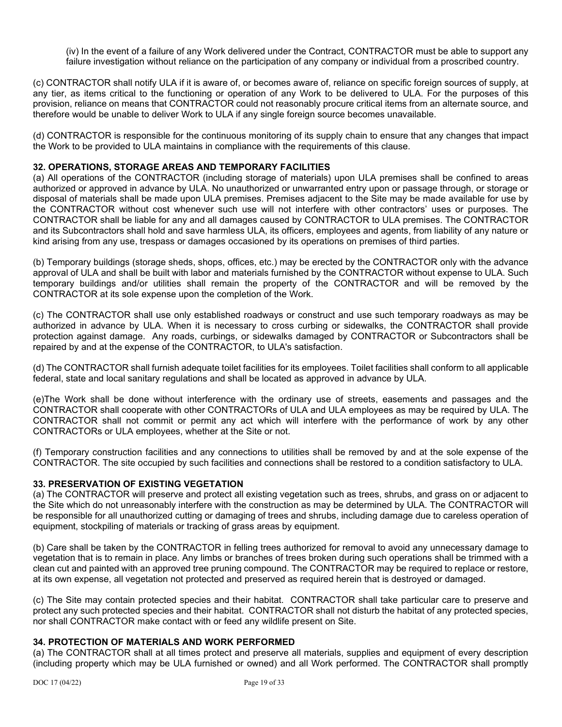(iv) In the event of a failure of any Work delivered under the Contract, CONTRACTOR must be able to support any failure investigation without reliance on the participation of any company or individual from a proscribed country.

(c) CONTRACTOR shall notify ULA if it is aware of, or becomes aware of, reliance on specific foreign sources of supply, at any tier, as items critical to the functioning or operation of any Work to be delivered to ULA. For the purposes of this provision, reliance on means that CONTRACTOR could not reasonably procure critical items from an alternate source, and therefore would be unable to deliver Work to ULA if any single foreign source becomes unavailable.

(d) CONTRACTOR is responsible for the continuous monitoring of its supply chain to ensure that any changes that impact the Work to be provided to ULA maintains in compliance with the requirements of this clause.

**32. OPERATIONS, STORAGE AREAS AND TEMPORARY FACILITIES**

(a) All operations of the CONTRACTOR (including storage of materials) upon ULA premises shall be confined to areas authorized or approved in advance by ULA. No unauthorized or unwarranted entry upon or passage through, or storage or disposal of materials shall be made upon ULA premises. Premises adjacent to the Site may be made available for use by the CONTRACTOR without cost whenever such use will not interfere with other contractors' uses or purposes. The CONTRACTOR shall be liable for any and all damages caused by CONTRACTOR to ULA premises. The CONTRACTOR and its Subcontractors shall hold and save harmless ULA, its officers, employees and agents, from liability of any nature or kind arising from any use, trespass or damages occasioned by its operations on premises of third parties.

(b) Temporary buildings (storage sheds, shops, offices, etc.) may be erected by the CONTRACTOR only with the advance approval of ULA and shall be built with labor and materials furnished by the CONTRACTOR without expense to ULA. Such temporary buildings and/or utilities shall remain the property of the CONTRACTOR and will be removed by the CONTRACTOR at its sole expense upon the completion of the Work.

(c) The CONTRACTOR shall use only established roadways or construct and use such temporary roadways as may be authorized in advance by ULA. When it is necessary to cross curbing or sidewalks, the CONTRACTOR shall provide protection against damage. Any roads, curbings, or sidewalks damaged by CONTRACTOR or Subcontractors shall be repaired by and at the expense of the CONTRACTOR, to ULA's satisfaction.

(d) The CONTRACTOR shall furnish adequate toilet facilities for its employees. Toilet facilities shall conform to all applicable federal, state and local sanitary regulations and shall be located as approved in advance by ULA.

(e)The Work shall be done without interference with the ordinary use of streets, easements and passages and the CONTRACTOR shall cooperate with other CONTRACTORs of ULA and ULA employees as may be required by ULA. The CONTRACTOR shall not commit or permit any act which will interfere with the performance of work by any other CONTRACTORs or ULA employees, whether at the Site or not.

(f) Temporary construction facilities and any connections to utilities shall be removed by and at the sole expense of the CONTRACTOR. The site occupied by such facilities and connections shall be restored to a condition satisfactory to ULA.

**33. PRESERVATION OF EXISTING VEGETATION**

(a) The CONTRACTOR will preserve and protect all existing vegetation such as trees, shrubs, and grass on or adjacent to the Site which do not unreasonably interfere with the construction as may be determined by ULA. The CONTRACTOR will be responsible for all unauthorized cutting or damaging of trees and shrubs, including damage due to careless operation of equipment, stockpiling of materials or tracking of grass areas by equipment.

(b) Care shall be taken by the CONTRACTOR in felling trees authorized for removal to avoid any unnecessary damage to vegetation that is to remain in place. Any limbs or branches of trees broken during such operations shall be trimmed with a clean cut and painted with an approved tree pruning compound. The CONTRACTOR may be required to replace or restore, at its own expense, all vegetation not protected and preserved as required herein that is destroyed or damaged.

(c) The Site may contain protected species and their habitat. CONTRACTOR shall take particular care to preserve and protect any such protected species and their habitat. CONTRACTOR shall not disturb the habitat of any protected species, nor shall CONTRACTOR make contact with or feed any wildlife present on Site.

**34. PROTECTION OF MATERIALS AND WORK PERFORMED**

(a) The CONTRACTOR shall at all times protect and preserve all materials, supplies and equipment of every description (including property which may be ULA furnished or owned) and all Work performed. The CONTRACTOR shall promptly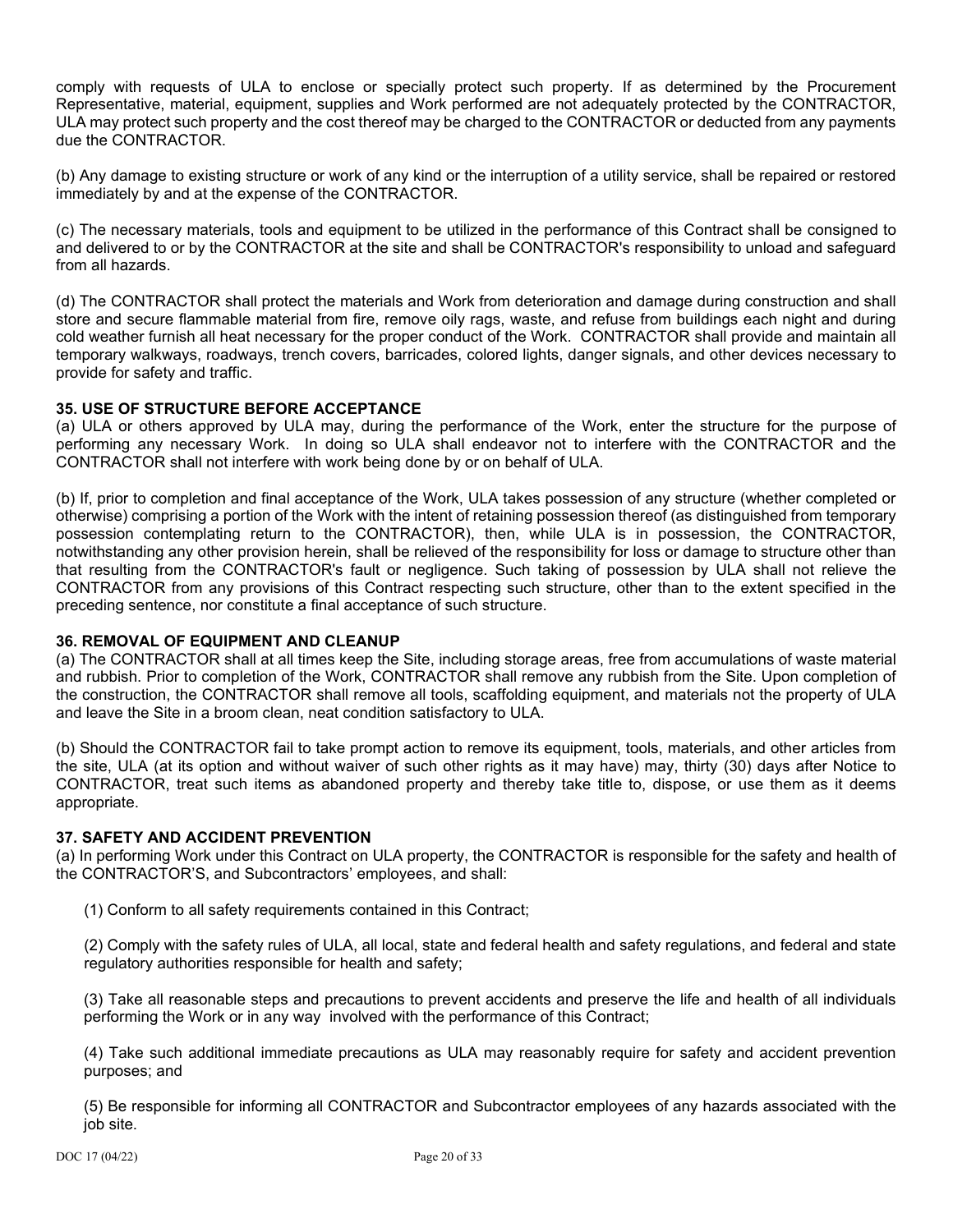comply with requests of ULA to enclose or specially protect such property. If as determined by the Procurement Representative, material, equipment, supplies and Work performed are not adequately protected by the CONTRACTOR, ULA may protect such property and the cost thereof may be charged to the CONTRACTOR or deducted from any payments due the CONTRACTOR.

(b) Any damage to existing structure or work of any kind or the interruption of a utility service, shall be repaired or restored immediately by and at the expense of the CONTRACTOR.

(c) The necessary materials, tools and equipment to be utilized in the performance of this Contract shall be consigned to and delivered to or by the CONTRACTOR at the site and shall be CONTRACTOR's responsibility to unload and safeguard from all hazards.

(d) The CONTRACTOR shall protect the materials and Work from deterioration and damage during construction and shall store and secure flammable material from fire, remove oily rags, waste, and refuse from buildings each night and during cold weather furnish all heat necessary for the proper conduct of the Work. CONTRACTOR shall provide and maintain all temporary walkways, roadways, trench covers, barricades, colored lights, danger signals, and other devices necessary to provide for safety and traffic.

### 35. USE OF STRUCTURE BEFORE ACCEPTANCE

(a) ULA or others approved by ULA may, during the performance of the Work, enter the structure for the purpose of performing any necessary Work. In doing so ULA shall endeavor not to interfere with the CONTRACTOR and the CONTRACTOR shall not interfere with work being done by or on behalf of ULA.

(b) If, prior to completion and final acceptance of the Work, ULA takes possession of any structure (whether completed or otherwise) comprising a portion of the Work with the intent of retaining possession thereof (as distinguished from temporary possession contemplating return to the CONTRACTOR), then, while ULA is in possession, the CONTRACTOR, notwithstanding any other provision herein, shall be relieved of the responsibility for loss or damage to structure other than that resulting from the CONTRACTOR's fault or negligence. Such taking of possession by ULA shall not relieve the CONTRACTOR from any provisions of this Contract respecting such structure, other than to the extent specified in the preceding sentence, nor constitute a final acceptance of such structure.

### 36. REMOVAL OF EQUIPMENT AND CLEANUP

(a) The CONTRACTOR shall at all times keep the Site, including storage areas, free from accumulations of waste material and rubbish. Prior to completion of the Work, CONTRACTOR shall remove any rubbish from the Site. Upon completion of the construction, the CONTRACTOR shall remove all tools, scaffolding equipment, and materials not the property of ULA and leave the Site in a broom clean, neat condition satisfactory to ULA.

(b) Should the CONTRACTOR fail to take prompt action to remove its equipment, tools, materials, and other articles from the site, ULA (at its option and without waiver of such other rights as it may have) may, thirty (30) days after Notice to CONTRACTOR, treat such items as abandoned property and thereby take title to, dispose, or use them as it deems appropriate.

### 37. SAFETY AND ACCIDENT PREVENTION

(a) In performing Work under this Contract on ULA property, the CONTRACTOR is responsible for the safety and health of the CONTRACTOR'S, and Subcontractors' employees, and shall:

(1) Conform to all safety requirements contained in this Contract;

(2) Comply with the safety rules of ULA, all local, state and federal health and safety regulations, and federal and state regulatory authorities responsible for health and safety;

(3) Take all reasonable steps and precautions to prevent accidents and preserve the life and health of all individuals performing the Work or in any way involved with the performance of this Contract;

(4) Take such additional immediate precautions as ULA may reasonably require for safety and accident prevention purposes; and

(5) Be responsible for informing all CONTRACTOR and Subcontractor employees of any hazards associated with the job site.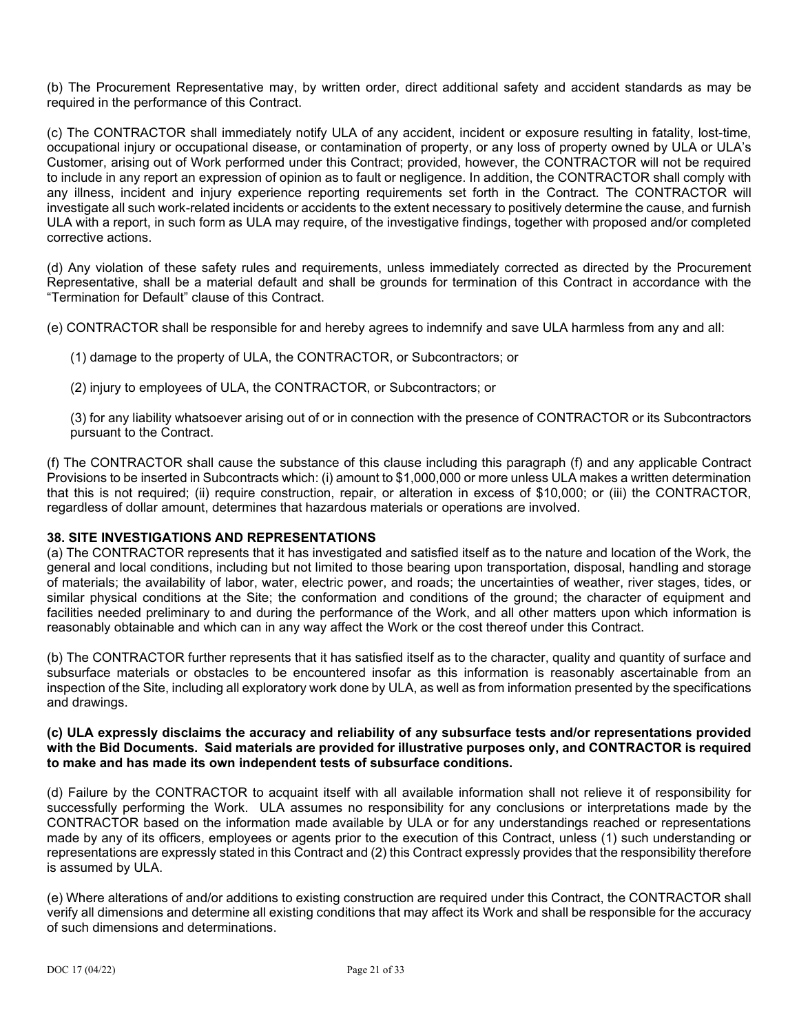(b) The Procurement Representative may, by written order, direct additional safety and accident standards as may be required in the performance of this Contract.

(c) The CONTRACTOR shall immediately notify ULA of any accident, incident or exposure resulting in fatality, lost-time, occupational injury or occupational disease, or contamination of property, or any loss of property owned by ULA or ULA's Customer, arising out of Work performed under this Contract; provided, however, the CONTRACTOR will not be required to include in any report an expression of opinion as to fault or negligence. In addition, the CONTRACTOR shall comply with any illness, incident and injury experience reporting requirements set forth in the Contract. The CONTRACTOR will investigate all such work-related incidents or accidents to the extent necessary to positively determine the cause, and furnish ULA with a report, in such form as ULA may require, of the investigative findings, together with proposed and/or completed corrective actions.

(d) Any violation of these safety rules and requirements, unless immediately corrected as directed by the Procurement Representative, shall be a material default and shall be grounds for termination of this Contract in accordance with the "Termination for Default" clause of this Contract.

(e) CONTRACTOR shall be responsible for and hereby agrees to indemnify and save ULA harmless from any and all:

(1) damage to the property of ULA, the CONTRACTOR, or Subcontractors; or

(2) injury to employees of ULA, the CONTRACTOR, or Subcontractors; or

(3) for any liability whatsoever arising out of or in connection with the presence of CONTRACTOR or its Subcontractors pursuant to the Contract.

(f) The CONTRACTOR shall cause the substance of this clause including this paragraph (f) and any applicable Contract Provisions to be inserted in Subcontracts which: (i) amount to $1,000,000 or more unless ULA makes a written determination that this is not required; (ii) require construction, repair, or alteration in excess of $10,000; or (iii) the CONTRACTOR, regardless of dollar amount, determines that hazardous materials or operations are involved.

**38. SITE INVESTIGATIONS AND REPRESENTATIONS**

(a) The CONTRACTOR represents that it has investigated and satisfied itself as to the nature and location of the Work, the general and local conditions, including but not limited to those bearing upon transportation, disposal, handling and storage of materials; the availability of labor, water, electric power, and roads; the uncertainties of weather, river stages, tides, or similar physical conditions at the Site; the conformation and conditions of the ground; the character of equipment and facilities needed preliminary to and during the performance of the Work, and all other matters upon which information is reasonably obtainable and which can in any way affect the Work or the cost thereof under this Contract.

(b) The CONTRACTOR further represents that it has satisfied itself as to the character, quality and quantity of surface and subsurface materials or obstacles to be encountered insofar as this information is reasonably ascertainable from an inspection of the Site, including all exploratory work done by ULA, as well as from information presented by the specifications and drawings.

**(c) ULA expressly disclaims the accuracy and reliability of any subsurface tests and/or representations provided with the Bid Documents. Said materials are provided for illustrative purposes only, and CONTRACTOR is required to make and has made its own independent tests of subsurface conditions.**

(d) Failure by the CONTRACTOR to acquaint itself with all available information shall not relieve it of responsibility for successfully performing the Work. ULA assumes no responsibility for any conclusions or interpretations made by the CONTRACTOR based on the information made available by ULA or for any understandings reached or representations made by any of its officers, employees or agents prior to the execution of this Contract, unless (1) such understanding or representations are expressly stated in this Contract and (2) this Contract expressly provides that the responsibility therefore is assumed by ULA.

(e) Where alterations of and/or additions to existing construction are required under this Contract, the CONTRACTOR shall verify all dimensions and determine all existing conditions that may affect its Work and shall be responsible for the accuracy of such dimensions and determinations.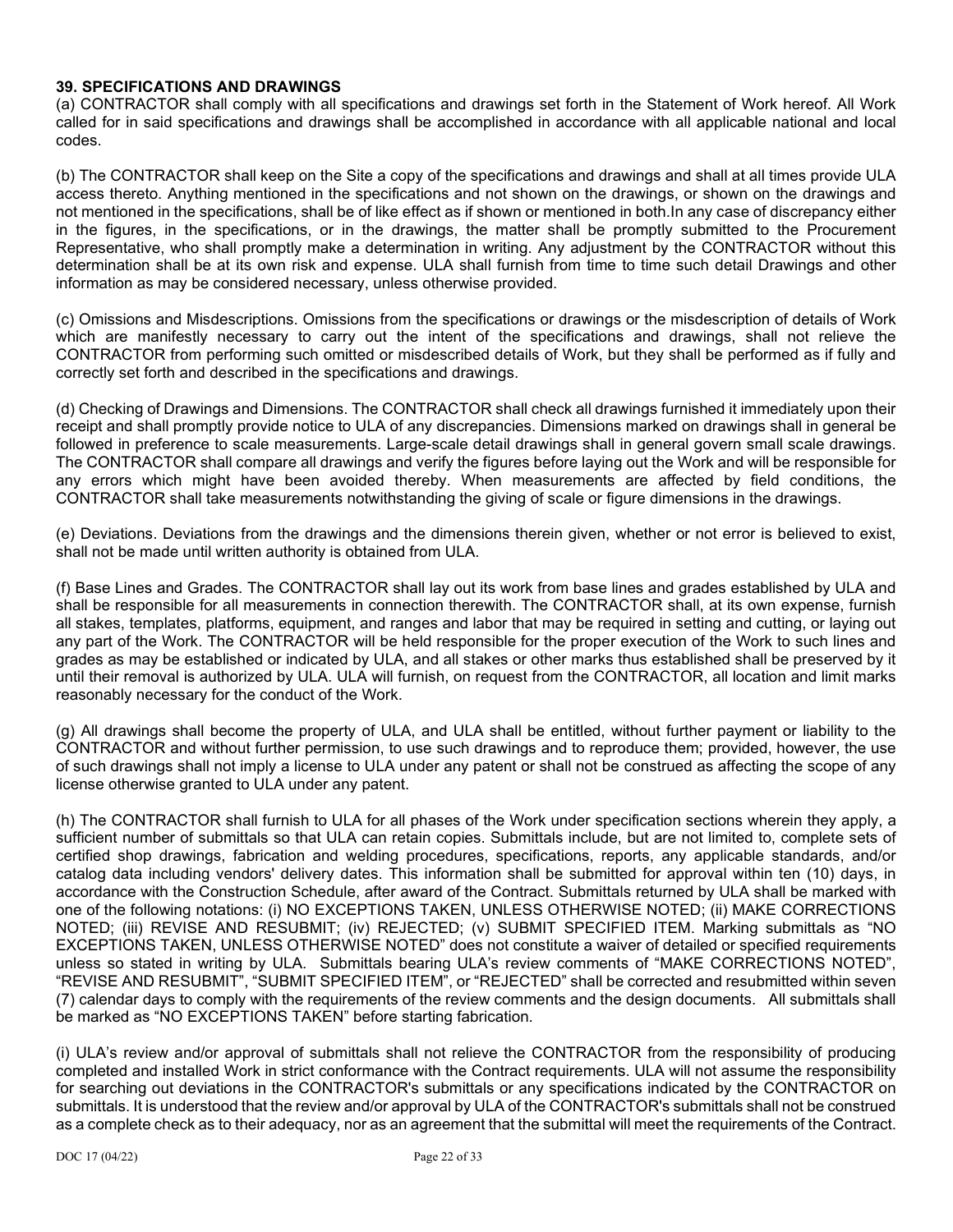### 39. SPECIFICATIONS AND DRAWINGS

(a) CONTRACTOR shall comply with all specifications and drawings set forth in the Statement of Work hereof. All Work called for in said specifications and drawings shall be accomplished in accordance with all applicable national and local codes.

(b) The CONTRACTOR shall keep on the Site a copy of the specifications and drawings and shall at all times provide ULA access thereto. Anything mentioned in the specifications and not shown on the drawings, or shown on the drawings and not mentioned in the specifications, shall be of like effect as if shown or mentioned in both.In any case of discrepancy either in the figures, in the specifications, or in the drawings, the matter shall be promptly submitted to the Procurement Representative, who shall promptly make a determination in writing. Any adjustment by the CONTRACTOR without this determination shall be at its own risk and expense. ULA shall furnish from time to time such detail Drawings and other information as may be considered necessary, unless otherwise provided.

(c) Omissions and Misdescriptions. Omissions from the specifications or drawings or the misdescription of details of Work which are manifestly necessary to carry out the intent of the specifications and drawings, shall not relieve the CONTRACTOR from performing such omitted or misdescribed details of Work, but they shall be performed as if fully and correctly set forth and described in the specifications and drawings.

(d) Checking of Drawings and Dimensions. The CONTRACTOR shall check all drawings furnished it immediately upon their receipt and shall promptly provide notice to ULA of any discrepancies. Dimensions marked on drawings shall in general be followed in preference to scale measurements. Large-scale detail drawings shall in general govern small scale drawings. The CONTRACTOR shall compare all drawings and verify the figures before laying out the Work and will be responsible for any errors which might have been avoided thereby. When measurements are affected by field conditions, the CONTRACTOR shall take measurements notwithstanding the giving of scale or figure dimensions in the drawings.

(e) Deviations. Deviations from the drawings and the dimensions therein given, whether or not error is believed to exist, shall not be made until written authority is obtained from ULA.

(f) Base Lines and Grades. The CONTRACTOR shall lay out its work from base lines and grades established by ULA and shall be responsible for all measurements in connection therewith. The CONTRACTOR shall, at its own expense, furnish all stakes, templates, platforms, equipment, and ranges and labor that may be required in setting and cutting, or laying out any part of the Work. The CONTRACTOR will be held responsible for the proper execution of the Work to such lines and grades as may be established or indicated by ULA, and all stakes or other marks thus established shall be preserved by it until their removal is authorized by ULA. ULA will furnish, on request from the CONTRACTOR, all location and limit marks reasonably necessary for the conduct of the Work.

(g) All drawings shall become the property of ULA, and ULA shall be entitled, without further payment or liability to the CONTRACTOR and without further permission, to use such drawings and to reproduce them; provided, however, the use of such drawings shall not imply a license to ULA under any patent or shall not be construed as affecting the scope of any license otherwise granted to ULA under any patent.

(h) The CONTRACTOR shall furnish to ULA for all phases of the Work under specification sections wherein they apply, a sufficient number of submittals so that ULA can retain copies. Submittals include, but are not limited to, complete sets of certified shop drawings, fabrication and welding procedures, specifications, reports, any applicable standards, and/or catalog data including vendors' delivery dates. This information shall be submitted for approval within ten (10) days, in accordance with the Construction Schedule, after award of the Contract. Submittals returned by ULA shall be marked with one of the following notations: (i) NO EXCEPTIONS TAKEN, UNLESS OTHERWISE NOTED; (ii) MAKE CORRECTIONS NOTED; (iii) REVISE AND RESUBMIT; (iv) REJECTED; (v) SUBMIT SPECIFIED ITEM. Marking submittals as "NO EXCEPTIONS TAKEN, UNLESS OTHERWISE NOTED" does not constitute a waiver of detailed or specified requirements unless so stated in writing by ULA. Submittals bearing ULA's review comments of "MAKE CORRECTIONS NOTED", "REVISE AND RESUBMIT", "SUBMIT SPECIFIED ITEM", or "REJECTED" shall be corrected and resubmitted within seven (7) calendar days to comply with the requirements of the review comments and the design documents. All submittals shall be marked as "NO EXCEPTIONS TAKEN" before starting fabrication.

(i) ULA's review and/or approval of submittals shall not relieve the CONTRACTOR from the responsibility of producing completed and installed Work in strict conformance with the Contract requirements. ULA will not assume the responsibility for searching out deviations in the CONTRACTOR's submittals or any specifications indicated by the CONTRACTOR on submittals. It is understood that the review and/or approval by ULA of the CONTRACTOR's submittals shall not be construed as a complete check as to their adequacy, nor as an agreement that the submittal will meet the requirements of the Contract.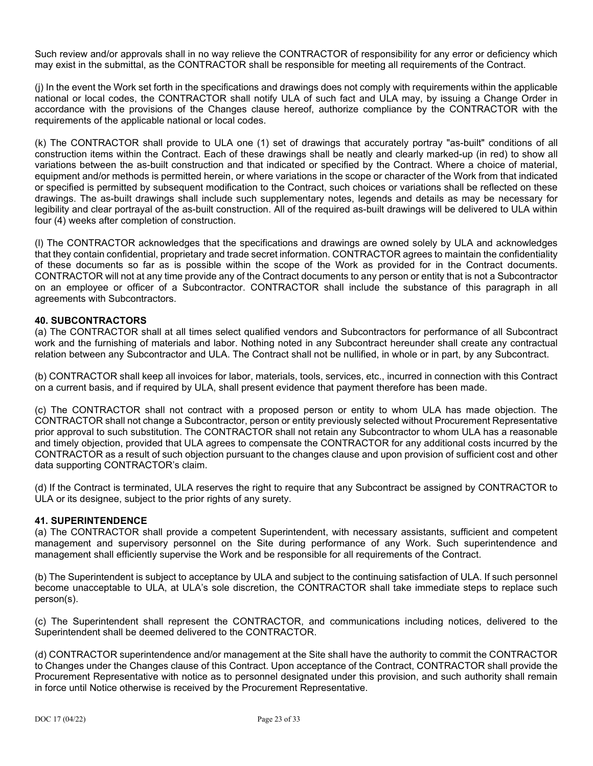Such review and/or approvals shall in no way relieve the CONTRACTOR of responsibility for any error or deficiency which may exist in the submittal, as the CONTRACTOR shall be responsible for meeting all requirements of the Contract.

(j) In the event the Work set forth in the specifications and drawings does not comply with requirements within the applicable national or local codes, the CONTRACTOR shall notify ULA of such fact and ULA may, by issuing a Change Order in accordance with the provisions of the Changes clause hereof, authorize compliance by the CONTRACTOR with the requirements of the applicable national or local codes.

(k) The CONTRACTOR shall provide to ULA one (1) set of drawings that accurately portray "as-built" conditions of all construction items within the Contract. Each of these drawings shall be neatly and clearly marked-up (in red) to show all variations between the as-built construction and that indicated or specified by the Contract. Where a choice of material, equipment and/or methods is permitted herein, or where variations in the scope or character of the Work from that indicated or specified is permitted by subsequent modification to the Contract, such choices or variations shall be reflected on these drawings. The as-built drawings shall include such supplementary notes, legends and details as may be necessary for legibility and clear portrayal of the as-built construction. All of the required as-built drawings will be delivered to ULA within four (4) weeks after completion of construction.

(l) The CONTRACTOR acknowledges that the specifications and drawings are owned solely by ULA and acknowledges that they contain confidential, proprietary and trade secret information. CONTRACTOR agrees to maintain the confidentiality of these documents so far as is possible within the scope of the Work as provided for in the Contract documents. CONTRACTOR will not at any time provide any of the Contract documents to any person or entity that is not a Subcontractor on an employee or officer of a Subcontractor. CONTRACTOR shall include the substance of this paragraph in all agreements with Subcontractors.

**40. SUBCONTRACTORS**

(a) The CONTRACTOR shall at all times select qualified vendors and Subcontractors for performance of all Subcontract work and the furnishing of materials and labor. Nothing noted in any Subcontract hereunder shall create any contractual relation between any Subcontractor and ULA. The Contract shall not be nullified, in whole or in part, by any Subcontract.

(b) CONTRACTOR shall keep all invoices for labor, materials, tools, services, etc., incurred in connection with this Contract on a current basis, and if required by ULA, shall present evidence that payment therefore has been made.

(c) The CONTRACTOR shall not contract with a proposed person or entity to whom ULA has made objection. The CONTRACTOR shall not change a Subcontractor, person or entity previously selected without Procurement Representative prior approval to such substitution. The CONTRACTOR shall not retain any Subcontractor to whom ULA has a reasonable and timely objection, provided that ULA agrees to compensate the CONTRACTOR for any additional costs incurred by the CONTRACTOR as a result of such objection pursuant to the changes clause and upon provision of sufficient cost and other data supporting CONTRACTOR's claim.

(d) If the Contract is terminated, ULA reserves the right to require that any Subcontract be assigned by CONTRACTOR to ULA or its designee, subject to the prior rights of any surety.

**41. SUPERINTENDENCE**

(a) The CONTRACTOR shall provide a competent Superintendent, with necessary assistants, sufficient and competent management and supervisory personnel on the Site during performance of any Work. Such superintendence and management shall efficiently supervise the Work and be responsible for all requirements of the Contract.

(b) The Superintendent is subject to acceptance by ULA and subject to the continuing satisfaction of ULA. If such personnel become unacceptable to ULA, at ULA's sole discretion, the CONTRACTOR shall take immediate steps to replace such person(s).

(c) The Superintendent shall represent the CONTRACTOR, and communications including notices, delivered to the Superintendent shall be deemed delivered to the CONTRACTOR.

(d) CONTRACTOR superintendence and/or management at the Site shall have the authority to commit the CONTRACTOR to Changes under the Changes clause of this Contract. Upon acceptance of the Contract, CONTRACTOR shall provide the Procurement Representative with notice as to personnel designated under this provision, and such authority shall remain in force until Notice otherwise is received by the Procurement Representative.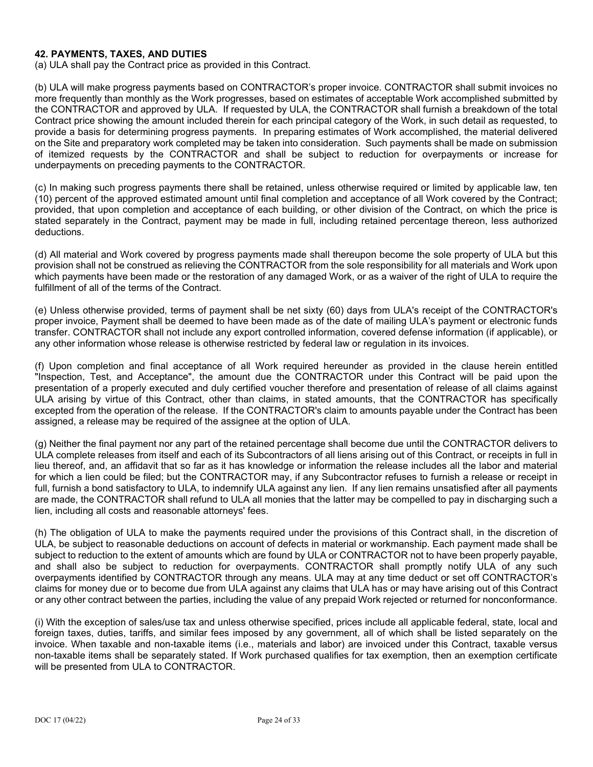**42. PAYMENTS, TAXES, AND DUTIES**

(a) ULA shall pay the Contract price as provided in this Contract.

(b) ULA will make progress payments based on CONTRACTOR's proper invoice. CONTRACTOR shall submit invoices no more frequently than monthly as the Work progresses, based on estimates of acceptable Work accomplished submitted by the CONTRACTOR and approved by ULA. If requested by ULA, the CONTRACTOR shall furnish a breakdown of the total Contract price showing the amount included therein for each principal category of the Work, in such detail as requested, to provide a basis for determining progress payments. In preparing estimates of Work accomplished, the material delivered on the Site and preparatory work completed may be taken into consideration. Such payments shall be made on submission of itemized requests by the CONTRACTOR and shall be subject to reduction for overpayments or increase for underpayments on preceding payments to the CONTRACTOR.

(c) In making such progress payments there shall be retained, unless otherwise required or limited by applicable law, ten (10) percent of the approved estimated amount until final completion and acceptance of all Work covered by the Contract; provided, that upon completion and acceptance of each building, or other division of the Contract, on which the price is stated separately in the Contract, payment may be made in full, including retained percentage thereon, less authorized deductions.

(d) All material and Work covered by progress payments made shall thereupon become the sole property of ULA but this provision shall not be construed as relieving the CONTRACTOR from the sole responsibility for all materials and Work upon which payments have been made or the restoration of any damaged Work, or as a waiver of the right of ULA to require the fulfillment of all of the terms of the Contract.

(e) Unless otherwise provided, terms of payment shall be net sixty (60) days from ULA's receipt of the CONTRACTOR's proper invoice, Payment shall be deemed to have been made as of the date of mailing ULA's payment or electronic funds transfer. CONTRACTOR shall not include any export controlled information, covered defense information (if applicable), or any other information whose release is otherwise restricted by federal law or regulation in its invoices.

(f) Upon completion and final acceptance of all Work required hereunder as provided in the clause herein entitled "Inspection, Test, and Acceptance", the amount due the CONTRACTOR under this Contract will be paid upon the presentation of a properly executed and duly certified voucher therefore and presentation of release of all claims against ULA arising by virtue of this Contract, other than claims, in stated amounts, that the CONTRACTOR has specifically excepted from the operation of the release. If the CONTRACTOR's claim to amounts payable under the Contract has been assigned, a release may be required of the assignee at the option of ULA.

(g) Neither the final payment nor any part of the retained percentage shall become due until the CONTRACTOR delivers to ULA complete releases from itself and each of its Subcontractors of all liens arising out of this Contract, or receipts in full in lieu thereof, and, an affidavit that so far as it has knowledge or information the release includes all the labor and material for which a lien could be filed; but the CONTRACTOR may, if any Subcontractor refuses to furnish a release or receipt in full, furnish a bond satisfactory to ULA, to indemnify ULA against any lien. If any lien remains unsatisfied after all payments are made, the CONTRACTOR shall refund to ULA all monies that the latter may be compelled to pay in discharging such a lien, including all costs and reasonable attorneys' fees.

(h) The obligation of ULA to make the payments required under the provisions of this Contract shall, in the discretion of ULA, be subject to reasonable deductions on account of defects in material or workmanship. Each payment made shall be subject to reduction to the extent of amounts which are found by ULA or CONTRACTOR not to have been properly payable, and shall also be subject to reduction for overpayments. CONTRACTOR shall promptly notify ULA of any such overpayments identified by CONTRACTOR through any means. ULA may at any time deduct or set off CONTRACTOR's claims for money due or to become due from ULA against any claims that ULA has or may have arising out of this Contract or any other contract between the parties, including the value of any prepaid Work rejected or returned for nonconformance.

(i) With the exception of sales/use tax and unless otherwise specified, prices include all applicable federal, state, local and foreign taxes, duties, tariffs, and similar fees imposed by any government, all of which shall be listed separately on the invoice. When taxable and non-taxable items (i.e., materials and labor) are invoiced under this Contract, taxable versus non-taxable items shall be separately stated. If Work purchased qualifies for tax exemption, then an exemption certificate will be presented from ULA to CONTRACTOR.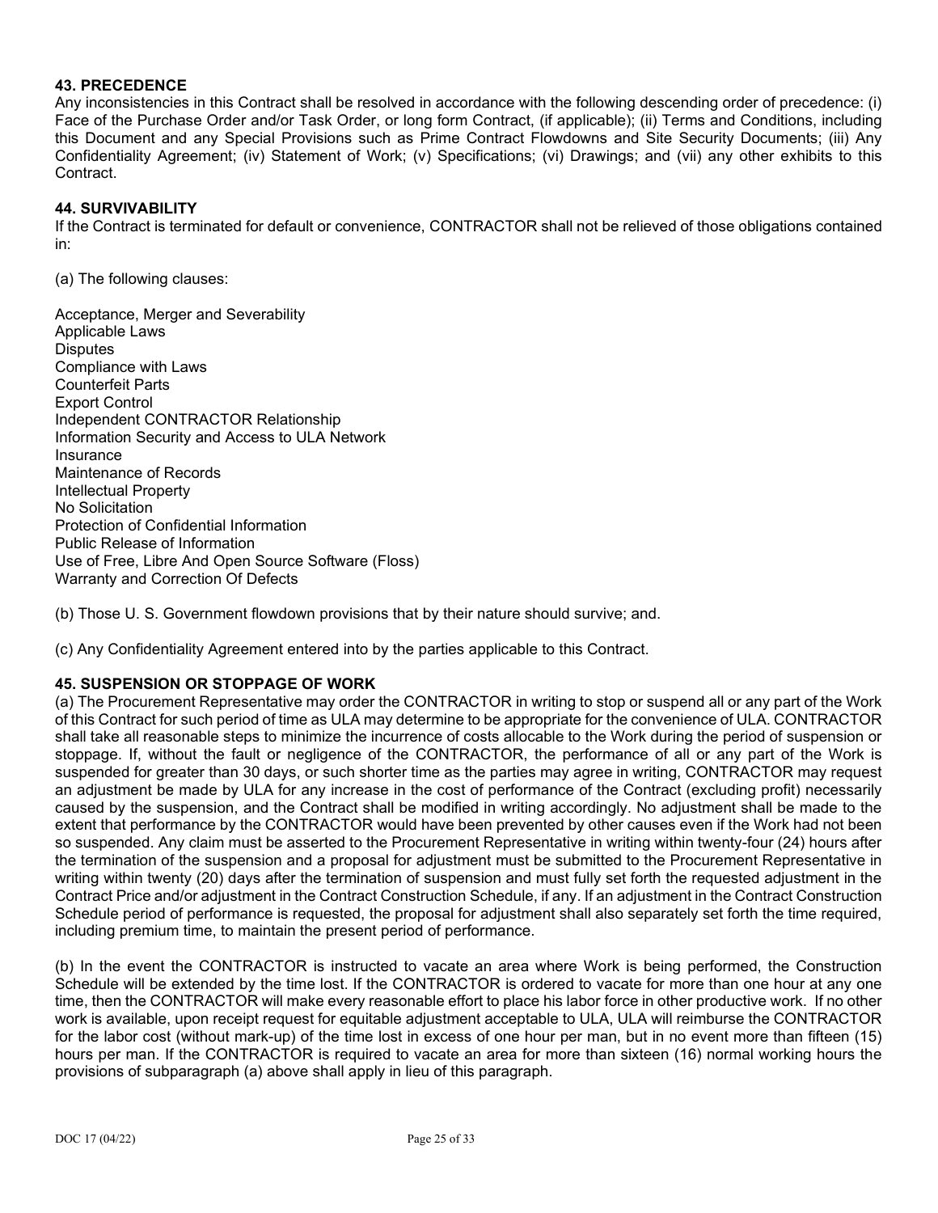### 43. PRECEDENCE

Any inconsistencies in this Contract shall be resolved in accordance with the following descending order of precedence: (i) Face of the Purchase Order and/or Task Order, or long form Contract, (if applicable); (ii) Terms and Conditions, including this Document and any Special Provisions such as Prime Contract Flowdowns and Site Security Documents; (iii) Any Confidentiality Agreement; (iv) Statement of Work; (v) Specifications; (vi) Drawings; and (vii) any other exhibits to this Contract.

### 44. SURVIVABILITY

If the Contract is terminated for default or convenience, CONTRACTOR shall not be relieved of those obligations contained in:

(a) The following clauses:

Acceptance, Merger and Severability
Applicable Laws
Disputes
Compliance with Laws
Counterfeit Parts
Export Control
Independent CONTRACTOR Relationship
Information Security and Access to ULA Network
Insurance
Maintenance of Records
Intellectual Property
No Solicitation
Protection of Confidential Information
Public Release of Information
Use of Free, Libre And Open Source Software (Floss)
Warranty and Correction Of Defects

(b) Those U. S. Government flowdown provisions that by their nature should survive; and.

(c) Any Confidentiality Agreement entered into by the parties applicable to this Contract.

### 45. SUSPENSION OR STOPPAGE OF WORK

(a) The Procurement Representative may order the CONTRACTOR in writing to stop or suspend all or any part of the Work of this Contract for such period of time as ULA may determine to be appropriate for the convenience of ULA. CONTRACTOR shall take all reasonable steps to minimize the incurrence of costs allocable to the Work during the period of suspension or stoppage. If, without the fault or negligence of the CONTRACTOR, the performance of all or any part of the Work is suspended for greater than 30 days, or such shorter time as the parties may agree in writing, CONTRACTOR may request an adjustment be made by ULA for any increase in the cost of performance of the Contract (excluding profit) necessarily caused by the suspension, and the Contract shall be modified in writing accordingly. No adjustment shall be made to the extent that performance by the CONTRACTOR would have been prevented by other causes even if the Work had not been so suspended. Any claim must be asserted to the Procurement Representative in writing within twenty-four (24) hours after the termination of the suspension and a proposal for adjustment must be submitted to the Procurement Representative in writing within twenty (20) days after the termination of suspension and must fully set forth the requested adjustment in the Contract Price and/or adjustment in the Contract Construction Schedule, if any. If an adjustment in the Contract Construction Schedule period of performance is requested, the proposal for adjustment shall also separately set forth the time required, including premium time, to maintain the present period of performance.

(b) In the event the CONTRACTOR is instructed to vacate an area where Work is being performed, the Construction Schedule will be extended by the time lost. If the CONTRACTOR is ordered to vacate for more than one hour at any one time, then the CONTRACTOR will make every reasonable effort to place his labor force in other productive work. If no other work is available, upon receipt request for equitable adjustment acceptable to ULA, ULA will reimburse the CONTRACTOR for the labor cost (without mark-up) of the time lost in excess of one hour per man, but in no event more than fifteen (15) hours per man. If the CONTRACTOR is required to vacate an area for more than sixteen (16) normal working hours the provisions of subparagraph (a) above shall apply in lieu of this paragraph.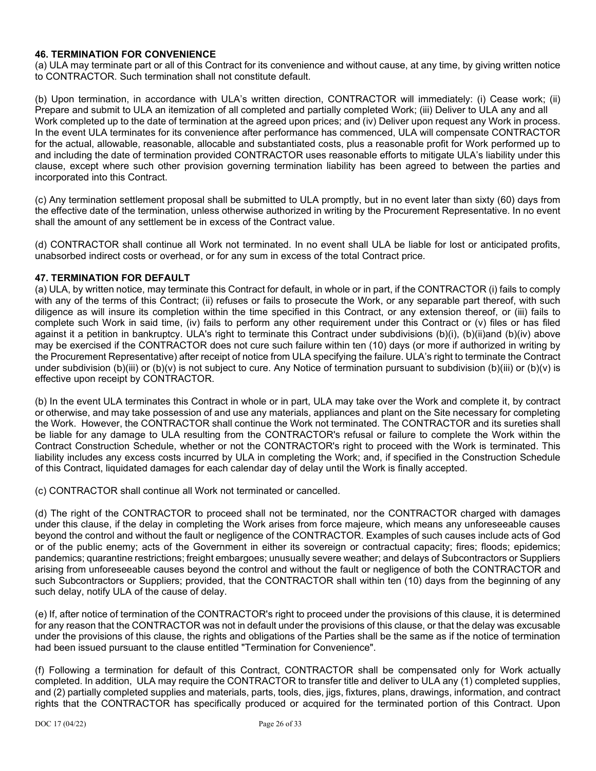**46. TERMINATION FOR CONVENIENCE**

(a) ULA may terminate part or all of this Contract for its convenience and without cause, at any time, by giving written notice to CONTRACTOR. Such termination shall not constitute default.

(b) Upon termination, in accordance with ULA's written direction, CONTRACTOR will immediately: (i) Cease work; (ii) Prepare and submit to ULA an itemization of all completed and partially completed Work; (iii) Deliver to ULA any and all Work completed up to the date of termination at the agreed upon prices; and (iv) Deliver upon request any Work in process. In the event ULA terminates for its convenience after performance has commenced, ULA will compensate CONTRACTOR for the actual, allowable, reasonable, allocable and substantiated costs, plus a reasonable profit for Work performed up to and including the date of termination provided CONTRACTOR uses reasonable efforts to mitigate ULA's liability under this clause, except where such other provision governing termination liability has been agreed to between the parties and incorporated into this Contract.

(c) Any termination settlement proposal shall be submitted to ULA promptly, but in no event later than sixty (60) days from the effective date of the termination, unless otherwise authorized in writing by the Procurement Representative. In no event shall the amount of any settlement be in excess of the Contract value.

(d) CONTRACTOR shall continue all Work not terminated. In no event shall ULA be liable for lost or anticipated profits, unabsorbed indirect costs or overhead, or for any sum in excess of the total Contract price.

**47. TERMINATION FOR DEFAULT**

(a) ULA, by written notice, may terminate this Contract for default, in whole or in part, if the CONTRACTOR (i) fails to comply with any of the terms of this Contract; (ii) refuses or fails to prosecute the Work, or any separable part thereof, with such diligence as will insure its completion within the time specified in this Contract, or any extension thereof, or (iii) fails to complete such Work in said time, (iv) fails to perform any other requirement under this Contract or (v) files or has filed against it a petition in bankruptcy. ULA's right to terminate this Contract under subdivisions (b)(i), (b)(ii)and (b)(iv) above may be exercised if the CONTRACTOR does not cure such failure within ten (10) days (or more if authorized in writing by the Procurement Representative) after receipt of notice from ULA specifying the failure. ULA's right to terminate the Contract under subdivision (b)(iii) or (b)(v) is not subject to cure. Any Notice of termination pursuant to subdivision (b)(iii) or (b)(v) is effective upon receipt by CONTRACTOR.

(b) In the event ULA terminates this Contract in whole or in part, ULA may take over the Work and complete it, by contract or otherwise, and may take possession of and use any materials, appliances and plant on the Site necessary for completing the Work. However, the CONTRACTOR shall continue the Work not terminated. The CONTRACTOR and its sureties shall be liable for any damage to ULA resulting from the CONTRACTOR's refusal or failure to complete the Work within the Contract Construction Schedule, whether or not the CONTRACTOR's right to proceed with the Work is terminated. This liability includes any excess costs incurred by ULA in completing the Work; and, if specified in the Construction Schedule of this Contract, liquidated damages for each calendar day of delay until the Work is finally accepted.

(c) CONTRACTOR shall continue all Work not terminated or cancelled.

(d) The right of the CONTRACTOR to proceed shall not be terminated, nor the CONTRACTOR charged with damages under this clause, if the delay in completing the Work arises from force majeure, which means any unforeseeable causes beyond the control and without the fault or negligence of the CONTRACTOR. Examples of such causes include acts of God or of the public enemy; acts of the Government in either its sovereign or contractual capacity; fires; floods; epidemics; pandemics; quarantine restrictions; freight embargoes; unusually severe weather; and delays of Subcontractors or Suppliers arising from unforeseeable causes beyond the control and without the fault or negligence of both the CONTRACTOR and such Subcontractors or Suppliers; provided, that the CONTRACTOR shall within ten (10) days from the beginning of any such delay, notify ULA of the cause of delay.

(e) If, after notice of termination of the CONTRACTOR's right to proceed under the provisions of this clause, it is determined for any reason that the CONTRACTOR was not in default under the provisions of this clause, or that the delay was excusable under the provisions of this clause, the rights and obligations of the Parties shall be the same as if the notice of termination had been issued pursuant to the clause entitled "Termination for Convenience".

(f) Following a termination for default of this Contract, CONTRACTOR shall be compensated only for Work actually completed. In addition, ULA may require the CONTRACTOR to transfer title and deliver to ULA any (1) completed supplies, and (2) partially completed supplies and materials, parts, tools, dies, jigs, fixtures, plans, drawings, information, and contract rights that the CONTRACTOR has specifically produced or acquired for the terminated portion of this Contract. Upon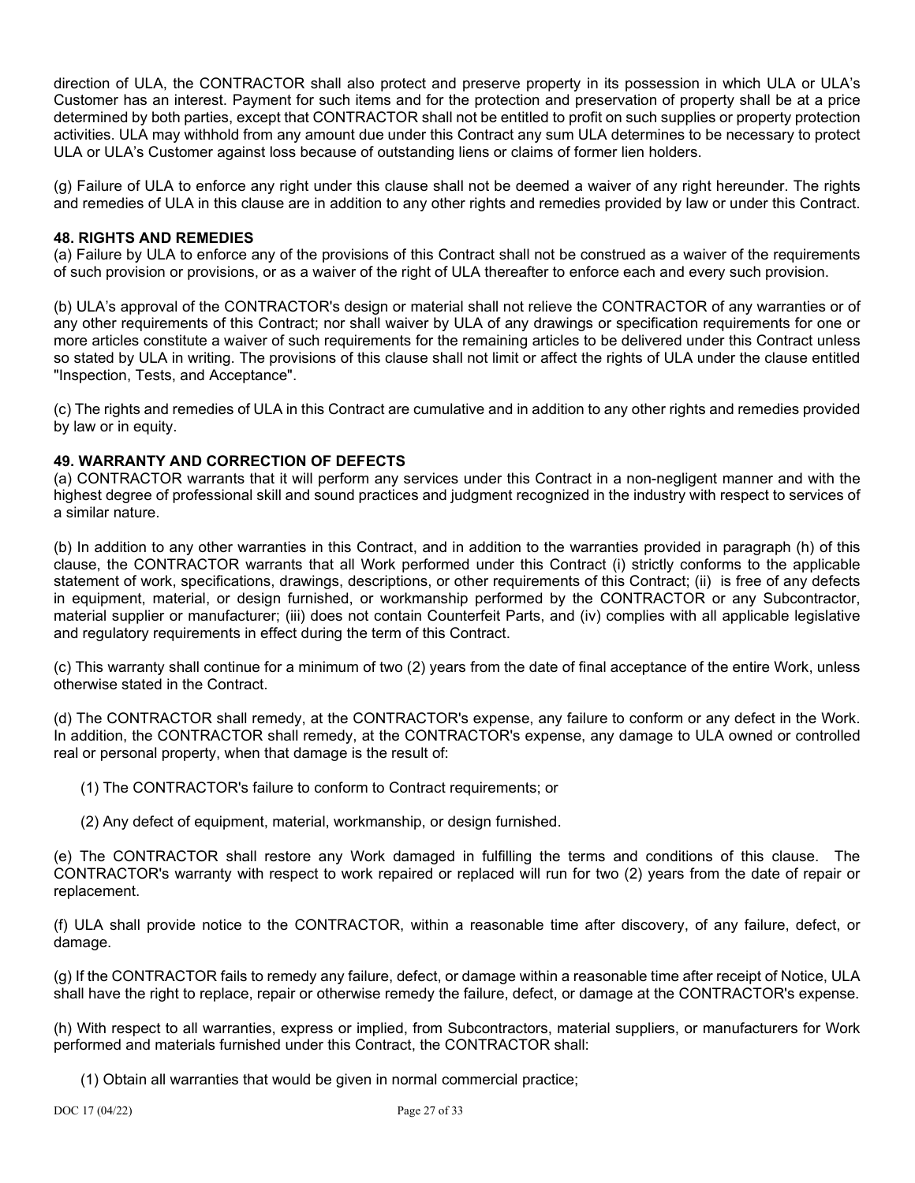direction of ULA, the CONTRACTOR shall also protect and preserve property in its possession in which ULA or ULA's Customer has an interest. Payment for such items and for the protection and preservation of property shall be at a price determined by both parties, except that CONTRACTOR shall not be entitled to profit on such supplies or property protection activities. ULA may withhold from any amount due under this Contract any sum ULA determines to be necessary to protect ULA or ULA's Customer against loss because of outstanding liens or claims of former lien holders.

(g) Failure of ULA to enforce any right under this clause shall not be deemed a waiver of any right hereunder. The rights and remedies of ULA in this clause are in addition to any other rights and remedies provided by law or under this Contract.

**48. RIGHTS AND REMEDIES**

(a) Failure by ULA to enforce any of the provisions of this Contract shall not be construed as a waiver of the requirements of such provision or provisions, or as a waiver of the right of ULA thereafter to enforce each and every such provision.

(b) ULA's approval of the CONTRACTOR's design or material shall not relieve the CONTRACTOR of any warranties or of any other requirements of this Contract; nor shall waiver by ULA of any drawings or specification requirements for one or more articles constitute a waiver of such requirements for the remaining articles to be delivered under this Contract unless so stated by ULA in writing. The provisions of this clause shall not limit or affect the rights of ULA under the clause entitled "Inspection, Tests, and Acceptance".

(c) The rights and remedies of ULA in this Contract are cumulative and in addition to any other rights and remedies provided by law or in equity.

**49. WARRANTY AND CORRECTION OF DEFECTS**

(a) CONTRACTOR warrants that it will perform any services under this Contract in a non-negligent manner and with the highest degree of professional skill and sound practices and judgment recognized in the industry with respect to services of a similar nature.

(b) In addition to any other warranties in this Contract, and in addition to the warranties provided in paragraph (h) of this clause, the CONTRACTOR warrants that all Work performed under this Contract (i) strictly conforms to the applicable statement of work, specifications, drawings, descriptions, or other requirements of this Contract; (ii) is free of any defects in equipment, material, or design furnished, or workmanship performed by the CONTRACTOR or any Subcontractor, material supplier or manufacturer; (iii) does not contain Counterfeit Parts, and (iv) complies with all applicable legislative and regulatory requirements in effect during the term of this Contract.

(c) This warranty shall continue for a minimum of two (2) years from the date of final acceptance of the entire Work, unless otherwise stated in the Contract.

(d) The CONTRACTOR shall remedy, at the CONTRACTOR's expense, any failure to conform or any defect in the Work. In addition, the CONTRACTOR shall remedy, at the CONTRACTOR's expense, any damage to ULA owned or controlled real or personal property, when that damage is the result of:

(1) The CONTRACTOR's failure to conform to Contract requirements; or

(2) Any defect of equipment, material, workmanship, or design furnished.

(e) The CONTRACTOR shall restore any Work damaged in fulfilling the terms and conditions of this clause. The CONTRACTOR's warranty with respect to work repaired or replaced will run for two (2) years from the date of repair or replacement.

(f) ULA shall provide notice to the CONTRACTOR, within a reasonable time after discovery, of any failure, defect, or damage.

(g) If the CONTRACTOR fails to remedy any failure, defect, or damage within a reasonable time after receipt of Notice, ULA shall have the right to replace, repair or otherwise remedy the failure, defect, or damage at the CONTRACTOR's expense.

(h) With respect to all warranties, express or implied, from Subcontractors, material suppliers, or manufacturers for Work performed and materials furnished under this Contract, the CONTRACTOR shall:

(1) Obtain all warranties that would be given in normal commercial practice;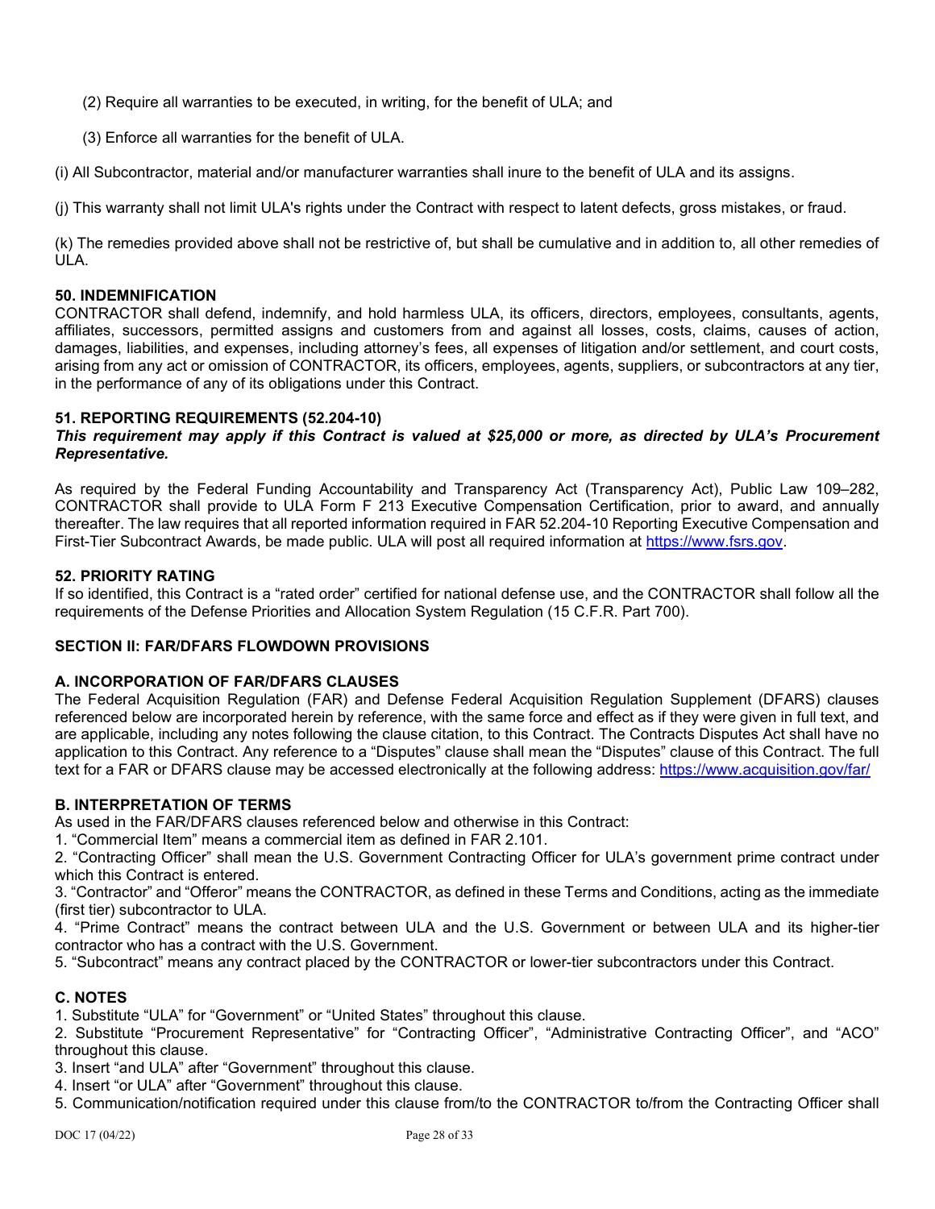(2) Require all warranties to be executed, in writing, for the benefit of ULA; and

(3) Enforce all warranties for the benefit of ULA.

(i) All Subcontractor, material and/or manufacturer warranties shall inure to the benefit of ULA and its assigns.

(j) This warranty shall not limit ULA's rights under the Contract with respect to latent defects, gross mistakes, or fraud.

(k) The remedies provided above shall not be restrictive of, but shall be cumulative and in addition to, all other remedies of ULA.

**50. INDEMNIFICATION**

CONTRACTOR shall defend, indemnify, and hold harmless ULA, its officers, directors, employees, consultants, agents, affiliates, successors, permitted assigns and customers from and against all losses, costs, claims, causes of action, damages, liabilities, and expenses, including attorney's fees, all expenses of litigation and/or settlement, and court costs, arising from any act or omission of CONTRACTOR, its officers, employees, agents, suppliers, or subcontractors at any tier, in the performance of any of its obligations under this Contract.

**51. REPORTING REQUIREMENTS (52.204-10)**

***This requirement may apply if this Contract is valued at $25,000 or more, as directed by ULA's Procurement Representative.***

As required by the Federal Funding Accountability and Transparency Act (Transparency Act), Public Law 109–282, CONTRACTOR shall provide to ULA Form F 213 Executive Compensation Certification, prior to award, and annually thereafter. The law requires that all reported information required in FAR 52.204-10 Reporting Executive Compensation and First-Tier Subcontract Awards, be made public. ULA will post all required information at https://www.fsrs.gov.

**52. PRIORITY RATING**

If so identified, this Contract is a "rated order" certified for national defense use, and the CONTRACTOR shall follow all the requirements of the Defense Priorities and Allocation System Regulation (15 C.F.R. Part 700).

**SECTION II: FAR/DFARS FLOWDOWN PROVISIONS**

**A. INCORPORATION OF FAR/DFARS CLAUSES**

The Federal Acquisition Regulation (FAR) and Defense Federal Acquisition Regulation Supplement (DFARS) clauses referenced below are incorporated herein by reference, with the same force and effect as if they were given in full text, and are applicable, including any notes following the clause citation, to this Contract. The Contracts Disputes Act shall have no application to this Contract. Any reference to a "Disputes" clause shall mean the "Disputes" clause of this Contract. The full text for a FAR or DFARS clause may be accessed electronically at the following address: https://www.acquisition.gov/far/

**B. INTERPRETATION OF TERMS**

As used in the FAR/DFARS clauses referenced below and otherwise in this Contract:

1. "Commercial Item" means a commercial item as defined in FAR 2.101.
2. "Contracting Officer" shall mean the U.S. Government Contracting Officer for ULA's government prime contract under which this Contract is entered.
3. "Contractor" and "Offeror" means the CONTRACTOR, as defined in these Terms and Conditions, acting as the immediate (first tier) subcontractor to ULA.
4. "Prime Contract" means the contract between ULA and the U.S. Government or between ULA and its higher-tier contractor who has a contract with the U.S. Government.
5. "Subcontract" means any contract placed by the CONTRACTOR or lower-tier subcontractors under this Contract.

**C. NOTES**

1. Substitute "ULA" for "Government" or "United States" throughout this clause.
2. Substitute "Procurement Representative" for "Contracting Officer", "Administrative Contracting Officer", and "ACO" throughout this clause.
3. Insert "and ULA" after "Government" throughout this clause.
4. Insert "or ULA" after "Government" throughout this clause.
5. Communication/notification required under this clause from/to the CONTRACTOR to/from the Contracting Officer shall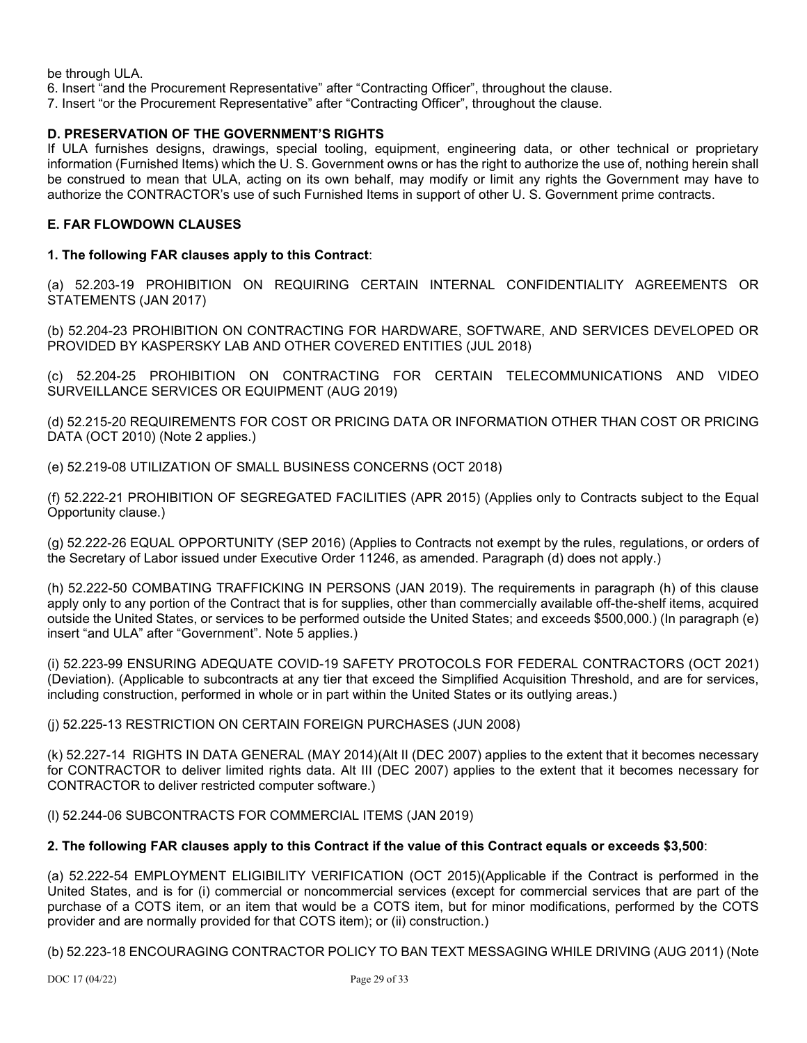be through ULA.

6. Insert “and the Procurement Representative” after “Contracting Officer”, throughout the clause.
7. Insert “or the Procurement Representative” after “Contracting Officer”, throughout the clause.

### D. PRESERVATION OF THE GOVERNMENT’S RIGHTS

If ULA furnishes designs, drawings, special tooling, equipment, engineering data, or other technical or proprietary information (Furnished Items) which the U. S. Government owns or has the right to authorize the use of, nothing herein shall be construed to mean that ULA, acting on its own behalf, may modify or limit any rights the Government may have to authorize the CONTRACTOR’s use of such Furnished Items in support of other U. S. Government prime contracts.

### E. FAR FLOWDOWN CLAUSES

**1. The following FAR clauses apply to this Contract**:

(a) 52.203-19 PROHIBITION ON REQUIRING CERTAIN INTERNAL CONFIDENTIALITY AGREEMENTS OR STATEMENTS (JAN 2017)

(b) 52.204-23 PROHIBITION ON CONTRACTING FOR HARDWARE, SOFTWARE, AND SERVICES DEVELOPED OR PROVIDED BY KASPERSKY LAB AND OTHER COVERED ENTITIES (JUL 2018)

(c) 52.204-25 PROHIBITION ON CONTRACTING FOR CERTAIN TELECOMMUNICATIONS AND VIDEO SURVEILLANCE SERVICES OR EQUIPMENT (AUG 2019)

(d) 52.215-20 REQUIREMENTS FOR COST OR PRICING DATA OR INFORMATION OTHER THAN COST OR PRICING DATA (OCT 2010) (Note 2 applies.)

(e) 52.219-08 UTILIZATION OF SMALL BUSINESS CONCERNS (OCT 2018)

(f) 52.222-21 PROHIBITION OF SEGREGATED FACILITIES (APR 2015) (Applies only to Contracts subject to the Equal Opportunity clause.)

(g) 52.222-26 EQUAL OPPORTUNITY (SEP 2016) (Applies to Contracts not exempt by the rules, regulations, or orders of the Secretary of Labor issued under Executive Order 11246, as amended. Paragraph (d) does not apply.)

(h) 52.222-50 COMBATING TRAFFICKING IN PERSONS (JAN 2019). The requirements in paragraph (h) of this clause apply only to any portion of the Contract that is for supplies, other than commercially available off-the-shelf items, acquired outside the United States, or services to be performed outside the United States; and exceeds $500,000.) (In paragraph (e) insert “and ULA” after “Government”. Note 5 applies.)

(i) 52.223-99 ENSURING ADEQUATE COVID-19 SAFETY PROTOCOLS FOR FEDERAL CONTRACTORS (OCT 2021) (Deviation). (Applicable to subcontracts at any tier that exceed the Simplified Acquisition Threshold, and are for services, including construction, performed in whole or in part within the United States or its outlying areas.)

(j) 52.225-13 RESTRICTION ON CERTAIN FOREIGN PURCHASES (JUN 2008)

(k) 52.227-14 RIGHTS IN DATA GENERAL (MAY 2014)(Alt II (DEC 2007) applies to the extent that it becomes necessary for CONTRACTOR to deliver limited rights data. Alt III (DEC 2007) applies to the extent that it becomes necessary for CONTRACTOR to deliver restricted computer software.)

(l) 52.244-06 SUBCONTRACTS FOR COMMERCIAL ITEMS (JAN 2019)

**2. The following FAR clauses apply to this Contract if the value of this Contract equals or exceeds $3,500**:

(a) 52.222-54 EMPLOYMENT ELIGIBILITY VERIFICATION (OCT 2015)(Applicable if the Contract is performed in the United States, and is for (i) commercial or noncommercial services (except for commercial services that are part of the purchase of a COTS item, or an item that would be a COTS item, but for minor modifications, performed by the COTS provider and are normally provided for that COTS item); or (ii) construction.)

(b) 52.223-18 ENCOURAGING CONTRACTOR POLICY TO BAN TEXT MESSAGING WHILE DRIVING (AUG 2011) (Note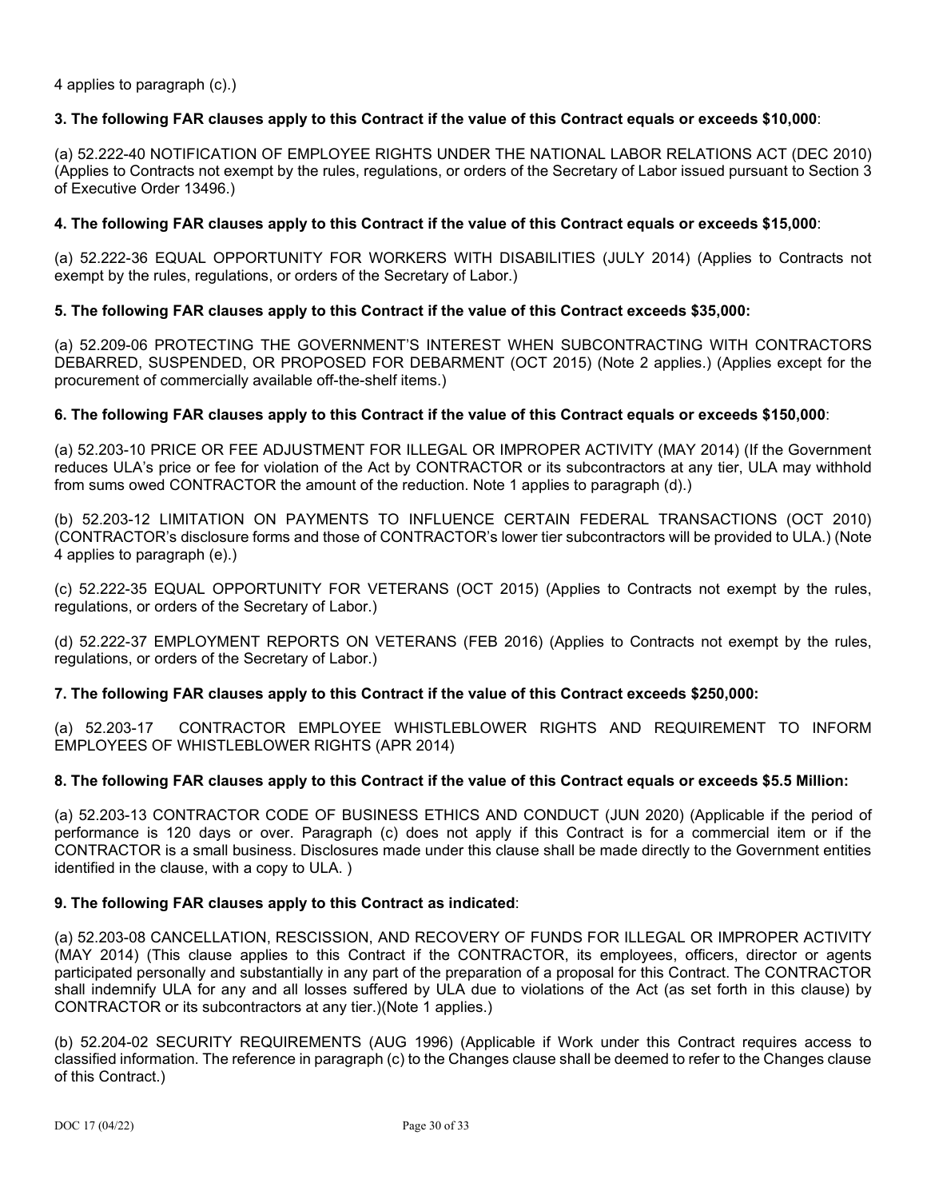4 applies to paragraph (c).)

**3. The following FAR clauses apply to this Contract if the value of this Contract equals or exceeds $10,000**:

(a) 52.222-40 NOTIFICATION OF EMPLOYEE RIGHTS UNDER THE NATIONAL LABOR RELATIONS ACT (DEC 2010) (Applies to Contracts not exempt by the rules, regulations, or orders of the Secretary of Labor issued pursuant to Section 3 of Executive Order 13496.)

**4. The following FAR clauses apply to this Contract if the value of this Contract equals or exceeds $15,000**:

(a) 52.222-36 EQUAL OPPORTUNITY FOR WORKERS WITH DISABILITIES (JULY 2014) (Applies to Contracts not exempt by the rules, regulations, or orders of the Secretary of Labor.)

**5. The following FAR clauses apply to this Contract if the value of this Contract exceeds $35,000:**

(a) 52.209-06 PROTECTING THE GOVERNMENT'S INTEREST WHEN SUBCONTRACTING WITH CONTRACTORS DEBARRED, SUSPENDED, OR PROPOSED FOR DEBARMENT (OCT 2015) (Note 2 applies.) (Applies except for the procurement of commercially available off-the-shelf items.)

**6. The following FAR clauses apply to this Contract if the value of this Contract equals or exceeds $150,000**:

(a) 52.203-10 PRICE OR FEE ADJUSTMENT FOR ILLEGAL OR IMPROPER ACTIVITY (MAY 2014) (If the Government reduces ULA's price or fee for violation of the Act by CONTRACTOR or its subcontractors at any tier, ULA may withhold from sums owed CONTRACTOR the amount of the reduction. Note 1 applies to paragraph (d).)

(b) 52.203-12 LIMITATION ON PAYMENTS TO INFLUENCE CERTAIN FEDERAL TRANSACTIONS (OCT 2010) (CONTRACTOR's disclosure forms and those of CONTRACTOR's lower tier subcontractors will be provided to ULA.) (Note 4 applies to paragraph (e).)

(c) 52.222-35 EQUAL OPPORTUNITY FOR VETERANS (OCT 2015) (Applies to Contracts not exempt by the rules, regulations, or orders of the Secretary of Labor.)

(d) 52.222-37 EMPLOYMENT REPORTS ON VETERANS (FEB 2016) (Applies to Contracts not exempt by the rules, regulations, or orders of the Secretary of Labor.)

**7. The following FAR clauses apply to this Contract if the value of this Contract exceeds $250,000:**

(a) 52.203-17 CONTRACTOR EMPLOYEE WHISTLEBLOWER RIGHTS AND REQUIREMENT TO INFORM EMPLOYEES OF WHISTLEBLOWER RIGHTS (APR 2014)

**8. The following FAR clauses apply to this Contract if the value of this Contract equals or exceeds $5.5 Million:**

(a) 52.203-13 CONTRACTOR CODE OF BUSINESS ETHICS AND CONDUCT (JUN 2020) (Applicable if the period of performance is 120 days or over. Paragraph (c) does not apply if this Contract is for a commercial item or if the CONTRACTOR is a small business. Disclosures made under this clause shall be made directly to the Government entities identified in the clause, with a copy to ULA. )

**9. The following FAR clauses apply to this Contract as indicated**:

(a) 52.203-08 CANCELLATION, RESCISSION, AND RECOVERY OF FUNDS FOR ILLEGAL OR IMPROPER ACTIVITY (MAY 2014) (This clause applies to this Contract if the CONTRACTOR, its employees, officers, director or agents participated personally and substantially in any part of the preparation of a proposal for this Contract. The CONTRACTOR shall indemnify ULA for any and all losses suffered by ULA due to violations of the Act (as set forth in this clause) by CONTRACTOR or its subcontractors at any tier.)(Note 1 applies.)

(b) 52.204-02 SECURITY REQUIREMENTS (AUG 1996) (Applicable if Work under this Contract requires access to classified information. The reference in paragraph (c) to the Changes clause shall be deemed to refer to the Changes clause of this Contract.)

DOC 17 (04/22)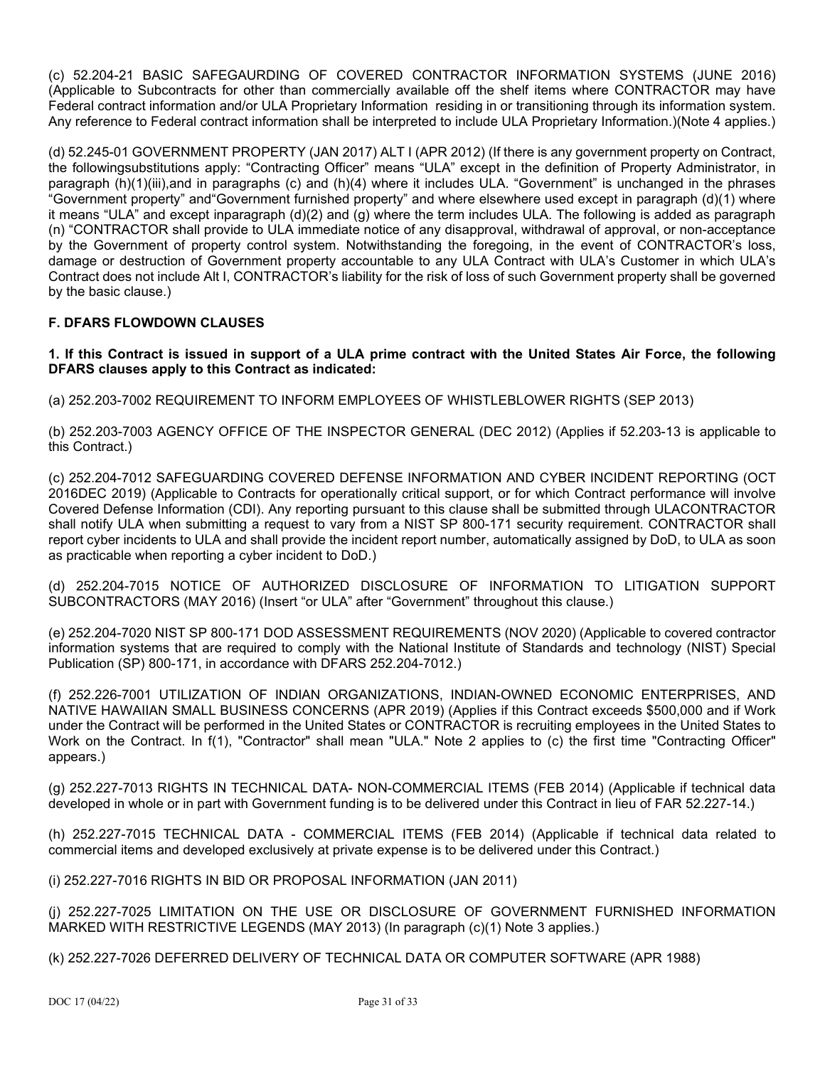(c) 52.204-21 BASIC SAFEGAURDING OF COVERED CONTRACTOR INFORMATION SYSTEMS (JUNE 2016) (Applicable to Subcontracts for other than commercially available off the shelf items where CONTRACTOR may have Federal contract information and/or ULA Proprietary Information residing in or transitioning through its information system. Any reference to Federal contract information shall be interpreted to include ULA Proprietary Information.)(Note 4 applies.)

(d) 52.245-01 GOVERNMENT PROPERTY (JAN 2017) ALT I (APR 2012) (If there is any government property on Contract, the followingsubstitutions apply: "Contracting Officer" means "ULA" except in the definition of Property Administrator, in paragraph (h)(1)(iii),and in paragraphs (c) and (h)(4) where it includes ULA. "Government" is unchanged in the phrases "Government property" and"Government furnished property" and where elsewhere used except in paragraph (d)(1) where it means "ULA" and except inparagraph (d)(2) and (g) where the term includes ULA. The following is added as paragraph (n) "CONTRACTOR shall provide to ULA immediate notice of any disapproval, withdrawal of approval, or non-acceptance by the Government of property control system. Notwithstanding the foregoing, in the event of CONTRACTOR's loss, damage or destruction of Government property accountable to any ULA Contract with ULA's Customer in which ULA's Contract does not include Alt I, CONTRACTOR's liability for the risk of loss of such Government property shall be governed by the basic clause.)

### F. DFARS FLOWDOWN CLAUSES

**1. If this Contract is issued in support of a ULA prime contract with the United States Air Force, the following DFARS clauses apply to this Contract as indicated:**

(a) 252.203-7002 REQUIREMENT TO INFORM EMPLOYEES OF WHISTLEBLOWER RIGHTS (SEP 2013)

(b) 252.203-7003 AGENCY OFFICE OF THE INSPECTOR GENERAL (DEC 2012) (Applies if 52.203-13 is applicable to this Contract.)

(c) 252.204-7012 SAFEGUARDING COVERED DEFENSE INFORMATION AND CYBER INCIDENT REPORTING (OCT 2016DEC 2019) (Applicable to Contracts for operationally critical support, or for which Contract performance will involve Covered Defense Information (CDI). Any reporting pursuant to this clause shall be submitted through ULACONTRACTOR shall notify ULA when submitting a request to vary from a NIST SP 800-171 security requirement. CONTRACTOR shall report cyber incidents to ULA and shall provide the incident report number, automatically assigned by DoD, to ULA as soon as practicable when reporting a cyber incident to DoD.)

(d) 252.204-7015 NOTICE OF AUTHORIZED DISCLOSURE OF INFORMATION TO LITIGATION SUPPORT SUBCONTRACTORS (MAY 2016) (Insert "or ULA" after "Government" throughout this clause.)

(e) 252.204-7020 NIST SP 800-171 DOD ASSESSMENT REQUIREMENTS (NOV 2020) (Applicable to covered contractor information systems that are required to comply with the National Institute of Standards and technology (NIST) Special Publication (SP) 800-171, in accordance with DFARS 252.204-7012.)

(f) 252.226-7001 UTILIZATION OF INDIAN ORGANIZATIONS, INDIAN-OWNED ECONOMIC ENTERPRISES, AND NATIVE HAWAIIAN SMALL BUSINESS CONCERNS (APR 2019) (Applies if this Contract exceeds \$500,000 and if Work under the Contract will be performed in the United States or CONTRACTOR is recruiting employees in the United States to Work on the Contract. In f(1), "Contractor" shall mean "ULA." Note 2 applies to (c) the first time "Contracting Officer" appears.)

(g) 252.227-7013 RIGHTS IN TECHNICAL DATA- NON-COMMERCIAL ITEMS (FEB 2014) (Applicable if technical data developed in whole or in part with Government funding is to be delivered under this Contract in lieu of FAR 52.227-14.)

(h) 252.227-7015 TECHNICAL DATA - COMMERCIAL ITEMS (FEB 2014) (Applicable if technical data related to commercial items and developed exclusively at private expense is to be delivered under this Contract.)

(i) 252.227-7016 RIGHTS IN BID OR PROPOSAL INFORMATION (JAN 2011)

(j) 252.227-7025 LIMITATION ON THE USE OR DISCLOSURE OF GOVERNMENT FURNISHED INFORMATION MARKED WITH RESTRICTIVE LEGENDS (MAY 2013) (In paragraph (c)(1) Note 3 applies.)

(k) 252.227-7026 DEFERRED DELIVERY OF TECHNICAL DATA OR COMPUTER SOFTWARE (APR 1988)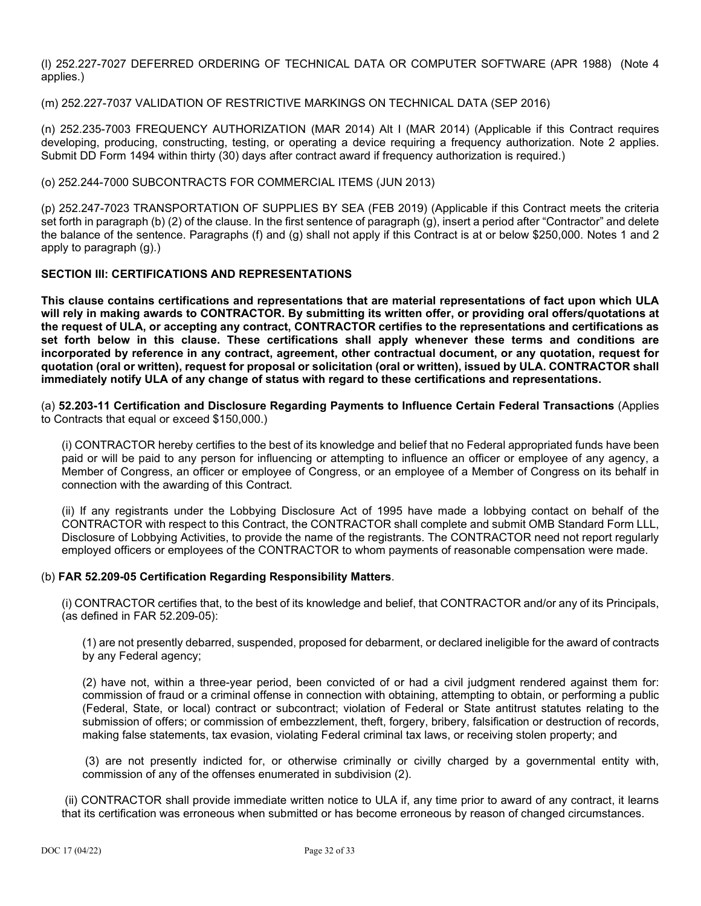(l) 252.227-7027 DEFERRED ORDERING OF TECHNICAL DATA OR COMPUTER SOFTWARE (APR 1988) (Note 4 applies.)

(m) 252.227-7037 VALIDATION OF RESTRICTIVE MARKINGS ON TECHNICAL DATA (SEP 2016)

(n) 252.235-7003 FREQUENCY AUTHORIZATION (MAR 2014) Alt I (MAR 2014) (Applicable if this Contract requires developing, producing, constructing, testing, or operating a device requiring a frequency authorization. Note 2 applies. Submit DD Form 1494 within thirty (30) days after contract award if frequency authorization is required.)

(o) 252.244-7000 SUBCONTRACTS FOR COMMERCIAL ITEMS (JUN 2013)

(p) 252.247-7023 TRANSPORTATION OF SUPPLIES BY SEA (FEB 2019) (Applicable if this Contract meets the criteria set forth in paragraph (b) (2) of the clause. In the first sentence of paragraph (g), insert a period after "Contractor" and delete the balance of the sentence. Paragraphs (f) and (g) shall not apply if this Contract is at or below $250,000. Notes 1 and 2 apply to paragraph (g).)

**SECTION III: CERTIFICATIONS AND REPRESENTATIONS**

**This clause contains certifications and representations that are material representations of fact upon which ULA will rely in making awards to CONTRACTOR. By submitting its written offer, or providing oral offers/quotations at the request of ULA, or accepting any contract, CONTRACTOR certifies to the representations and certifications as set forth below in this clause. These certifications shall apply whenever these terms and conditions are incorporated by reference in any contract, agreement, other contractual document, or any quotation, request for quotation (oral or written), request for proposal or solicitation (oral or written), issued by ULA. CONTRACTOR shall immediately notify ULA of any change of status with regard to these certifications and representations.**

(a) **52.203-11 Certification and Disclosure Regarding Payments to Influence Certain Federal Transactions** (Applies to Contracts that equal or exceed $150,000.)

(i) CONTRACTOR hereby certifies to the best of its knowledge and belief that no Federal appropriated funds have been paid or will be paid to any person for influencing or attempting to influence an officer or employee of any agency, a Member of Congress, an officer or employee of Congress, or an employee of a Member of Congress on its behalf in connection with the awarding of this Contract.

(ii) If any registrants under the Lobbying Disclosure Act of 1995 have made a lobbying contact on behalf of the CONTRACTOR with respect to this Contract, the CONTRACTOR shall complete and submit OMB Standard Form LLL, Disclosure of Lobbying Activities, to provide the name of the registrants. The CONTRACTOR need not report regularly employed officers or employees of the CONTRACTOR to whom payments of reasonable compensation were made.

(b) **FAR 52.209-05 Certification Regarding Responsibility Matters**.

(i) CONTRACTOR certifies that, to the best of its knowledge and belief, that CONTRACTOR and/or any of its Principals, (as defined in FAR 52.209-05):

(1) are not presently debarred, suspended, proposed for debarment, or declared ineligible for the award of contracts by any Federal agency;

(2) have not, within a three-year period, been convicted of or had a civil judgment rendered against them for: commission of fraud or a criminal offense in connection with obtaining, attempting to obtain, or performing a public (Federal, State, or local) contract or subcontract; violation of Federal or State antitrust statutes relating to the submission of offers; or commission of embezzlement, theft, forgery, bribery, falsification or destruction of records, making false statements, tax evasion, violating Federal criminal tax laws, or receiving stolen property; and

(3) are not presently indicted for, or otherwise criminally or civilly charged by a governmental entity with, commission of any of the offenses enumerated in subdivision (2).

(ii) CONTRACTOR shall provide immediate written notice to ULA if, any time prior to award of any contract, it learns that its certification was erroneous when submitted or has become erroneous by reason of changed circumstances.

DOC 17 (04/22)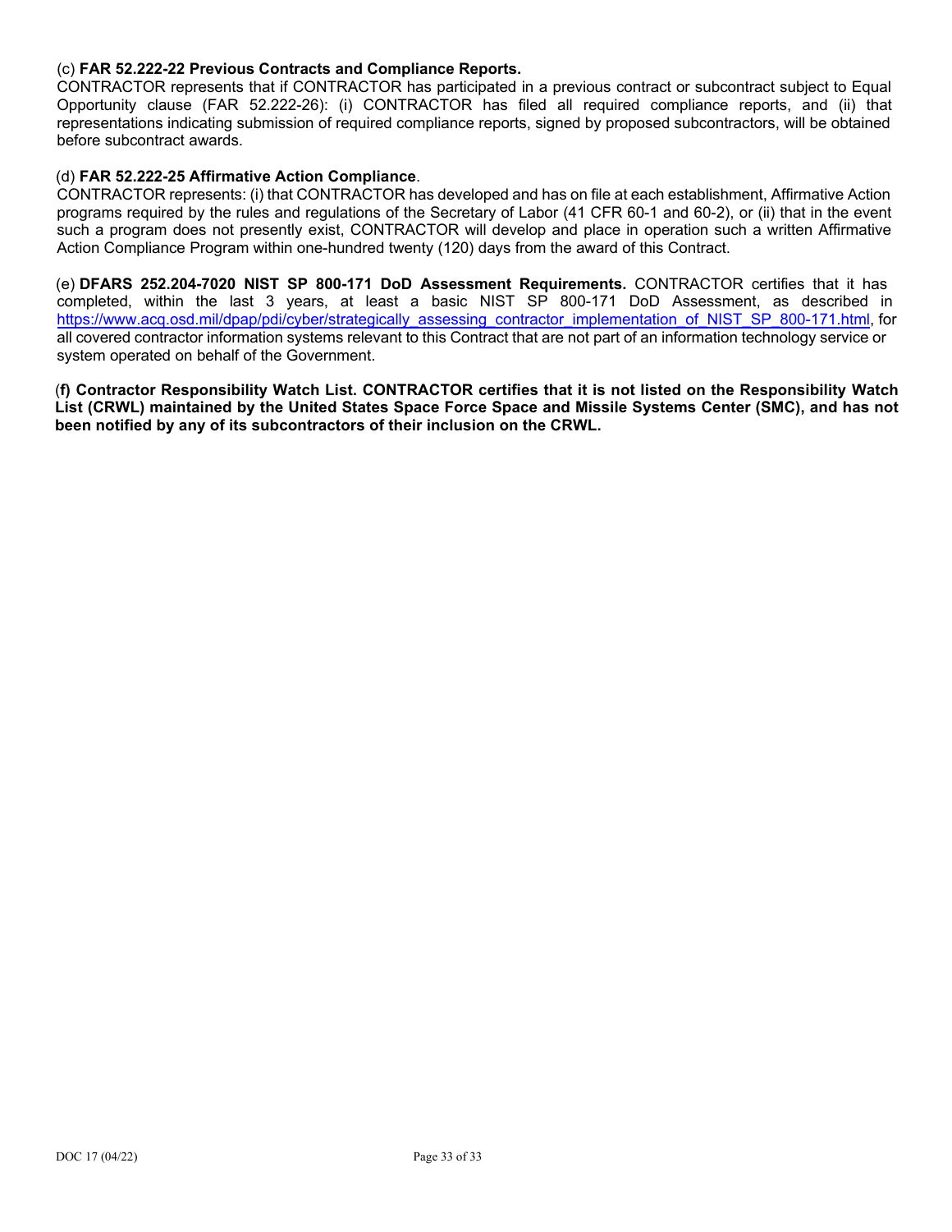(c) **FAR 52.222-22 Previous Contracts and Compliance Reports.**
CONTRACTOR represents that if CONTRACTOR has participated in a previous contract or subcontract subject to Equal Opportunity clause (FAR 52.222-26): (i) CONTRACTOR has filed all required compliance reports, and (ii) that representations indicating submission of required compliance reports, signed by proposed subcontractors, will be obtained before subcontract awards.

(d) **FAR 52.222-25 Affirmative Action Compliance**.
CONTRACTOR represents: (i) that CONTRACTOR has developed and has on file at each establishment, Affirmative Action programs required by the rules and regulations of the Secretary of Labor (41 CFR 60-1 and 60-2), or (ii) that in the event such a program does not presently exist, CONTRACTOR will develop and place in operation such a written Affirmative Action Compliance Program within one-hundred twenty (120) days from the award of this Contract.

(e) **DFARS 252.204-7020 NIST SP 800-171 DoD Assessment Requirements.** CONTRACTOR certifies that it has completed, within the last 3 years, at least a basic NIST SP 800-171 DoD Assessment, as described in https://www.acq.osd.mil/dpap/pdi/cyber/strategically_assessing_contractor_implementation_of_NIST_SP_800-171.html, for all covered contractor information systems relevant to this Contract that are not part of an information technology service or system operated on behalf of the Government.

(**f) Contractor Responsibility Watch List. CONTRACTOR certifies that it is not listed on the Responsibility Watch List (CRWL) maintained by the United States Space Force Space and Missile Systems Center (SMC), and has not been notified by any of its subcontractors of their inclusion on the CRWL.**

DOC 17 (04/22)